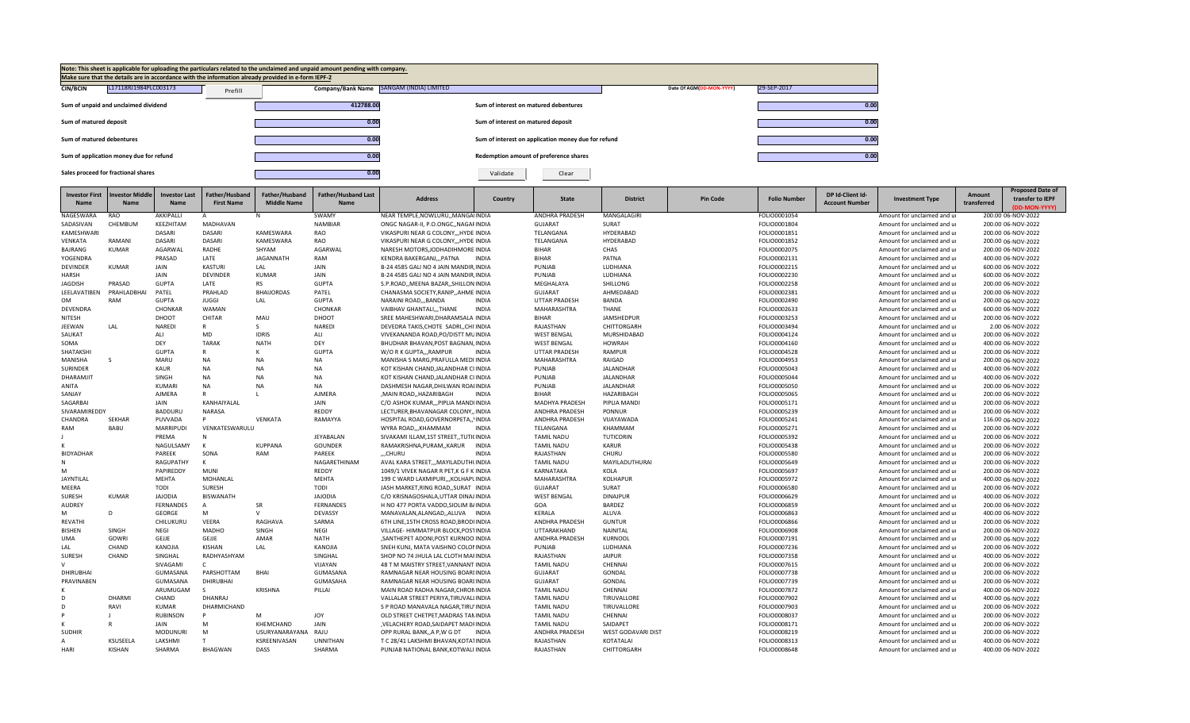Note: This sheet is applicable for uploading the particulars related to the unclaimed and unpaid amount pending with company.
Make sure that the details are in accordance with the information already provided in e-form IEPF-2

| CIN/BCIN | L17118RJ1984PLC003173 | Prefill | Company/Bank Name | SANGAM (INDIA) LIMITED | Date Of AGM(DD-MON-YYYY) | 29-SEP-2017 |
|---|---|---|---|---|---|---|

| | | | |
|---|---|---|---|
| Sum of unpaid and unclaimed dividend | 412788.00 | Sum of interest on matured debentures | 0.00 |
| Sum of matured deposit | 0.00 | Sum of interest on matured deposit | 0.00 |
| Sum of matured debentures | 0.00 | Sum of interest on application money due for refund | 0.00 |
| Sum of application money due for refund | 0.00 | Redemption amount of preference shares | 0.00 |
| Sales proceed for fractional shares | 0.00 | | |

Validate | Clear

| Investor First Name | Investor Middle Name | Investor Last Name | Father/Husband First Name | Father/Husband Middle Name | Father/Husband Last Name | Address | Country | State | District | Pin Code | Folio Number | DP Id-Client Id-Account Number | Investment Type | Amount transferred | Proposed Date of transfer to IEPF (DD-MON-YYYY) |
|---|---|---|---|---|---|---|---|---|---|---|---|---|---|---|---|
| NAGESWARA | RAO | AKKIPALLI | A | N | SWAMY | NEAR TEMPLE,NOWLURU,,MANGAI | INDIA | ANDHRA PRADESH | MANGALAGIRI | | FOLIO0001054 | | Amount for unclaimed and u | 200.00 | 06-NOV-2022 |
| SADASIVAN | CHEMBUM | KEEZHITAM | MADHAVAN | | NAMBIAR | ONGC NAGAR-II, P.O.ONGC,,NAGAF | INDIA | GUJARAT | SURAT | | FOLIO0001804 | | Amount for unclaimed and u | 200.00 | 06-NOV-2022 |
| KAMESHWARI | | DASARI | DASARI | KAMESWARA | RAO | VIKASPURI NEAR G COLONY,,,HYDE | INDIA | TELANGANA | HYDERABAD | | FOLIO0001851 | | Amount for unclaimed and u | 200.00 | 06-NOV-2022 |
| VENKATA | RAMANI | DASARI | DASARI | KAMESWARA | RAO | VIKASPURI NEAR G COLONY,,,HYDE | INDIA | TELANGANA | HYDERABAD | | FOLIO0001852 | | Amount for unclaimed and u | 200.00 | 06-NOV-2022 |
| BAJRANG | KUMAR | AGARWAL | RADHE | SHYAM | AGARWAL | NARESH MOTORS,JODHADIHMORE | INDIA | BIHAR | CHAS | | FOLIO0002075 | | Amount for unclaimed and u | 200.00 | 06-NOV-2022 |
| YOGENDRA | | PRASAD | LATE | JAGANNATH | RAM | KENDRA BAKERGANJ,,,PATNA | INDIA | BIHAR | PATNA | | FOLIO0002131 | | Amount for unclaimed and u | 400.00 | 06-NOV-2022 |
| DEVINDER | KUMAR | JAIN | KASTURI | LAL | JAIN | B-24 4585 GALI NO 4 JAIN MANDIR, | INDIA | PUNJAB | LUDHIANA | | FOLIO0002215 | | Amount for unclaimed and u | 600.00 | 06-NOV-2022 |
| HARSH | | JAIN | DEVINDER | KUMAR | JAIN | B-24 4585 GALI NO 4 JAIN MANDIR, | INDIA | PUNJAB | LUDHIANA | | FOLIO0002230 | | Amount for unclaimed and u | 600.00 | 06-NOV-2022 |
| JAGDISH | PRASAD | GUPTA | LATE | RS | GUPTA | S.P.ROAD,,MEENA BAZAR,,SHILLON | INDIA | MEGHALAYA | SHILLONG | | FOLIO0002258 | | Amount for unclaimed and u | 200.00 | 06-NOV-2022 |
| LEELAVATIBEN | PRAHLADBHAI | PATEL | PRAHLAD | BHAIJORDAS | PATEL | CHANASMA SOCIETY,RANIP,,AHME | INDIA | GUJARAT | AHMEDABAD | | FOLIO0002381 | | Amount for unclaimed and u | 200.00 | 06-NOV-2022 |
| OM | RAM | GUPTA | JUGGI | LAL | GUPTA | NARAINI ROAD,,,BANDA | INDIA | UTTAR PRADESH | BANDA | | FOLIO0002490 | | Amount for unclaimed and u | 200.00 | 06-NOV-2022 |
| DEVENDRA | | CHONKAR | WAMAN | | CHONKAR | VAIBHAV GHANTALI,,,THANE | INDIA | MAHARASHTRA | THANE | | FOLIO0002633 | | Amount for unclaimed and u | 600.00 | 06-NOV-2022 |
| NITESH | | DHOOT | CHITAR | MAU | DHOOT | SREE MAHESHWARI,DHARAMSALA | INDIA | BIHAR | JAMSHEDPUR | | FOLIO0003253 | | Amount for unclaimed and u | 200.00 | 06-NOV-2022 |
| JEEWAN | LAL | NAREDI | R | S | NAREDI | DEVEDRA TAKIS,CHOTE SADRI,,CHI | INDIA | RAJASTHAN | CHITTORGARH | | FOLIO0003494 | | Amount for unclaimed and u | 2.00 | 06-NOV-2022 |
| SAUKAT | | ALI | MD | IDRIS | ALI | VIVEKANANDA ROAD,PO/DISTT MU | INDIA | WEST BENGAL | MURSHIDABAD | | FOLIO0004124 | | Amount for unclaimed and u | 200.00 | 06-NOV-2022 |
| SOMA | | DEY | TARAK | NATH | DEY | BHUDHAR BHAVAN,POST BAGNAN, | INDIA | WEST BENGAL | HOWRAH | | FOLIO0004160 | | Amount for unclaimed and u | 400.00 | 06-NOV-2022 |
| SHATAKSHI | | GUPTA | R | K | GUPTA | W/O R K GUPTA,,,RAMPUR | INDIA | UTTAR PRADESH | RAMPUR | | FOLIO0004528 | | Amount for unclaimed and u | 200.00 | 06-NOV-2022 |
| MANISHA | S | MARU | NA | NA | NA | MANISHA S MARG,PRAFULLA MEDI | INDIA | MAHARASHTRA | RAIGAD | | FOLIO0004953 | | Amount for unclaimed and u | 200.00 | 06-NOV-2022 |
| SURINDER | | KAUR | NA | NA | NA | KOT KISHAN CHAND,JALANDHAR CI | INDIA | PUNJAB | JALANDHAR | | FOLIO0005043 | | Amount for unclaimed and u | 400.00 | 06-NOV-2022 |
| DHARAMJIT | | SINGH | NA | NA | NA | KOT KISHAN CHAND,JALANDHAR CI | INDIA | PUNJAB | JALANDHAR | | FOLIO0005044 | | Amount for unclaimed and u | 400.00 | 06-NOV-2022 |
| ANITA | | KUMARI | NA | NA | NA | DASHMESH NAGAR,DHILWAN ROA | INDIA | PUNJAB | JALANDHAR | | FOLIO0005050 | | Amount for unclaimed and u | 200.00 | 06-NOV-2022 |
| SANJAY | | AJMERA | R | L | AJMERA | ,MAIN ROAD,,HAZARIBAGH | INDIA | BIHAR | HAZARIBAGH | | FOLIO0005065 | | Amount for unclaimed and u | 200.00 | 06-NOV-2022 |
| SAGARBAI | | JAIN | KANHAIYALAL | | JAIN | C/O ASHOK KUMAR,,,PIPLIA MANDI | INDIA | MADHYA PRADESH | PIPLIA MANDI | | FOLIO0005171 | | Amount for unclaimed and u | 200.00 | 06-NOV-2022 |
| SIVARAMIREDDY | | BADDURU | NARASA | | REDDY | LECTURER,BHAVANAGAR COLONY,, | INDIA | ANDHRA PRADESH | PONNUR | | FOLIO0005239 | | Amount for unclaimed and u | 200.00 | 06-NOV-2022 |
| CHANDRA | SEKHAR | PUVVADA | P | VENKATA | RAMAYYA | HOSPITAL ROAD,GOVERNORPETA,, | INDIA | ANDHRA PRADESH | VIJAYAWADA | | FOLIO0005241 | | Amount for unclaimed and u | 116.00 | 06-NOV-2022 |
| RAM | BABU | MARRIPUDI | VENKATESWARULU | | | WYRA ROAD,,,KHAMMAM | INDIA | TELANGANA | KHAMMAM | | FOLIO0005271 | | Amount for unclaimed and u | 200.00 | 06-NOV-2022 |
| J | | PREMA | N | | JEYABALAN | SIVAKAMI ILLAM,1ST STREET,,TUTI | INDIA | TAMIL NADU | TUTICORIN | | FOLIO0005392 | | Amount for unclaimed and u | 200.00 | 06-NOV-2022 |
| K | | NAGULSAMY | K | KUPPANA | GOUNDER | RAMAKRISHNA,PURAM,,KARUR | INDIA | TAMIL NADU | KARUR | | FOLIO0005438 | | Amount for unclaimed and u | 200.00 | 06-NOV-2022 |
| BIDYADHAR | | PAREEK | SONA | RAM | PAREEK | ,,,CHURU | INDIA | RAJASTHAN | CHURU | | FOLIO0005580 | | Amount for unclaimed and u | 200.00 | 06-NOV-2022 |
| N | | RAGUPATHY | K | | NAGARETHINAM | AVAL KARA STREET,,,MAYILADUTHU | INDIA | TAMIL NADU | MAYILADUTHURAI | | FOLIO0005649 | | Amount for unclaimed and u | 200.00 | 06-NOV-2022 |
| M | | PAPIREDDY | MUNI | | REDDY | 1049/1 VIVEK NAGAR R PET,K G F K | INDIA | KARNATAKA | KOLA | | FOLIO0005697 | | Amount for unclaimed and u | 200.00 | 06-NOV-2022 |
| JAYNTILAL | | MEHTA | MOHANLAL | | MEHTA | 199 C WARD LAXMIPURI,,,KOLHAPU | INDIA | MAHARASHTRA | KOLHAPUR | | FOLIO0005972 | | Amount for unclaimed and u | 400.00 | 06-NOV-2022 |
| MEERA | | TODI | SURESH | | TODI | JASH MARKET,RING ROAD,,SURAT | INDIA | GUJARAT | SURAT | | FOLIO0006580 | | Amount for unclaimed and u | 200.00 | 06-NOV-2022 |
| SURESH | KUMAR | JAJODIA | BISWANATH | | JAJODIA | C/O KRISNAGOSHALA,UTTAR DINAJ | INDIA | WEST BENGAL | DINAJPUR | | FOLIO0006629 | | Amount for unclaimed and u | 400.00 | 06-NOV-2022 |
| AUDREY | | FERNANDES | A | SR | FERNANDES | H NO 477 PORTA VADDO,SIOLIM B/ | INDIA | GOA | BARDEZ | | FOLIO0006859 | | Amount for unclaimed and u | 200.00 | 06-NOV-2022 |
| M | D | GEORGE | M | V | DEVASSY | MANAVALAN,ALANGAD,,ALUVA | INDIA | KERALA | ALUVA | | FOLIO0006863 | | Amount for unclaimed and u | 400.00 | 06-NOV-2022 |
| REVATHI | | CHILUKURU | VEERA | RAGHAVA | SARMA | 6TH LINE,15TH CROSS ROAD,BRODI | INDIA | ANDHRA PRADESH | GUNTUR | | FOLIO0006866 | | Amount for unclaimed and u | 200.00 | 06-NOV-2022 |
| BISHEN | SINGH | NEGI | MADHO | SINGH | NEGI | VILLAGE- HIMMATPUR BLOCK,POST | INDIA | UTTARAKHAND | NAINITAL | | FOLIO0006908 | | Amount for unclaimed and u | 200.00 | 06-NOV-2022 |
| UMA | GOWRI | GEJJE | GEJJE | AMAR | NATH | ,SANTHEPET ADONI,POST KURNOO | INDIA | ANDHRA PRADESH | KURNOOL | | FOLIO0007191 | | Amount for unclaimed and u | 200.00 | 06-NOV-2022 |
| LAL | CHAND | KANOJIA | KISHAN | LAL | KANOJIA | SNEH KUNJ, MATA VAISHNO COLOI | INDIA | PUNJAB | LUDHIANA | | FOLIO0007236 | | Amount for unclaimed and u | 200.00 | 06-NOV-2022 |
| SURESH | CHAND | SINGHAL | RADHYASHYAM | | SINGHAL | SHOP NO 74 JHULA LAL CLOTH MAR | INDIA | RAJASTHAN | JAIPUR | | FOLIO0007358 | | Amount for unclaimed and u | 400.00 | 06-NOV-2022 |
| V | | SIVAGAMI | C | | VIJAYAN | 48 T M MAISTRY STREET,VANNANT | INDIA | TAMIL NADU | CHENNAI | | FOLIO0007615 | | Amount for unclaimed and u | 200.00 | 06-NOV-2022 |
| DHIRUBHAI | | GUMASANA | PARSHOTTAM | BHAI | GUMASANA | RAMNAGAR NEAR HOUSING BOAR | INDIA | GUJARAT | GONDAL | | FOLIO0007738 | | Amount for unclaimed and u | 200.00 | 06-NOV-2022 |
| PRAVINABEN | | GUMASANA | DHIRUBHAI | | GUMASAHA | RAMNAGAR NEAR HOUSING BOAR | INDIA | GUJARAT | GONDAL | | FOLIO0007739 | | Amount for unclaimed and u | 200.00 | 06-NOV-2022 |
| K | | ARUMUGAM | S | KRISHNA | PILLAI | MAIN ROAD RADHA NAGAR,CHRON | INDIA | TAMIL NADU | CHENNAI | | FOLIO0007872 | | Amount for unclaimed and u | 400.00 | 06-NOV-2022 |
| D | DHARMI | CHAND | DHANRAJ | | | VALLALAR STREET PERIYA,TIRUVALI | INDIA | TAMIL NADU | TIRUVALLORE | | FOLIO0007902 | | Amount for unclaimed and u | 400.00 | 06-NOV-2022 |
| D | RAVI | KUMAR | DHARMICHAND | | | S P ROAD MANAVALA NAGAR,TIRU | INDIA | TAMIL NADU | TIRUVALLORE | | FOLIO0007903 | | Amount for unclaimed and u | 200.00 | 06-NOV-2022 |
| P | J | RUBINSON | P | M | JOY | OLD STREET CHETPET,MADRAS TAM | INDIA | TAMIL NADU | CHENNAI | | FOLIO0008037 | | Amount for unclaimed and u | 200.00 | 06-NOV-2022 |
| K | R | JAIN | M | KHEMCHAND | JAIN | ,VELACHERY ROAD,SAIDAPET MADI | INDIA | TAMIL NADU | SAIDAPET | | FOLIO0008171 | | Amount for unclaimed and u | 200.00 | 06-NOV-2022 |
| SUDHIR | | MODUNURI | M | USURYANARAYANA | RAJU | OPP RURAL BANK,,A.P,W G DT | INDIA | ANDHRA PRADESH | WEST GODAVARI DIST | | FOLIO0008219 | | Amount for unclaimed and u | 200.00 | 06-NOV-2022 |
| A | KSUSEELA | LAKSHMI | T | KSREENIVASAN | UNNITHAN | T C 28/41 LAKSHMI BHAVAN,KOTAI | INDIA | RAJASTHAN | KOTATALAI | | FOLIO0008313 | | Amount for unclaimed and u | 400.00 | 06-NOV-2022 |
| HARI | KISHAN | SHARMA | BHAGWAN | DASS | SHARMA | PUNJAB NATIONAL BANK,KOTWALI | INDIA | RAJASTHAN | CHITTORGARH | | FOLIO0008648 | | Amount for unclaimed and u | 400.00 | 06-NOV-2022 |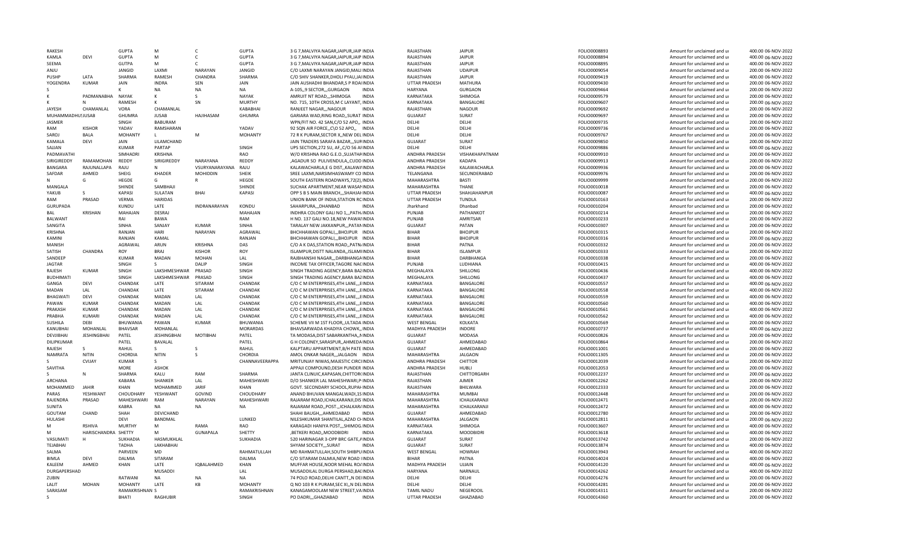| | | | | | | | | | | | | |
|---|---|---|---|---|---|---|---|---|---|---|---|---|
| RAKESH | | GUPTA | M | C | GUPTA | 3 G 7,MALVIYA NAGAR,JAIPUR,JAIP INDIA | RAJASTHAN | JAIPUR | FOLIO0008893 | Amount for unclaimed and ui | 400.00 | 06-NOV-2022 |
| KAMLA | DEVI | GUPTA | M | C | GUPTA | 3 G 7,MALVIYA NAGAR,JAIPUR,JAIP INDIA | RAJASTHAN | JAIPUR | FOLIO0008894 | Amount for unclaimed and ui | 400.00 | 06-NOV-2022 |
| SEEMA | | GUTPA | M | C | GUPTA | 3 G 7,MALVIYA NAGAR,JAIPUR,JAIP INDIA | RAJASTHAN | JAIPUR | FOLIO0008895 | Amount for unclaimed and ui | 400.00 | 06-NOV-2022 |
| ANJU | | JANGID | LAXMI | NARAYAN | JANGID | C/O LAXMI NARAYAN JANGID,MALI INDIA | RAJASTHAN | UDAIPUR | FOLIO0009054 | Amount for unclaimed and ui | 200.00 | 06-NOV-2022 |
| PUSHP | LATA | SHARMA | RAMESH | CHANDRA | SHARMA | C/O SHIV SHANKER,DHOLI PYAU,JAI INDIA | RAJASTHAN | JAIPUR | FOLIO0009419 | Amount for unclaimed and ui | 400.00 | 06-NOV-2022 |
| YOGENDRA | KUMAR | JAIN | INDRA | SEN | JAIN | JAIN AUSHADHI BHANDAR,S P ROAI INDIA | UTTAR PRADESH | MATHURA | FOLIO0009430 | Amount for unclaimed and ui | 200.00 | 06-NOV-2022 |
| S | | K | NA | NA | NA | A-105,,9 SECTOR,,,GURGAON INDIA | HARYANA | GURGAON | FOLIO0009464 | Amount for unclaimed and ui | 200.00 | 06-NOV-2022 |
| K | PADMANABHA | NAYAK | K | S | NAYAK | AMRUIT NT ROAD,,,SHIMOGA INDIA | KARNATAKA | SHIMOGA | FOLIO0009579 | Amount for unclaimed and ui | 200.00 | 06-NOV-2022 |
| K | N | RAMESH | K | SN | MURTHY | NO. 715, 10TH CROSS,M C LAYANT, INDIA | KARNATAKA | BANGALORE | FOLIO0009607 | Amount for unclaimed and ui | 200.00 | 06-NOV-2022 |
| JAYESH | CHAMANLAL | VORA | CHAMANLAL | | KABABHAI | RANJEET NAGAR,,,NAGOUR INDIA | RAJASTHAN | NAGOUR | FOLIO0009692 | Amount for unclaimed and ui | 200.00 | 06-NOV-2022 |
| MUHAMMADHUSJUSAB | | GHUMRA | JUSAB | HAJIHASAM | GHUMRA | GARIARA WAD,RING ROAD,,SURAT INDIA | GUJARAT | SURAT | FOLIO0009697 | Amount for unclaimed and ui | 200.00 | 06-NOV-2022 |
| JASMER | | SINGH | BABURAM | | | WPN/FIT NO. 42 SAN,C/O 52 APO,, INDIA | DELHI | DELHI | FOLIO0009735 | Amount for unclaimed and ui | 200.00 | 06-NOV-2022 |
| RAM | KISHOR | YADAV | RAMSHARAN | | YADAV | 92 SQN AIR FORCE,,C\O 52 APO,, INDIA | DELHI | DELHI | FOLIO0009736 | Amount for unclaimed and ui | 200.00 | 06-NOV-2022 |
| SAROJ | BALA | MOHANTY | L | M | MOHANTY | 72 R K PURAM,SECTOR X,,NEW DEL INDIA | DELHI | DELHI | FOLIO0009767 | Amount for unclaimed and ui | 200.00 | 06-NOV-2022 |
| KAMALA | DEVI | JAIN | LILAMCHAND | | | JAIN TRADERS SARAFA BAZAR,,,SUR INDIA | GUJARAT | SURAT | FOLIO0009850 | Amount for unclaimed and ui | 200.00 | 06-NOV-2022 |
| SAJJAN | | KUMAR | PARTAP | | SINGH | UPS SECTION,272 SU, AF,,C/O 56 AI INDIA | DELHI | DELHI | FOLIO0009886 | Amount for unclaimed and ui | 600.00 | 06-NOV-2022 |
| PADMAVATHI | | SIMHADRI | KRISHNA | | RAO | W/O KRISHNA RAO G.E.O.,SUJATHA INDIA | ANDHRA PRADESH | VISHAKHAPATNAM | FOLIO0009910 | Amount for unclaimed and ui | 200.00 | 06-NOV-2022 |
| SIRIGIREDDY | RAMAMOHAN | REDDY | SIRIGIREDDY | NARAYANA | REDDY | ,AGADUR SO PULIVENDULA,,CUDD INDIA | ANDHRA PRADESH | KADAPA | FOLIO0009913 | Amount for unclaimed and ui | 200.00 | 06-NOV-2022 |
| BANGARA | RAJUNALLAPA | RAJU | N | VSURYANARAYANA | RAJU | KALAWACHARLA,E G DIST,,KALAWA INDIA | ANDHRA PRADESH | KALAWACHARLA | FOLIO0009936 | Amount for unclaimed and ui | 200.00 | 06-NOV-2022 |
| SAFDAR | AHMED | SHEIG | KHADER | MOHIDDIN | SHEIK | SREE LAXMI,NARSIMHASWAMY CO INDIA | TELANGANA | SECUNDERABAD | FOLIO0009976 | Amount for unclaimed and ui | 200.00 | 06-NOV-2022 |
| N | G | HEGDE | G | R | HEGDE | SOUTH EASTERN ROADWAYS,72(2), INDIA | MAHARASHTRA | BASTI | FOLIO0009999 | Amount for unclaimed and ui | 200.00 | 06-NOV-2022 |
| MANGALA | | SHINDE | SAMBHAJI | | SHINDE | SUCHAK APARTMENT,NEAR WASAI INDIA | MAHARASHTRA | THANE | FOLIO0010018 | Amount for unclaimed and ui | 200.00 | 06-NOV-2022 |
| YAKUB | S | KAPASI | SULATAN | BHAI | KAPASI | OPP S B S MAIN BRANCH,,,SHAHJAI INDIA | UTTAR PRADESH | SHAHJAHANPUR | FOLIO0010087 | Amount for unclaimed and ui | 400.00 | 06-NOV-2022 |
| RAM | PRASAD | VERMA | HARIDAS | | | UNION BANK OF INDIA,STATION RC INDIA | UTTAR PRADESH | TUNDLA | FOLIO0010163 | Amount for unclaimed and ui | 200.00 | 06-NOV-2022 |
| GURUPADA | | KUNDU | LATE | INDRANARAYAN | KONDU | SAHARPURA,,,DHANBAD INDIA | Jharkhand | Dhanbad | FOLIO0010204 | Amount for unclaimed and ui | 200.00 | 06-NOV-2022 |
| BAL | KRISHAN | MAHAJAN | DESRAJ | | MAHAJAN | INDHRA COLONY GALI NO 1,,,PATH INDIA | PUNJAB | PATHANKOT | FOLIO0010214 | Amount for unclaimed and ui | 200.00 | 06-NOV-2022 |
| BALWANT | | RAI | BAWA | | RAM | H NO. 137 GALI NO.18,NEW PAWAI INDIA | PUNJAB | AMRITSAR | FOLIO0010233 | Amount for unclaimed and ui | 200.00 | 06-NOV-2022 |
| SANGITA | | SINHA | SANJAY | KUMAR | SINHA | TARALAY NEW JAKKANPUR,,,PATAN INDIA | GUJARAT | PATAN | FOLIO0010307 | Amount for unclaimed and ui | 200.00 | 06-NOV-2022 |
| KRISHNA | | RANJAN | HARI | NARAYAN | AGRAWAL | BHCHHAWAN GOPALI,,,BHOJPUR INDIA | BIHAR | BHOJPUR | FOLIO0010315 | Amount for unclaimed and ui | 200.00 | 06-NOV-2022 |
| KAMINI | | RANJAN | KAMAL | | RANJAN | BHCHHAWAN GOPALI,,,BHOJPUR INDIA | BIHAR | BHOJPUR | FOLIO0010316 | Amount for unclaimed and ui | 200.00 | 06-NOV-2022 |
| MANISH | | AGRAWAL | ARUN | KRISHNA | DAS | C/O A K DAS,STATION ROAD,,PATN INDIA | BIHAR | PATNA | FOLIO0010332 | Amount for unclaimed and ui | 200.00 | 06-NOV-2022 |
| SATISH | CHANDRA | ROY | BRAJ | KISHOR | ROY | ISLAMPUR,DISTT NALANDA,,ISLAMI INDIA | BIHAR | ISLAMPUR | FOLIO0010333 | Amount for unclaimed and ui | 200.00 | 06-NOV-2022 |
| SANDEEP | | KUMAR | MADAN | MOHAN | LAL | RAJBHANSHI NAGAR,,,DARBHANGA INDIA | BIHAR | DARBHANGA | FOLIO0010338 | Amount for unclaimed and ui | 200.00 | 06-NOV-2022 |
| JAGTAR | | SINGH | S | DALIP | SINGH | INCOME TAX OFFICER,TAGORE NAC INDIA | PUNJAB | LUDHIANA | FOLIO0010415 | Amount for unclaimed and ui | 400.00 | 06-NOV-2022 |
| RAJESH | KUMAR | SINGH | LAKSHMESHWAR | PRASAD | SINGH | SINGH TRADING AGENCY,BARA BAZ INDIA | MEGHALAYA | SHILLONG | FOLIO0010436 | Amount for unclaimed and ui | 400.00 | 06-NOV-2022 |
| BUDHIMATI | | SINGH | LAKSHMESHWAR | PRASAD | SINGH | SINGH TRADING AGENCY,BARA BAZ INDIA | MEGHALAYA | SHILLONG | FOLIO0010437 | Amount for unclaimed and ui | 400.00 | 06-NOV-2022 |
| GANGA | DEVI | CHANDAK | LATE | SITARAM | CHANDAK | C/O C M ENTERPRISES,4TH LANE,,,E INDIA | KARNATAKA | BANGALORE | FOLIO0010557 | Amount for unclaimed and ui | 400.00 | 06-NOV-2022 |
| MADAN | LAL | CHANDAK | LATE | SITARAM | CHANDAK | C/O C M ENTERPRISES,4TH LANE,,,E INDIA | KARNATAKA | BANGALORE | FOLIO0010558 | Amount for unclaimed and ui | 400.00 | 06-NOV-2022 |
| BHAGWATI | DEVI | CHANDAK | MADAN | LAL | CHANDAK | C/O C M ENTERPRISES,4TH LANE,,,E INDIA | KARNATAKA | BANGALORE | FOLIO0010559 | Amount for unclaimed and ui | 400.00 | 06-NOV-2022 |
| PAWAN | KUMAR | CHANDAK | MADAN | LAL | CHANDAK | C/O C M ENTERPRISES,4TH LANE,,,E INDIA | KARNATAKA | BANGALORE | FOLIO0010560 | Amount for unclaimed and ui | 400.00 | 06-NOV-2022 |
| PRAKASH | KUMAR | CHANDAK | MADAN | LAL | CHANDAK | C/O C M ENTERPRISES,4TH LANE,,,E INDIA | KARNATAKA | BANGALORE | FOLIO0010561 | Amount for unclaimed and ui | 400.00 | 06-NOV-2022 |
| PRABHA | KUMARI | CHANDAK | MADAN | LAL | CHANDAK | C/O C M ENTERPRISES,4TH LANE,,,E INDIA | KARNATAKA | BANGALORE | FOLIO0010562 | Amount for unclaimed and ui | 400.00 | 06-NOV-2022 |
| SUSHILA | DEBI | BHUWANIA | PAWAN | KUMAR | BHUWANIA | SCHEME VII M 1ST FLOOR,,ULTADA INDIA | WEST BENGAL | KOLKATA | FOLIO0010569 | Amount for unclaimed and ui | 200.00 | 06-NOV-2022 |
| KANUBHAI | MOHANLAL | BHAVSAR | MOHANLAL | | MORARDAS | BHAVSARWADA KHADIYA CHOWK,, INDIA | MADHYA PRADESH | INDORE | FOLIO0010737 | Amount for unclaimed and ui | 400.00 | 06-NOV-2022 |
| DEVJIBHAI | JESHINGBHAI | PATEL | JESHINGBHAI | MOTIBHAI | PATEL | TA MODASA,DIST SABARKANTHA,,M INDIA | GUJARAT | MODASA | FOLIO0010826 | Amount for unclaimed and ui | 200.00 | 06-NOV-2022 |
| DILIPKUMAR | | PATEL | BAVALAL | | PATEL | G H COLONEY,SARASPUR,,AHMEDA INDIA | GUJARAT | AHMEDABAD | FOLIO0010864 | Amount for unclaimed and ui | 200.00 | 06-NOV-2022 |
| RAJESH | S | RAHUL | S | S | RAHUL | KALPTARU APPARTMENT,B/H PATE INDIA | GUJARAT | AHMEDABAD | FOLIO0011001 | Amount for unclaimed and ui | 200.00 | 06-NOV-2022 |
| NAMRATA | NITIN | CHORDIA | NITIN | S | CHORDIA | AMOL ONKAR NAGER,,,JALGAON INDIA | MAHARASHTRA | JALGAON | FOLIO0011305 | Amount for unclaimed and ui | 200.00 | 06-NOV-2022 |
| S | CVIJAY | KUMAR | S | | CHANNAVEERAPPA | MRITUNJAY NIWAS,MAJESTIC CIRCI INDIA | ANDHRA PRADESH | CHITTOR | FOLIO0012039 | Amount for unclaimed and ui | 200.00 | 06-NOV-2022 |
| SAVITHA | | MORE | ASHOK | | | APPAJI COMPOUND,DESH PUNDER INDIA | ANDHRA PRADESH | HUBLI | FOLIO0012053 | Amount for unclaimed and ui | 200.00 | 06-NOV-2022 |
| S | N | SHARMA | KALU | RAM | SHARMA | JANTA CLINUIC,KAPASAN,CHITTORC INDIA | RAJASTHAN | CHITTORGARH | FOLIO0012237 | Amount for unclaimed and ui | 200.00 | 06-NOV-2022 |
| ARCHANA | | KABARA | SHANKER | LAL | MAHESHWARI | D/O SHANKER LAL MAHESHWARI,P INDIA | RAJASTHAN | AJMER | FOLIO0012262 | Amount for unclaimed and ui | 200.00 | 06-NOV-2022 |
| MOHAMMED | JAHIR | KHAN | MOHAMMED | JARIF | KHAN | GOVT. SECONDARY SCHOOL,RUPAH INDIA | RAJASTHAN | BHILWARA | FOLIO0012333 | Amount for unclaimed and ui | 200.00 | 06-NOV-2022 |
| PARAS | YESHWANT | CHOUDHARY | YESHWANT | GOVIND | CHOUDHARY | ANAND BHUVAN MANGALWADI,1S INDIA | MAHARASHTRA | MUMBAI | FOLIO0012448 | Amount for unclaimed and ui | 200.00 | 06-NOV-2022 |
| RAJENDRA | PRASAD | MAHESHWARI | RAM | NARAYAN | MAHESHWARI | RAJARAM ROAD,ICHALKARANJI,DIS INDIA | MAHARASHTRA | ICHALKARANJI | FOLIO0012471 | Amount for unclaimed and ui | 200.00 | 06-NOV-2022 |
| SUNITA | | KABRA | NA | NA | NA | RAJARAM ROAD,,POST.,,ICHALKAR/ INDIA | MAHARASHTRA | ICHALKARANJI | FOLIO0012472 | Amount for unclaimed and ui | 200.00 | 06-NOV-2022 |
| GOUTAM | CHAND | SHAH | DEVICHAND | | | SHAHI BAUGH,,,AHMEDABAD INDIA | GUJARAT | AHMEDABAD | FOLIO0012780 | Amount for unclaimed and ui | 200.00 | 06-NOV-2022 |
| HULASHI | | DEVI | BANDMAL | | LUNKED | NILESHKUMAR SHANTILAL,AZAD CH INDIA | MAHARASHTRA | JALGAON | FOLIO0012811 | Amount for unclaimed and ui | 200.00 | 06-NOV-2022 |
| M | RSHIVA | MURTHY | M | RAMA | RAO | KARAGADI HANIYA POST,,,SHIMOG INDIA | KARNATAKA | SHIMOGA | FOLIO0013607 | Amount for unclaimed and ui | 400.00 | 06-NOV-2022 |
| M | HARISCHANDRA | SHETTY | M | GUNAPALA | SHETTY | ,BETKERI ROAD,,MOODBIDRI INDIA | KARNATAKA | MOODBIDRI | FOLIO0013618 | Amount for unclaimed and ui | 400.00 | 06-NOV-2022 |
| VASUMATI | H | SUKHADIA | HASMUKHLAL | | SUKHADIA | 520 HARINAGAR 3-OPP BRC GATE,A INDIA | GUJARAT | SURAT | FOLIO0013742 | Amount for unclaimed and ui | 200.00 | 06-NOV-2022 |
| TEJABHAI | | TADHA | LAKHABHAI | | | SHYAM SOCIETY,,,SURAT INDIA | GUJARAT | SURAT | FOLIO0013874 | Amount for unclaimed and ui | 400.00 | 06-NOV-2022 |
| SALMA | | PARVEEN | MD | | RAHMATULLAH | MD RAHMATULLAH,SOUTH SHIBPU INDIA | WEST BENGAL | HOWRAH | FOLIO0013943 | Amount for unclaimed and ui | 400.00 | 06-NOV-2022 |
| BIMLA | DEVI | DALMIA | SITARAM | | DALMIA | C/O SITARAM DALMIA,NEW ROAD I INDIA | BIHAR | PATNA | FOLIO0014024 | Amount for unclaimed and ui | 400.00 | 06-NOV-2022 |
| KALEEM | AHMED | KHAN | LATE | IQBALAHMED | KHAN | MUFFAR HOUSE,NOOR MEHAL RO/ INDIA | MADHYA PRADESH | UJJAIN | FOLIO0014120 | Amount for unclaimed and ui | 400.00 | 06-NOV-2022 |
| DURGAPERSHAD | | | MUSADDI | | LAL | MUSADDILAL DURGA PERSHAD,BA( INDIA | HARYANA | NARNAUL | FOLIO0014262 | Amount for unclaimed and ui | 400.00 | 06-NOV-2022 |
| ZUBIN | | RATWANI | NA | NA | NA | 74 POLO ROAD,DELHI CANTT,,N DEI INDIA | DELHI | DELHI | FOLIO0014276 | Amount for unclaimed and ui | 200.00 | 06-NOV-2022 |
| LALIT | MOHAN | MOHANTY | LATE | KB | MOHANTY | Q NO 103 R K PURAM,SEC XI,,N DEL INDIA | DELHI | DELHI | FOLIO0014281 | Amount for unclaimed and ui | 200.00 | 06-NOV-2022 |
| SARASAM | | RAMAKRISHNAN S | | | RAMAKRISHNAN | KANAGAMOOLAM NEW STREET,VA INDIA | TAMIL NADU | NEGEROOIL | FOLIO0014311 | Amount for unclaimed and ui | 200.00 | 06-NOV-2022 |
| S | | BHATI | RAGHUBIR | | SINGH | PO DADRI,,,GHAZIABAD INDIA | UTTAR PRADESH | GHAZIABAD | FOLIO0014360 | Amount for unclaimed and ui | 200.00 | 06-NOV-2022 |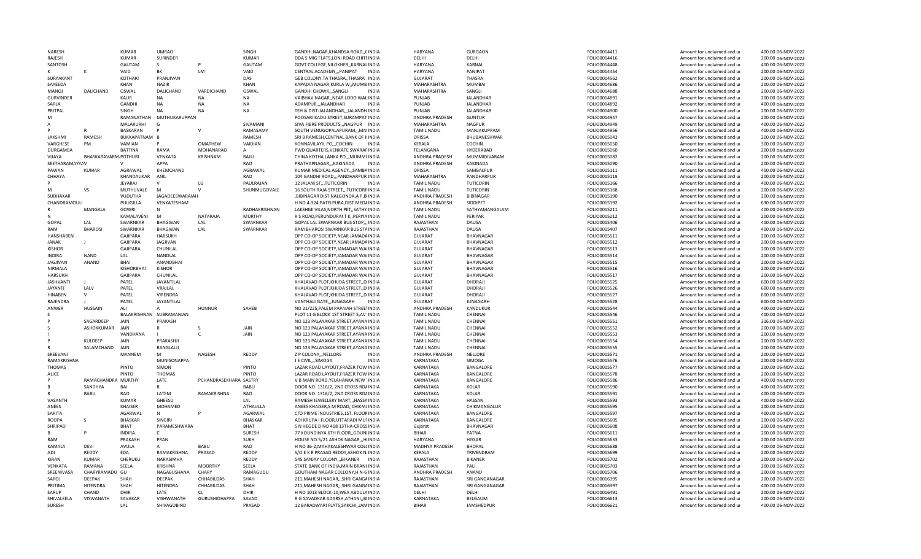| | | | | | | | | | | | | | |
|---|---|---|---|---|---|---|---|---|---|---|---|---|---|
| NARESH | | KUMAR | UMRAO | | SINGH | GANDHI NAGAR,KHANDSA ROAD,,C INDIA | HARYANA | GURGAON | | FOLIO0014411 | | Amount for unclaimed and u | 400.00 06-NOV-2022 |
| RAJESH | | KUMAR | SURINDER | | KUMAR | DDA S MIG FLATS,LONI ROAD CHITI INDIA | DELHI | DELHI | | FOLIO0014416 | | Amount for unclaimed and u | 200.00 06-NOV-2022 |
| SANTOSH | | GAUTAM | S | P | GAUTAM | GOVT COLLEGE,NILOKHER,,KARNAL INDIA | HARYANA | KARNAL | | FOLIO0014448 | | Amount for unclaimed and u | 400.00 06-NOV-2022 |
| K | K | VAID | BK | LM | VAID | CENTRAL ACADEMY,,,PANIPAT INDIA | HARYANA | PANIPAT | | FOLIO0014454 | | Amount for unclaimed and u | 200.00 06-NOV-2022 |
| SURYAKANT | | KOTHARI | PRANJIVAN | | DAS | GEB COLONY,TA THASRA,,THASRA INDIA | GUJARAT | THASRA | | FOLIO0014562 | | Amount for unclaimed and u | 200.00 06-NOV-2022 |
| SAYEEDA | | KHAN | NAZIR | | KHAN | KAPADIA NAGAR,KURLA W,,MUMB INDIA | MAHARASHTRA | MUMBAI | | FOLIO0014686 | | Amount for unclaimed and u | 200.00 06-NOV-2022 |
| MANOJ | DALICHAND | OSWAL | DALICHAND | VARDICHAND | OSWAL | GANDHI CHOWK,,,SANGLI INDIA | MAHARASHTRA | SANGLI | | FOLIO0014688 | | Amount for unclaimed and u | 200.00 06-NOV-2022 |
| GURVINDER | | KAUR | NA | NA | NA | VAIBHAV NAGAR,,NEAR LODO WAL INDIA | PUNJAB | JALANDHAR | | FOLIO0014891 | | Amount for unclaimed and u | 200.00 06-NOV-2022 |
| SARLA | | GANDHI | NA | NA | NA | ADAMPUR,,,JALANDHAR INDIA | PUNJAB | JALANDHAR | | FOLIO0014892 | | Amount for unclaimed and u | 400.00 06-NOV-2022 |
| PRITPAL | | SINGH | NA | NA | NA | TEH & DIST-JALANDHAR,,,JALANDH INDIA | PUNJAB | JALANDHAR | | FOLIO0014900 | | Amount for unclaimed and u | 200.00 06-NOV-2022 |
| M | | RAMANATHAN | MUTHUKARUPPAN | | | POOSARI KADU STREET,SURAMPAT INDIA | ANDHRA PRADESH | GUNTUR | | FOLIO0014947 | | Amount for unclaimed and u | 200.00 06-NOV-2022 |
| A | | MALARURHI | G | | SIVAMANI | SIVA FIBRE PRODUCTS,,,NAGPUR INDIA | MAHARASHTRA | NAGPUR | | FOLIO0014949 | | Amount for unclaimed and u | 400.00 06-NOV-2022 |
| P | R | BASKARAN | P | V | RAMASAMY | SOUTH VENUGOPALAPURAM,,,MAI INDIA | TAMIL NADU | MANJAKUPPAM | | FOLIO0014956 | | Amount for unclaimed and u | 400.00 06-NOV-2022 |
| LAKSHMI | RAMESH | BUKKAPATNAM | B | | RAMESH | SRI B RAMESH,CENTRAL BANK OF II INDIA | ORISSA | BHUBANESHWAR | | FOLIO0015043 | | Amount for unclaimed and u | 200.00 06-NOV-2022 |
| VARGHESE | PM | VAMIAN | P | OMATHEW | VAIDIAN | KONNAVILAYIL PO,,,COCHIN INDIA | KERALA | COCHIN | | FOLIO0015050 | | Amount for unclaimed and u | 300.00 06-NOV-2022 |
| DURGAMBA | | BATTINA | RAMA | MOHANARAO | A | PWD QUARTERS,VENKATE SWARAF INDIA | TELANGANA | HYDERABAD | | FOLIO0015060 | | Amount for unclaimed and u | 200.00 06-NOV-2022 |
| VIJAYA | BHASKARAVARM | POTHURI | VENKATA | KRISHNAM | RAJU | CHINA KOTHA LANKA PO,,,MUMMI INDIA | ANDHRA PRADESH | MUMMIDIVARAM | | FOLIO0015082 | | Amount for unclaimed and u | 200.00 06-NOV-2022 |
| SEETHARAMAYYAV | | V | APPA | | RAO | PRATHAPNAGAR,,,KAKINADA INDIA | ANDHRA PRADESH | KAKINADA | | FOLIO0015090 | | Amount for unclaimed and u | 200.00 06-NOV-2022 |
| PAWAN | KUMAR | AGRAWAL | KHEMCHAND | | AGRAWAL | KUMAR MEDICAL AGENCY,,,SAMBA INDIA | ORISSA | SAMBALPUR | | FOLIO0015111 | | Amount for unclaimed and u | 400.00 06-NOV-2022 |
| CHHAYA | | KHANDALIKAR | ANIL | | RAO | 104 GANDHI ROAD,,,PANDHARPUR INDIA | MAHARASHTRA | PANDHARPUR | | FOLIO0015119 | | Amount for unclaimed and u | 200.00 06-NOV-2022 |
| P | | JEYARAJ | V | LG | PAULRAJAN | 12 JALANI ST,,,TUTICORIN INDIA | TAMIL NADU | TUTICORIN | | FOLIO0015166 | | Amount for unclaimed and u | 400.00 06-NOV-2022 |
| M | VS | MUTHUVALE | M | V | SHUNMUGOVALE | 16 SOUTH RAJA STREET,,,TUTICORII INDIA | TAMIL NADU | TUTICORIN | | FOLIO0015168 | | Amount for unclaimed and u | 200.00 06-NOV-2022 |
| SUDHAKAR | | VUDUTHA | JAGADEESWARAIAH | | | ,BIBINAGAR DIST NALGONDA,A P,BI INDIA | ANDHRA PRADESH | BIBINAGAR | | FOLIO0015190 | | Amount for unclaimed and u | 200.00 06-NOV-2022 |
| CHANDRAMOULI | | PULIGILLA | VENKATESHAM | | | H NO 4-324 PATELPURA,DIST MEDA INDIA | ANDHRA PRADESH | SIDDIPET | | FOLIO0015192 | | Amount for unclaimed and u | 630.00 06-NOV-2022 |
| R | MANGALA | GOWRI | N | | RADHAKRISHNAN | LAKSHMI VILAS,NORTH PET,,SATHY. INDIA | TAMIL NADU | SATHYAMANGALAM | | FOLIO0015211 | | Amount for unclaimed and u | 400.00 06-NOV-2022 |
| N | | KAMALAVENI | M | NATARAJA | MURTHY | R S ROAD,PERUNDURAI T K,,PERIYA INDIA | TAMIL NADU | PERIYAR | | FOLIO0015212 | | Amount for unclaimed and u | 200.00 06-NOV-2022 |
| GOPAL | LAL | SWARNKAR | BHAGWAN | LAL | SWARNKAR | GOPAL LAL SWARNKAR BUS STOP,,, INDIA | RAJASTHAN | DAUSA | | FOLIO0015406 | | Amount for unclaimed and u | 400.00 06-NOV-2022 |
| RAM | BHAROSI | SWARNKAR | BHAGWAN | LAL | SWARNKAR | RAM BHAROSI SWARNKAR BUS STA INDIA | RAJASTHAN | DAUSA | | FOLIO0015407 | | Amount for unclaimed and u | 400.00 06-NOV-2022 |
| HANSHABEN | | GAJIPARA | HARSUKH | | | OPP CO-OP SOCIETY,NEAR JAMADA INDIA | GUJARAT | BHAVNAGAR | | FOLIO0015511 | | Amount for unclaimed and u | 200.00 06-NOV-2022 |
| JANAK | J | GAJIPARA | JAGJIVAN | | | OPP CO-OP SOCIETY,NEAR JAMADA INDIA | GUJARAT | BHAVNAGAR | | FOLIO0015512 | | Amount for unclaimed and u | 200.00 06-NOV-2022 |
| KISHOR | | GAJIPARA | CHUNILAL | | | OPP CO-OP SOCIETY,JAMADAR WAI INDIA | GUJARAT | BHAVNAGAR | | FOLIO0015513 | | Amount for unclaimed and u | 200.00 06-NOV-2022 |
| INDIRA | NAND | LAL | NANDLAL | | | OPP CO-OP SOCIETY,JAMADAR WAI INDIA | GUJARAT | BHAVNAGAR | | FOLIO0015514 | | Amount for unclaimed and u | 200.00 06-NOV-2022 |
| JAGJIVAN | ANAND | BHAI | ANANDBHAI | | | OPP CO-OP SOCIETY,JAMADAR WAI INDIA | GUJARAT | BHAVNAGAR | | FOLIO0015515 | | Amount for unclaimed and u | 200.00 06-NOV-2022 |
| NIRMALA | | KISHORBHAI | KISHOR | | | OPP CO-OP SOCIETY,JAMADAR WAI INDIA | GUJARAT | BHAVNAGAR | | FOLIO0015516 | | Amount for unclaimed and u | 200.00 06-NOV-2022 |
| HARSUKH | | GAJIPARA | CHUNILAL | | | OPP CO-OP SOCIETY,JAMADAR WAI INDIA | GUJARAT | BHAVNAGAR | | FOLIO0015517 | | Amount for unclaimed and u | 200.00 06-NOV-2022 |
| JASHVANTI | J | PATEL | JAYANTILAL | | | KHALAVAD PLOT,KHIJDA STREET,,D INDIA | GUJARAT | DHORAJI | | FOLIO0015525 | | Amount for unclaimed and u | 600.00 06-NOV-2022 |
| JAYANTI | LALV | PATEL | VRAJLAL | | | KHALAVAD PLOT,KHIJDA STREET,,D INDIA | GUJARAT | DHORAJI | | FOLIO0015526 | | Amount for unclaimed and u | 600.00 06-NOV-2022 |
| HINABEN | V | PATEL | VIRENDRA | | | KHALAVAD PLOT,KHIJDA STREET,,D INDIA | GUJARAT | DHORAJI | | FOLIO0015527 | | Amount for unclaimed and u | 600.00 06-NOV-2022 |
| RAJENDRA | J | PATEL | JAYANTILAL | | | VANTHALI GATE,,,JUNAGARH INDIA | GUJARAT | JUNAGARH | | FOLIO0015528 | | Amount for unclaimed and u | 600.00 06-NOV-2022 |
| ANWER | HUSSAIN | ALI | A | HUNNUR | SAHEB | NO 21/225,PALEM PAPAIAH STREET INDIA | ANDHRA PRADESH | KANDUKUR | | FOLIO0015544 | | Amount for unclaimed and u | 400.00 06-NOV-2022 |
| S | | BALAKRISHNAN | SUBRAMANIAN | | | PLOT 11 G BLOCK 1ST STREET 5,AV INDIA | TAMIL NADU | CHENNAI | | FOLIO0015546 | | Amount for unclaimed and u | 400.00 06-NOV-2022 |
| P | SAGARDEEP | JAIN | PRAKASH | | | NO 123 PALAYAKAR STREET,AYANA INDIA | TAMIL NADU | CHENNAI | | FOLIO0015551 | | Amount for unclaimed and u | 316.00 06-NOV-2022 |
| S | ASHOKKUMAR | JAIN | R | S | JAIN | NO 123 PALAYAKAR STREET,AYANA INDIA | TAMIL NADU | CHENNAI | | FOLIO0015552 | | Amount for unclaimed and u | 200.00 06-NOV-2022 |
| I | | VANDHANA | I | C | JAIN | NO 123 PALAYAKAR STREET,AYANA INDIA | TAMIL NADU | CHENNAI | | FOLIO0015553 | | Amount for unclaimed and u | 200.00 06-NOV-2022 |
| P | KULDEEP | JAIN | PRAKASHJI | | | NO 123 PALAYAKAR STREET,AYANA INDIA | TAMIL NADU | CHENNAI | | FOLIO0015554 | | Amount for unclaimed and u | 200.00 06-NOV-2022 |
| R | SALAMCHAND | JAIN | RANGLALJI | | | NO 123 PALAYAKAR STREET,AYANA INDIA | TAMIL NADU | CHENNAI | | FOLIO0015555 | | Amount for unclaimed and u | 200.00 06-NOV-2022 |
| SREEVANI | | MANNEM | M | NAGESH | REDDY | Z P COLONY,,,NELLORE INDIA | ANDHRA PRADESH | NELLORE | | FOLIO0015571 | | Amount for unclaimed and u | 200.00 06-NOV-2022 |
| RAMAKRISHNA | | | MUNISONAPPA | | | J E CIVIL,,,SIMOGA INDIA | KARNATAKA | SIMOGA | | FOLIO0015576 | | Amount for unclaimed and u | 200.00 06-NOV-2022 |
| THOMAS | | PINTO | SIMON | | PINTO | LAZAR ROAD LAYOUT,FRAZER TOW INDIA | KARNATAKA | BANGALORE | | FOLIO0015577 | | Amount for unclaimed and u | 200.00 06-NOV-2022 |
| ALICE | | PINTO | THOMAS | | PINTO | LAZAR ROAD LAYOUT,FRAZER TOW INDIA | KARNATAKA | BANGALORE | | FOLIO0015578 | | Amount for unclaimed and u | 200.00 06-NOV-2022 |
| P | RAMACHANDRA | MURTHY | LATE | PCHANDRASEKHARA | SASTRY | V B MAIN ROAD,YELAHANKA NEW INDIA | KARNATAKA | BANGALORE | | FOLIO0015586 | | Amount for unclaimed and u | 400.00 06-NOV-2022 |
| B | SANDHYA | BAI | R | | BABU | DOOR NO. 1316/2, 2ND CROSS ROA INDIA | KARNATAKA | KOLAR | | FOLIO0015590 | | Amount for unclaimed and u | 400.00 06-NOV-2022 |
| R | BABU | RAO | LATEM | RAMAKRISHNA | RAO | DOOR NO. 1316/2, 2ND CROSS ROA INDIA | KARNATAKA | KOLAR | | FOLIO0015591 | | Amount for unclaimed and u | 400.00 06-NOV-2022 |
| VASANTH | | KUMAR | GHEESU | | LAL | RAMESH JEWELLERY MART,,,HASSA INDIA | KARNATAKA | HASSAN | | FOLIO0015593 | | Amount for unclaimed and u | 400.00 06-NOV-2022 |
| ANEES | | KHAISER | MOHAMED | | ATHAULLA | ANEES KHAISER,S M ROAD,,CHIKMA INDIA | KARNATAKA | CHIKMANGALUR | | FOLIO0015595 | | Amount for unclaimed and u | 200.00 06-NOV-2022 |
| SARITA | | AGARWAL | N | P | AGARWAL | C/O PRIME INDUSTRIES,1ST. FLOOR INDIA | KARNATAKA | BANGALORE | | FOLIO0015597 | | Amount for unclaimed and u | 400.00 06-NOV-2022 |
| ROOPA | S | BHASKAR | SINGIRI | | BHASKAR | ADI KRUPA I FLOOR,UTTARADI MU INDIA | KARNATAKA | BANGALORE | | FOLIO0015605 | | Amount for unclaimed and u | 200.00 06-NOV-2022 |
| SHRIPAD | | BHAT | PARAMESHWARA | | BHAT | S N HEGDE D NO 468 13THA-CROSS INDIA | Gujarat | BHAVNAGAR | | FOLIO0015608 | | Amount for unclaimed and u | 200.00 06-NOV-2022 |
| B | P | INDIRA | C | | SURESH | 77 KOUNDINYA 6TH FLOOR,,GOUNI INDIA | BIHAR | PATNA | | FOLIO0015611 | | Amount for unclaimed and u | 200.00 06-NOV-2022 |
| RAM | | PRAKASH | PRAN | | SUKH | HOUSE NO.5/21 ASHOK NAGAR,,,HI INDIA | HARYANA | HISSAR | | FOLIO0015633 | | Amount for unclaimed and u | 200.00 06-NOV-2022 |
| KAMALA | DEVI | AVULA | A | BABU | RAO | H NO 36-2,MAHAKALESHWAR COL( INDIA | MADHYA PRADESH | BHOPAL | | FOLIO0015688 | | Amount for unclaimed and u | 400.00 06-NOV-2022 |
| ADI | REDDY | EDA | RAMAKRISHNA | PRASAD | REDDY | S/O E K R PRASAD REDDY,ASHOK N. INDIA | KERALA | TRIVENDRAM | | FOLIO0015699 | | Amount for unclaimed and u | 200.00 06-NOV-2022 |
| KIRAN | KUMAR | CHERUKU | NARASIMHA | | REDDY | 545 SANJAY COLONY,,,BIKANER INDIA | RAJASTHAN | BIKANER | | FOLIO0015702 | | Amount for unclaimed and u | 200.00 06-NOV-2022 |
| VENKATA | RAMANA | SEELA | KRISHNA | MOORTHY | SEELA | STATE BANK OF INDIA,MAIN BRAN( INDIA | RAJASTHAN | PALI | | FOLIO0015703 | | Amount for unclaimed and u | 200.00 06-NOV-2022 |
| SREENIVASA | CHARYRAMADU | GU | NAGABUSHANA | CHARY | RAMAGUDU | GOUTHAM NAGAR COLLONY,H N-6 INDIA | ANDHRA PRADESH | ANAND | | FOLIO0015706 | | Amount for unclaimed and u | 200.00 06-NOV-2022 |
| SAROJ | DEEPAK | SHAH | DEEPAK | CHHABILDAS | SHAH | 211,MAHESH NAGAR,,,SHRI GANGA INDIA | RAJASTHAN | SRI GANGANAGAR | | FOLIO0016395 | | Amount for unclaimed and u | 200.00 06-NOV-2022 |
| PRITIMA | HITENDRA | SHAH | HITENDRA | CHHABILDAS | SHAH | 211,MAHESH NAGAR,,,SHRI GANGA INDIA | RAJASTHAN | SRI GANGANAGAR | | FOLIO0016397 | | Amount for unclaimed and u | 400.00 06-NOV-2022 |
| SARUP | CHAND | DHIR | LATE | CL | DHIR | H NO 1013 BLOCK-10,WEA ABDULA INDIA | DELHI | DELHI | | FOLIO0016491 | | Amount for unclaimed and u | 200.00 06-NOV-2022 |
| SHIVALEELA | VISWANATH | SAVAKAR | VISHWANATH | GURUSHIDHAPPA | SAVAD | R G SAVADKAR ADARSH,ATHANI,,BI INDIA | KARNATAKA | BELGAUM | | FOLIO0016613 | | Amount for unclaimed and u | 200.00 06-NOV-2022 |
| SURESH | | LAL | SHIVAGOBIND | | PRASAD | 12 BARADWARI FLATS,SAKCHI,,JAM INDIA | BIHAR | JAMSHEDPUR | | FOLIO0016621 | | Amount for unclaimed and u | 400.00 06-NOV-2022 |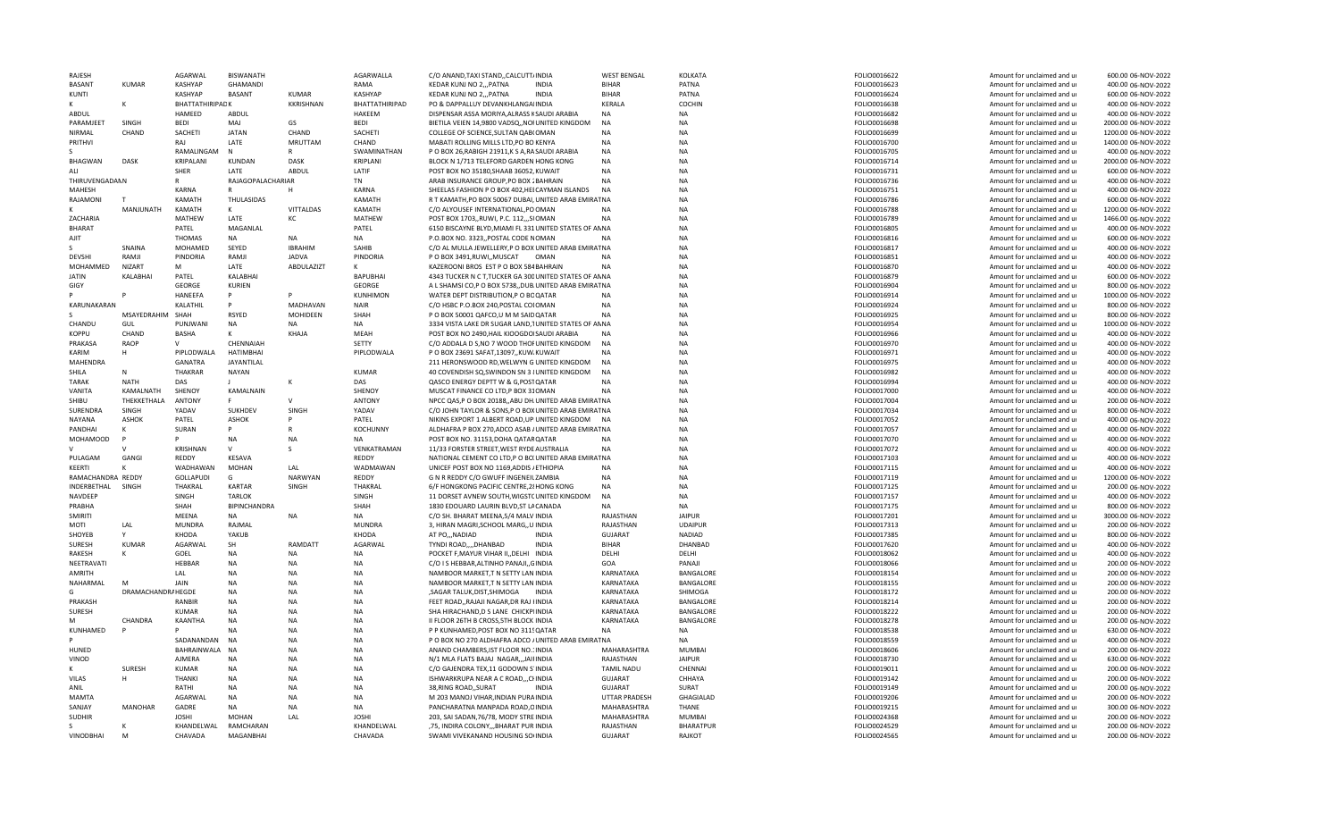| RAJESH | | AGARWAL | BISWANATH | | AGARWALLA | C/O ANAND,TAXI STAND,,CALCUTTA INDIA | | WEST BENGAL | KOLKATA | FOLIO00016622 | Amount for unclaimed and u | 600.00 06-NOV-2022 |
|---|---|---|---|---|---|---|---|---|---|---|---|---|
| BASANT | KUMAR | KASHYAP | GHAMANDI | | RAMA | KEDAR KUNJ NO 2,,,PATNA | INDIA | BIHAR | PATNA | FOLIO00016623 | Amount for unclaimed and u | 400.00 06-NOV-2022 |
| KUNTI | | KASHYAP | BASANT | KUMAR | KASHYAP | KEDAR KUNJ NO 2,,,PATNA | INDIA | BIHAR | PATNA | FOLIO00016624 | Amount for unclaimed and u | 600.00 06-NOV-2022 |
| K | K | BHATTATHIRIPADK | | KKRISHNAN | BHATTATHIRIPAD | PO & DAPPALLUY DEVANKHLANGAI INDIA | | KERALA | COCHIN | FOLIO00016638 | Amount for unclaimed and u | 400.00 06-NOV-2022 |
| ABDUL | | HAMEED | ABDUL | | HAKEEM | DISPENSAR ASSA MORIYA,ALRASS K SAUDI ARABIA | | NA | NA | FOLIO00016682 | Amount for unclaimed and u | 400.00 06-NOV-2022 |
| PARAMJEET | SINGH | BEDI | MAJ | GS | BEDI | BIETILA VEIEN 14,9800 VADSQ,,NOI UNITED KINGDOM | | NA | NA | FOLIO00016698 | Amount for unclaimed and u | 2000.00 06-NOV-2022 |
| NIRMAL | CHAND | SACHETI | JATAN | CHAND | SACHETI | COLLEGE OF SCIENCE,SULTAN QAB OMAN | | NA | NA | FOLIO00016699 | Amount for unclaimed and u | 1200.00 06-NOV-2022 |
| PRITHVI | | RAJ | LATE | MRUTTAM | CHAND | MABATI ROLLING MILLS LTD,PO BO KENYA | | NA | NA | FOLIO00016700 | Amount for unclaimed and u | 1400.00 06-NOV-2022 |
| S | | RAMALINGAM | N | R | SWAMINATHAN | P O BOX 26,RABIGH 21911,K S A,RA SAUDI ARABIA | | NA | NA | FOLIO00016705 | Amount for unclaimed and u | 400.00 06-NOV-2022 |
| BHAGWAN | DASK | KRIPALANI | KUNDAN | DASK | KRIPLANI | BLOCK N 1/713 TELEFORD GARDEN HONG KONG | | NA | NA | FOLIO00016714 | Amount for unclaimed and u | 2000.00 06-NOV-2022 |
| ALI | | SHER | LATE | ABDUL | LATIF | POST BOX NO 35180,SHAAB 36052, KUWAIT | | NA | NA | FOLIO00016731 | Amount for unclaimed and u | 600.00 06-NOV-2022 |
| THIRUVENGADAN | | R | RAJAGOPALACHARIAR | | TN | ARAB INSURANCE GROUP,PO BOX 2 BAHRAIN | | NA | NA | FOLIO00016736 | Amount for unclaimed and u | 400.00 06-NOV-2022 |
| MAHESH | | KARNA | R | H | KARNA | SHEELAS FASHION P O BOX 402,HEI CAYMAN ISLANDS | | NA | NA | FOLIO00016751 | Amount for unclaimed and u | 400.00 06-NOV-2022 |
| RAJAMONI | T | KAMATH | THULASIDAS | | KAMATH | R T KAMATH,PO BOX 50067 DUBAI, UNITED ARAB EMIRATES | | NA | NA | FOLIO00016786 | Amount for unclaimed and u | 600.00 06-NOV-2022 |
| K | MANJUNATH | KAMATH | K | VITTALDAS | KAMATH | C/O ALYOUSEF INTERNATIONAL,PO OMAN | | NA | NA | FOLIO00016788 | Amount for unclaimed and u | 1200.00 06-NOV-2022 |
| ZACHARIA | | MATHEW | LATE | KC | MATHEW | POST BOX 1703,,RUWI, P.C. 112,,,S OMAN | | NA | NA | FOLIO00016789 | Amount for unclaimed and u | 1466.00 06-NOV-2022 |
| BHARAT | | PATEL | MAGANLAL | | PATEL | 6150 BISCAYNE BLYD,MIAMI FL 331 UNITED STATES OF AMERICA | | NA | NA | FOLIO00016805 | Amount for unclaimed and u | 400.00 06-NOV-2022 |
| AJIT | | THOMAS | NA | NA | NA | P.O.BOX NO. 3323,,POSTAL CODE N OMAN | | NA | NA | FOLIO00016816 | Amount for unclaimed and u | 600.00 06-NOV-2022 |
| S | SNAINA | MOHAMED | SEYED | IBRAHIM | SAHIB | C/O AL MULLA JEWELLERY,P O BOX UNITED ARAB EMIRATES | | NA | NA | FOLIO00016817 | Amount for unclaimed and u | 400.00 06-NOV-2022 |
| DEVSHI | RAMJI | PINDORIA | RAMJI | JADVA | PINDORIA | P O BOX 3491,RUWI,,MUSCAT | OMAN | NA | NA | FOLIO00016851 | Amount for unclaimed and u | 400.00 06-NOV-2022 |
| MOHAMMED | NIZART | M | LATE | ABDULAZIZT | K | KAZEROONI BROS EST P O BOX 584 BAHRAIN | | NA | NA | FOLIO00016870 | Amount for unclaimed and u | 400.00 06-NOV-2022 |
| JATIN | KALABHAI | PATEL | KALABHAI | | BAPUBHAI | 4343 TUCKER N C T,TUCKER GA 300 UNITED STATES OF AMERICA | | NA | NA | FOLIO00016879 | Amount for unclaimed and u | 600.00 06-NOV-2022 |
| GIGY | | GEORGE | KURIEN | | GEORGE | A L SHAMSI CO,P O BOX 5738,,DUB UNITED ARAB EMIRATES | | NA | NA | FOLIO00016904 | Amount for unclaimed and u | 800.00 06-NOV-2022 |
| P | P | HANEEFA | P | P | KUNHIMON | WATER DEPT DISTRIBUTION,P O BC QATAR | | NA | NA | FOLIO00016914 | Amount for unclaimed and u | 1000.00 06-NOV-2022 |
| KARUNAKARAN | | KALATHIL | P | MADHAVAN | NAIR | C/O HSBC P.O.BOX 240,POSTAL COI OMAN | | NA | NA | FOLIO00016924 | Amount for unclaimed and u | 800.00 06-NOV-2022 |
| S | MSAYEDRAHIM | SHAH | RSYED | MOHIDEEN | SHAH | P O BOX 50001 QAFCO,U M M SAID QATAR | | NA | NA | FOLIO00016925 | Amount for unclaimed and u | 800.00 06-NOV-2022 |
| CHANDU | GUL | PUNJWANI | NA | NA | NA | 3334 VISTA LAKE DR SUGAR LAND,T UNITED STATES OF AMERICA | | NA | NA | FOLIO00016954 | Amount for unclaimed and u | 1000.00 06-NOV-2022 |
| KOPPU | CHAND | BASHA | K | KHAJA | MEAH | POST BOX NO 2490,HAIL KIOOGDOI SAUDI ARABIA | | NA | NA | FOLIO00016966 | Amount for unclaimed and u | 400.00 06-NOV-2022 |
| PRAKASA | RAOP | V | CHENNAIAH | | SETTY | C/O ADDALA D S,NO 7 WOOD THOF UNITED KINGDOM | | NA | NA | FOLIO00016970 | Amount for unclaimed and u | 400.00 06-NOV-2022 |
| KARIM | H | PIPLODWALA | HATIMBHAI | | PIPLODWALA | P O BOX 23691 SAFAT,13097,,KUW KUWAIT | | NA | NA | FOLIO00016971 | Amount for unclaimed and u | 400.00 06-NOV-2022 |
| MAHENDRA | | GANATRA | JAYANTILAL | | | 211 HERONSWOOD RD,WELWYN G UNITED KINGDOM | | NA | NA | FOLIO00016975 | Amount for unclaimed and u | 400.00 06-NOV-2022 |
| SHILA | N | THAKRAR | NAYAN | | KUMAR | 40 COVENDISH SQ,SWINDON SN 3 I UNITED KINGDOM | | NA | NA | FOLIO00016982 | Amount for unclaimed and u | 400.00 06-NOV-2022 |
| TARAK | NATH | DAS | J | K | DAS | QASCO ENERGY DEPTT W & G,POST QATAR | | NA | NA | FOLIO00016994 | Amount for unclaimed and u | 400.00 06-NOV-2022 |
| VANITA | KAMALNATH | SHENOY | KAMALNAIN | | SHENOY | MUSCAT FINANCE CO LTD,P BOX 31 OMAN | | NA | NA | FOLIO00017000 | Amount for unclaimed and u | 400.00 06-NOV-2022 |
| SHIBU | THEKKETHALA | ANTONY | F | V | ANTONY | NPCC QAS,P O BOX 20188,,ABU DH UNITED ARAB EMIRATES | | NA | NA | FOLIO00017004 | Amount for unclaimed and u | 200.00 06-NOV-2022 |
| SURENDRA | SINGH | YADAV | SUKHDEV | SINGH | YADAV | C/O JOHN TAYLOR & SONS,P O BOX UNITED ARAB EMIRATES | | NA | NA | FOLIO00017034 | Amount for unclaimed and u | 800.00 06-NOV-2022 |
| NAYANA | ASHOK | PATEL | ASHOK | P | PATEL | NIKINS EXPORT 1 ALBERT ROAD,UP UNITED KINGDOM | | NA | NA | FOLIO00017052 | Amount for unclaimed and u | 400.00 06-NOV-2022 |
| PANDHAI | K | SURAN | P | R | KOCHUNNY | ALDHAFRA P BOX 270,ADCO ASAB / UNITED ARAB EMIRATES | | NA | NA | FOLIO00017057 | Amount for unclaimed and u | 400.00 06-NOV-2022 |
| MOHAMOOD | P | P | NA | NA | NA | POST BOX NO. 31153,DOHA QATAR QATAR | | NA | NA | FOLIO00017070 | Amount for unclaimed and u | 400.00 06-NOV-2022 |
| V | V | KRISHNAN | V | S | VENKATRAMAN | 11/33 FORSTER STREET,WEST RYDE AUSTRALIA | | NA | NA | FOLIO00017072 | Amount for unclaimed and u | 400.00 06-NOV-2022 |
| PULAGAM | GANGI | REDDY | KESAVA | | REDDY | NATIONAL CEMENT CO LTD,P O BO UNITED ARAB EMIRATES | | NA | NA | FOLIO00017103 | Amount for unclaimed and u | 400.00 06-NOV-2022 |
| KEERTI | K | WADHAWAN | MOHAN | LAL | WADMAWAN | UNICEF POST BOX NO 1169,ADDIS / ETHIOPIA | | NA | NA | FOLIO00017115 | Amount for unclaimed and u | 400.00 06-NOV-2022 |
| RAMACHANDRA | REDDY | GOLLAPUDI | G | NARWYAN | REDDY | G N R REDDY C/O GWUFF INGENEIL ZAMBIA | | NA | NA | FOLIO00017119 | Amount for unclaimed and u | 1200.00 06-NOV-2022 |
| INDERBETHAL | SINGH | THAKRAL | KARTAR | SINGH | THAKRAL | 6/F HONGKONG PACIFIC CENTRE,2! HONG KONG | | NA | NA | FOLIO00017125 | Amount for unclaimed and u | 200.00 06-NOV-2022 |
| NAVDEEP | | SINGH | TARLOK | | SINGH | 11 DORSET AVNEW SOUTH,WIGSTC UNITED KINGDOM | | NA | NA | FOLIO00017157 | Amount for unclaimed and u | 400.00 06-NOV-2022 |
| PRABHA | | SHAH | BIPINCHANDRA | | SHAH | 1830 EDOUARD LAURIN BLVD,ST LA CANADA | | NA | NA | FOLIO00017175 | Amount for unclaimed and u | 800.00 06-NOV-2022 |
| SMIRITI | | MEENA | NA | NA | NA | C/O SH. BHARAT MEENA,5/4 MALV INDIA | | RAJASTHAN | JAIPUR | FOLIO00017201 | Amount for unclaimed and u | 3000.00 06-NOV-2022 |
| MOTI | LAL | MUNDRA | RAJMAL | | MUNDRA | 3, HIRAN MAGRI,SCHOOL MARG,,U INDIA | | RAJASTHAN | UDAIPUR | FOLIO00017313 | Amount for unclaimed and u | 200.00 06-NOV-2022 |
| SHOYEB | Y | KHODA | YAKUB | | KHODA | AT PO,,,NADIAD | INDIA | GUJARAT | NADIAD | FOLIO00017385 | Amount for unclaimed and u | 800.00 06-NOV-2022 |
| SURESH | KUMAR | AGARWAL | SH | RAMDATT | AGARWAL | TYNDI ROAD,,,,DHANBAD | INDIA | BIHAR | DHANBAD | FOLIO00017620 | Amount for unclaimed and u | 400.00 06-NOV-2022 |
| RAKESH | K | GOEL | NA | NA | NA | POCKET F,MAYUR VIHAR II,,DELHI | INDIA | DELHI | DELHI | FOLIO00018062 | Amount for unclaimed and u | 400.00 06-NOV-2022 |
| NEETRAVATI | | HEBBAR | NA | NA | NA | C/O I S HEBBAR,ALTINHO PANAJI,,G INDIA | | GOA | PANAJI | FOLIO00018066 | Amount for unclaimed and u | 200.00 06-NOV-2022 |
| AMRITH | | LAL | NA | NA | NA | NAMBOOR MARKET,T N SETTY LAN INDIA | | KARNATAKA | BANGALORE | FOLIO00018154 | Amount for unclaimed and u | 200.00 06-NOV-2022 |
| NAHARMAL | M | JAIN | NA | NA | NA | NAMBOOR MARKET,T N SETTY LAN INDIA | | KARNATAKA | BANGALORE | FOLIO00018155 | Amount for unclaimed and u | 200.00 06-NOV-2022 |
| G | DRAMACHANDRA | HEGDE | NA | NA | NA | ,SAGAR TALUK,DIST,SHIMOGA | INDIA | KARNATAKA | SHIMOGA | FOLIO00018172 | Amount for unclaimed and u | 200.00 06-NOV-2022 |
| PRAKASH | | RANBIR | NA | NA | NA | FEET ROAD,,RAJAJI NAGAR,DR RAJ I INDIA | | KARNATAKA | BANGALORE | FOLIO00018214 | Amount for unclaimed and u | 200.00 06-NOV-2022 |
| SURESH | | KUMAR | NA | NA | NA | SHA HIRACHAND,D S LANE CHICKPI INDIA | | KARNATAKA | BANGALORE | FOLIO00018222 | Amount for unclaimed and u | 200.00 06-NOV-2022 |
| M | CHANDRA | KAANTHA | NA | NA | NA | II FLOOR 26TH B CROSS,5TH BLOCK INDIA | | KARNATAKA | BANGALORE | FOLIO00018278 | Amount for unclaimed and u | 200.00 06-NOV-2022 |
| KUNHAMED | P | P | NA | NA | NA | P P KUNHAMED,POST BOX NO 311! QATAR | | NA | NA | FOLIO00018538 | Amount for unclaimed and u | 630.00 06-NOV-2022 |
| P | | SADANANDAN | NA | NA | NA | P O BOX NO 270 ALDHAFRA ADCO / UNITED ARAB EMIRATES | | NA | NA | FOLIO00018559 | Amount for unclaimed and u | 400.00 06-NOV-2022 |
| HUNED | | BAHRAINWALA | NA | NA | NA | ANAND CHAMBERS,IST FLOOR NO. : INDIA | | MAHARASHTRA | MUMBAI | FOLIO00018606 | Amount for unclaimed and u | 200.00 06-NOV-2022 |
| VINOD | | AJMERA | NA | NA | NA | N/1 MLA FLATS BAJAJ NAGAR,,,JAII INDIA | | RAJASTHAN | JAIPUR | FOLIO00018730 | Amount for unclaimed and u | 630.00 06-NOV-2022 |
| K | SURESH | KUMAR | NA | NA | NA | C/O GAJENDRA TEX,11 GODOWN S' INDIA | | TAMIL NADU | CHENNAI | FOLIO00019011 | Amount for unclaimed and u | 200.00 06-NOV-2022 |
| VILAS | H | THANKI | NA | NA | NA | ISHWARKRUPA NEAR A C ROAD,,,C INDIA | | GUJARAT | CHHAYA | FOLIO00019142 | Amount for unclaimed and u | 200.00 06-NOV-2022 |
| ANIL | | RATHI | NA | NA | NA | 38,RING ROAD,,SURAT | INDIA | GUJARAT | SURAT | FOLIO00019149 | Amount for unclaimed and u | 200.00 06-NOV-2022 |
| MAMTA | | AGARWAL | NA | NA | NA | M 203 MANOJ VIHAR,INDIAN PURA INDIA | | UTTAR PRADESH | GHAGIALAD | FOLIO00019206 | Amount for unclaimed and u | 200.00 06-NOV-2022 |
| SANJAY | MANOHAR | GADRE | NA | NA | NA | PANCHARATNA MANPADA ROAD,C INDIA | | MAHARASHTRA | THANE | FOLIO00019215 | Amount for unclaimed and u | 300.00 06-NOV-2022 |
| SUDHIR | | JOSHI | MOHAN | LAL | JOSHI | 203, SAI SADAN,76/78, MODY STRE INDIA | | MAHARASHTRA | MUMBAI | FOLIO00024368 | Amount for unclaimed and u | 200.00 06-NOV-2022 |
| S | K | KHANDELWAL | RAMCHARAN | | KHANDELWAL | ,75, INDIRA COLONY,,,BHARAT PUR INDIA | | RAJASTHAN | BHARATPUR | FOLIO00024529 | Amount for unclaimed and u | 200.00 06-NOV-2022 |
| VINODBHAI | M | CHAVADA | MAGANBHAI | | CHAVADA | SWAMI VIVEKANAND HOUSING SO INDIA | | GUJARAT | RAJKOT | FOLIO00024565 | Amount for unclaimed and u | 200.00 06-NOV-2022 |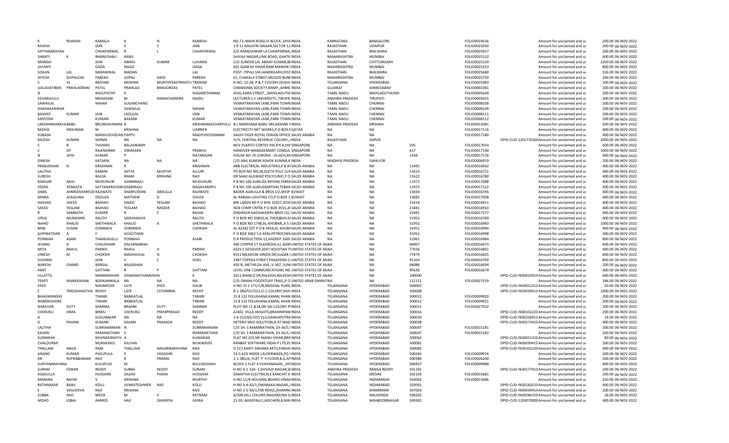| | | | | | | | | | | | | | | |
|---|---|---|---|---|---|---|---|---|---|---|---|---|---|---|
| K | RSHASHI | KAMALA | K | N | RAMESH | NO.71, MAIN ROAD,III BLOCK, JAYA INDIA | KARNATAKA | BANGALORE | | FOLIO0024636 | | Amount for unclaimed and ui | 200.00 | 06-NOV-2022 |
| RAJESH | | JAIN | S | C | JAIN | 1 R 11 GAUATRI NAGAR,SECTOR 5,I INDIA | RAJASTHAN | UDAIPUR | | FOLIO0025050 | | Amount for unclaimed and ui | 200.00 | 06-NOV-2022 |
| SATYANARAYAN | | CHHAPARWAL | R | L | CHHAPARWAL | S/O RAMESHWAR LA CHHAPARWA,INDIA | RAJASTHAN | BHILWARA | | FOLIO0025057 | | Amount for unclaimed and ui | 200.00 | 06-NOV-2022 |
| SHANTI | K | BHANUSHALI | KANJI | | | SHIVAJI NAGAR,LINK ROAD, GHATK INDIA | MAHARASHTRA | MUMBAI | | FOLIO0025132 | | Amount for unclaimed and ui | 600.00 | 06-NOV-2022 |
| MANISH | | JAIN | ABHAY | KUMAR | LUHARIA | C/O SUNDER LAL ABHAY KUMAR,BI INDIA | RAJASTHAN | CHITTORGARH | | FOLIO0025229 | | Amount for unclaimed and ui | 2200.00 | 06-NOV-2022 |
| JAYANTI | | GADA | NAGSI | | GADA | 601 GANESH VIHAR,RAM MANDIR I INDIA | MAHARASHTRA | MUMBAI | | FOLIO0025253 | | Amount for unclaimed and ui | 800.00 | 06-NOV-2022 |
| SOHAN | LAL | NARANIWAL | MADAN | | LAL | POST- PIPALI,VIA HAMIRGARH,DIST INDIA | RAJASTHAN | BHILWARA | | FOLIO0025680 | | Amount for unclaimed and ui | 316.00 | 06-NOV-2022 |
| HITESH | GOPALDAS | PAREKH | GOPAL | DASV | PAREKH | 61, CHAKALA STREET,MUSZID BUNI INDIA | MAHARASHTRA | MUMBAI | | FOLIO0025750 | | Amount for unclaimed and ui | 200.00 | 06-NOV-2022 |
| S | VL | RAJYAM | KRISHNA | MURTHYSASTRISISTU | TRANSM | H.NO. 12-28, P & T COLONY,DILKHL INDIA | TELANGANA | HYDERABAD | | FOLIO0025983 | | Amount for unclaimed and ui | 200.00 | 06-NOV-2022 |
| LEELAVATIBEN | PRAHLADBHAI | PATEL | PRAHLAD | BHAIJORDAS | PATEL | CHANASMA SOCIETY,RANIP,,AHME INDIA | GUJARAT | AHMEDABAD | | FOLIO0002381 | | Amount for unclaimed and ui | 200.00 | 06-NOV-2022 |
| N | | RAGUPATHY | K | | NAGARETHINAM | AVAL KARA STREET,,,MAYILADUTHI INDIA | TAMIL NADU | MAYILADUTHURAI | | FOLIO0005649 | | Amount for unclaimed and ui | 200.00 | 06-NOV-2022 |
| DEVARAJULU | | MEDASANI | M | RAMACHANDRA | NAIDU | LECTURER,S V UNIVERSITY,,TIRUPA INDIA | ANDHRA PRADESH | TIRUPATI | | FOLIO0005655 | | Amount for unclaimed and ui | 200.00 | 06-NOV-2022 |
| SAWAILAL | | NAHAR | SUGANCHAND | | | VENKATARAYAN LANE,PARK TOWN INDIA | TAMIL NADU | CHENNAI | | FOLIO0008108 | | Amount for unclaimed and ui | 200.00 | 06-NOV-2022 |
| DAKHAKANWAR | | | SAWAILAL | | NAHAR | VENKATARAYAN LANE,PARK TOWN INDIA | TAMIL NADU | CHENNAI | | FOLIO0008109 | | Amount for unclaimed and ui | 200.00 | 06-NOV-2022 |
| BASANT | KUMAR | JAIN | LADULAL | | JAIN | VENKATARAYAN LANE,PARK TOWN INDIA | TAMIL NADU | CHENNAI | | FOLIO0008111 | | Amount for unclaimed and ui | 200.00 | 06-NOV-2022 |
| SANTOSH | | KUMARI | BASARB | | KUMAR | VENKATARAYAN LANE,PARK TOWN INDIA | TAMIL NADU | CHENNAI | | FOLIO0008112 | | Amount for unclaimed and ui | 200.00 | 06-NOV-2022 |
| LAKSHMINARAYA | BABU | BRUNDAVANAM | B | | KRISHNAMACHARYULU | B L NARAYANA BABU SRILAKSHMI I INDIA | ANDHRA PRADESH | KRISHNA | | FOLIO0015081 | | Amount for unclaimed and ui | 200.00 | 06-NOV-2022 |
| RADHA | KRISHNAN | M | KRISHNA | | UARRIER | ELECTRICITY NET WORKS,P O BOX 6 QATAR | NA | NA | | FOLIO0017116 | | Amount for unclaimed and ui | 400.00 | 06-NOV-2022 |
| SUBASH | | MADHUSOODAN | PAPPU | | MADYUSOODANAN | SAUDI OGER ROYAL DIWAN OFFICE SAUDI ARABIA | NA | NA | | FOLIO0017180 | | Amount for unclaimed and ui | 400.00 | 06-NOV-2022 |
| RAJESH | KUMAR | VERMA | NA | NA | NA | IV/II, CENTRAL REVENUE COLONY,,I INDIA | RAJASTHAN | JAIPUR | | | DPID-CLID-1201770100 | Amount for unclaimed and ui | 2000.00 | 06-NOV-2022 |
| S | B | THOMAS | BALASWAMY | | | M/V PUERTO CORTES PACIFICA,SHI SINGAPORE | NA | NA | 105 | FOLIO0017054 | | Amount for unclaimed and ui | 600.00 | 06-NOV-2022 |
| C | DP | RAJENDRAN | DWAKARA | | PRABHU | HANOVER MANAGEMANT CONSUL SINGAPORE | NA | NA | 617 | FOLIO0017190 | | Amount for unclaimed and ui | 1000.00 | 06-NOV-2022 |
| N | JAYA | KUMAR | P | | NATARAJAN | HOUSE NO 74 LORONG -19,GEYLAN SINGAPORE | NA | NA | 1438 | FOLIO0017176 | | Amount for unclaimed and ui | 400.00 | 06-NOV-2022 |
| DINESH | | KATARIA | NA | NA | NA | C/O ANIL KUMAR ASHOK KUMAR,K INDIA | MADHYA PRADESH | GWALIOR | | FOLIO0006919 | | Amount for unclaimed and ui | 200.00 | 06-NOV-2022 |
| PRABUDHAN | N | KRISHNAN | K | | KRISHNAN | ABB ELECTRICAL INDUSTRIES,P B 87 SAUDI ARABIA | NA | NA | 11492 | FOLIO0016932 | | Amount for unclaimed and ui | 400.00 | 06-NOV-2022 |
| LALITHA | | KAMINI | SATYA | MURTHY | ALLURI | PO BOX NO 90128,DLETA POLY CLII SAUDI ARABIA | NA | NA | 11613 | FOLIO0016721 | | Amount for unclaimed and ui | 400.00 | 06-NOV-2022 |
| SURESH | | BALIJA | RAMA | KRISHNA | RAO | DR SAAD ALGWAIZ POLYCLINIC,P O SAUDI ARABIA | NA | NA | 11622 | FOLIO0016780 | | Amount for unclaimed and ui | 400.00 | 06-NOV-2022 |
| BANGAR | RAJU | MUDUNURI | GANNIRAJU | | MUDUNURI | P B NO 100 ALMUZA MIYAM,TEBRA SAUDI ARABIA | NA | NA | 11972 | FOLIO0017088 | | Amount for unclaimed and ui | 400.00 | 06-NOV-2022 |
| VEERA | VENKATA | SATYANARAYANA | KAMARAJU | | NAGAVARAPU | P B NO 100 ALMUZAMIYAM,TEBRA SAUDI ARABIA | NA | NA | 11972 | FOLIO0017122 | | Amount for unclaimed and ui | 400.00 | 06-NOV-2022 |
| JAMIL | AHMEDSHARFUD | RAJIWATE | SHARFUDDIN | ABDULLA | RAJIWATE | BADER ALMULLA & BROS CO,SHOP KUWAIT | NA | NA | 13034 | FOLIO0016745 | | Amount for unclaimed and ui | 400.00 | 06-NOV-2022 |
| MARIA | JOAQUINA | DSOUZA | MATHEW | D | SOUZA | AL RABIAH LIGHTING CO,P O BOX 2 KUWAIT | NA | NA | 13082 | FOLIO0017058 | | Amount for unclaimed and ui | 400.00 | 06-NOV-2022 |
| HASSAN | SAEED | BAJHAO | SAEED | YESLAM | BAJHAO | BIN LADEN RD P O BOX 31917,JEDD SAUDI ARABIA | NA | NA | 21418 | FOLIO0016911 | | Amount for unclaimed and ui | 400.00 | 06-NOV-2022 |
| SAEED | YESLAM | BAJHAO | YESLAM | NASEER | BAJHAO | NCB COMP CNTRE P O BOX 3555,JE SAUDI ARABIA | NA | NA | 21481 | FOLIO0016910 | | Amount for unclaimed and ui | 400.00 | 06-NOV-2022 |
| R | SAMBATH | KUMAR | R | C | RAJAN | ENGINEER HADIHAIDERV BROS CO, SAUDI ARABIA | NA | NA | 31941 | FOLIO0017177 | | Amount for unclaimed and ui | 400.00 | 06-NOV-2022 |
| URVA | MURAHARI | RAUTH | SADHASHIVA | | RAUTH | P O BOX NO 20833,AL THOQBAH,S/ SAUDI ARABIA | NA | NA | 31952 | FOLIO0016769 | | Amount for unclaimed and ui | 400.00 | 06-NOV-2022 |
| NAHID | KHALID | SHETHWALA | KHALID | A | SHETHWALA | P O BOX NO 1748,AL-KHOBAR,,K S / SAUDI ARABIA | NA | NA | 31952 | FOLIO0016983 | | Amount for unclaimed and ui | 1000.00 | 06-NOV-2022 |
| MINI | SUSAN | OOMMEN | OOMMEN | | CHERIAN | AL AZZAZ EST P O B 3454,AL KHOBA SAUDI ARABIA | NA | NA | 31952 | FOLIO0016990 | | Amount for unclaimed and ui | 400.00 | 06-NOV-2022 |
| GOPINATHAN | A | C | ACHCITHAN | | | P O BOX 3462 S A KENI,PETROCHEM SAUDI ARABIA | NA | NA | 31952 | FOLIO0016998 | | Amount for unclaimed and ui | 400.00 | 06-NOV-2022 |
| PONNIAH | ASARI | THANGAVELU | PONNIAH | | ASARI | D R PRODUCTION-12,HADEEP 1005 SAUDI ARABIA | NA | NA | 31961 | FOLIO0016984 | | Amount for unclaimed and ui | 800.00 | 06-NOV-2022 |
| JESANG | D | CHAUDHARI | DALSANGBHAI | | | 940 COPPER CT ELKGROVE,ILL 6000 UNITED STATES OF A NA | | NA | 60007 | FOLIO0016973 | | Amount for unclaimed and ui | 600.00 | 06-NOV-2022 |
| MITA | RAHUL | PARIKH | RAHUL | H | PARIKH | 6525 S GESSIVER,2047 HOUSTAN TI UNITED STATES OF A NA | | NA | 77036 | FOLIO0016801 | | Amount for unclaimed and ui | 400.00 | 06-NOV-2022 |
| UMESH | M | CHOKSHI | MADHAVLAL | N | CHOKSHI | 4511 MEADOW GREEN DR,SUGAR L UNITED STATES OF A NA | | NA | 77479 | FOLIO0016825 | | Amount for unclaimed and ui | 600.00 | 06-NOV-2022 |
| SUSHMA | | JAIN | S | C | GOEL | 1497 TOPEKA STREET,PASADENA C/ UNITED STATES OF A NA | | NA | 91104 | FOLIO0016709 | | Amount for unclaimed and ui | 800.00 | 06-NOV-2022 |
| NARESH | CHAND | BANSAL | BALKISHAN | | | 450 N, METHILDA AVE.,V-307, SUNI UNITED STATES OF A NA | | NA | 94086 | FOLIO0016694 | | Amount for unclaimed and ui | 200.00 | 06-NOV-2022 |
| AMIT | | GATTANI | R | P | GATTANI | LEVEL ONE COMMUNICATIONS INC UNITED STATES OF A NA | | NA | 95630 | FOLIO0016679 | | Amount for unclaimed and ui | 400.00 | 06-NOV-2022 |
| ULLATTIL | | MANMADHAN | VISWANATHAMENON | | K | 1011,BIANCO DR,RALEIGH,RALEIGH UNITED STATES OF A NA | | NA | 100000 | | DPID-CLID-IN30023914 | Amount for unclaimed and ui | 600.00 | 06-NOV-2022 |
| TEMTI | MANEKSHAW | BODKANWALA | NA | NA | NA | C/O OMANI FOODSTUFF TRAD,,P O UNITED ARAB EMIRATNA | | NA | 111111 | FOLIO0027319 | | Amount for unclaimed and ui | 346.00 | 06-NOV-2022 |
| SYED | | MAHMOOD | LATE | SYED | GALIB | H NO 23 2 371/1/B,MOGHAL PURA,INDIA | TELANGANA | HYDERABAD | 500002 | | DPID-CLID-IN30051313 | Amount for unclaimed and ui | 50.00 | 06-NOV-2022 |
| C | TMEGHANATHA | REDDY | LATE | CSTHIMMA | REDDY | 8-1-284/OU/522,O U COLONY,SHAI INDIA | TELANGANA | HYDERABAD | 500008 | | DPID-CLID-IN30039413 | Amount for unclaimed and ui | 1000.00 | 06-NOV-2022 |
| BHAGWANDAS | | TIWARI | BANKATLAL | | TIWARI | 15 8 122 FEELKHANA,KAMAL KHAN INDIA | TELANGANA | HYDERABAD | 500012 | FOLIO0009920 | | Amount for unclaimed and ui | 200.00 | 06-NOV-2022 |
| NANDKISHORE | | TIWARI | BANKATLAL | | TIWARI | 15 8 122 FEELKHANA,KAMAL KHAN INDIA | TELANGANA | HYDERABAD | 500012 | FOLIO0009921 | | Amount for unclaimed and ui | 200.00 | 06-NOV-2022 |
| NARAYAN | DUTT | SHARMA | BRAHM | DUTT | SHARMA | PLOT NO 17 &18,SRI SAI COLONY P INDIA | TELANGANA | HYDERABAD | 500015 | FOLIO0027032 | | Amount for unclaimed and ui | 200.00 | 06-NOV-2022 |
| CHERUKU | HIMA | BINDU | CHERUKU | PREMPRASAD | REDDY | A/402 VILLA HEIGHTS,BRAHMIMINI INDIA | TELANGANA | HYDERABAD | 500016 | | DPID-CLID-IN30102220 | Amount for unclaimed and ui | 200.00 | 06-NOV-2022 |
| A | | SUGUNAKAR | NA | NA | NA | 1-6-212/65/107/113,GANGAPUTRA INDIA | TELANGANA | HYDERABAD | 500020 | | DPID-CLID-IN30226912 | Amount for unclaimed and ui | 14.00 | 06-NOV-2022 |
| D | PAVANI | KUMARI | DASARI | PRASADA | REDDY | HETERO MED SOLUTION,B-97 MAD INDIA | TELANGANA | HYDERABAD | 500038 | | DPID-CLID-IN30273410 | Amount for unclaimed and ui | 400.00 | 06-NOV-2022 |
| LALITHA | | SUBRAMANIAN | N | | SUBRAMANIAN | C/O SH. S RAMANATHAN, 23-36/5,I INDIA | TELANGANA | HYDERABAD | 500047 | FOLIO0015181 | | Amount for unclaimed and ui | 200.00 | 06-NOV-2022 |
| KAVERI | | RAMANATHAN | S | | RIAMANATHAN | C/O SH. S RAMANATHAN, 23-36/5,I INDIA | TELANGANA | HYDERABAD | 500047 | FOLIO0015182 | | Amount for unclaimed and ui | 200.00 | 06-NOV-2022 |
| KUMARAN | | RAVINDERNATH | A | | KUMARAN | FLAT NO 201,SRI MANU VIHAR,BRII INDIA | TELANGANA | HYDERABAD | 500062 | | DPID-CLID-IN30051310 | Amount for unclaimed and ui | 80.00 | 06-NOV-2022 |
| CHALOURMI | | MUKHERJEE | KALYAN | | MUKHERJEE | KANBAY SOFTWARE INDIA P LTD,PL INDIA | TELANGANA | HYDERABAD | 500081 | | DPID-CLID-IN30039415 | Amount for unclaimed and ui | 200.00 | 06-NOV-2022 |
| THALLAM | NAGA | RANI | THALLAM | NAGARNARAYANA | RAO | D 217,KANTI SIKHARA APTS,PANJAC INDIA | TELANGANA | HYDERABAD | 500082 | | DPID-CLID-IN30102220 | Amount for unclaimed and ui | 400.00 | 06-NOV-2022 |
| ANAND | KUMAR | PASUPULA | P | YADAGIRI | RAO | 23-5-624 INSIDE LALDERWAZA,PO S INDIA | TELANGANA | HYDERABAD | 500265 | FOLIO0009916 | | Amount for unclaimed and ui | 200.00 | 06-NOV-2022 |
| DR | RVPRABHAKAR | RAO | R | PRAMA | RAO | 1-1-385/A, FLAT 'F' II FLOOR,B.G.AP INDIA | TELANGANA | HYDERABAD | 500380 | FOLIO0026200 | | Amount for unclaimed and ui | 200.00 | 06-NOV-2022 |
| SURYANARAYANA | | KULAPUDI | M | | BULLISESHIAH | BLOCK 2 FLAT 4 VIJAYANAGAR,,,HYI INDIA | TELANGANA | HYDERABAD | 500457 | FOLIO0009988 | | Amount for unclaimed and ui | 400.00 | 06-NOV-2022 |
| SURAM | ESWAR | REDDY | SUBBA | REDDY | SURAM | H NO 4-1-326- 3,SHIVAJI NAGAR,W INDIA | ANDHRA PRADESH | RANGA REDDY | 501101 | | DPID-CLID-IN30177413 | Amount for unclaimed and ui | 200.00 | 06-NOV-2022 |
| ASADULLA | | HUSSAINI | SAJJAD | PASHA | HUSSAINI | SAMATHA ELECTRICALS KANCHIT K INDIA | TELANGANA | MEDAK | 502103 | FOLIO0015681 | | Amount for unclaimed and ui | 200.00 | 06-NOV-2022 |
| RAMANA | RAOM | V | KRISHNA | | MURTHY | H NO 11/8 HOUSING BOARD,VINAI INDIA | TELANGANA | NIZAMABAD | 503001 | FOLIO0015686 | | Amount for unclaimed and ui | 250.00 | 06-NOV-2022 |
| RATHNAKAR | BABU | KOLLI | VENKATESHWER | RAO | KOLLI | H NO 5-4-45/1,DWARAKA NAGAR,,I INDIA | TELANGANA | NIZAMABAD | 503001 | | DPID-CLID-IN30182010 | Amount for unclaimed and ui | 400.00 | 06-NOV-2022 |
| E | VASUDEVA | RAO | KRISHNA | | RAO | H NO 2-5-50/1,PSR ROAD,,KHAMM INDIA | TELANGANA | KHAMMAM | 507003 | | DPID-CLID-IN30039414 | Amount for unclaimed and ui | 200.00 | 06-NOV-2022 |
| SUBBA | RAO | MEDA | M | V | RATNAM | A/509,HILL COLONY,NAGARJUNA S INDIA | TELANGANA | NALGONDA | 508202 | | DPID-CLID-IN30286310 | Amount for unclaimed and ui | 26.00 | 06-NOV-2022 |
| MOHD | IQBAL | AHMED | HAJI | ZAKARIYA | GIGRA | 21-93, BADEPALLY,JADCHERLA,MAI INDIA | TELANGANA | MAHBOOBNAGAR | 509301 | | DPID-CLID-1203070000 | Amount for unclaimed and ui | 400.00 | 06-NOV-2022 |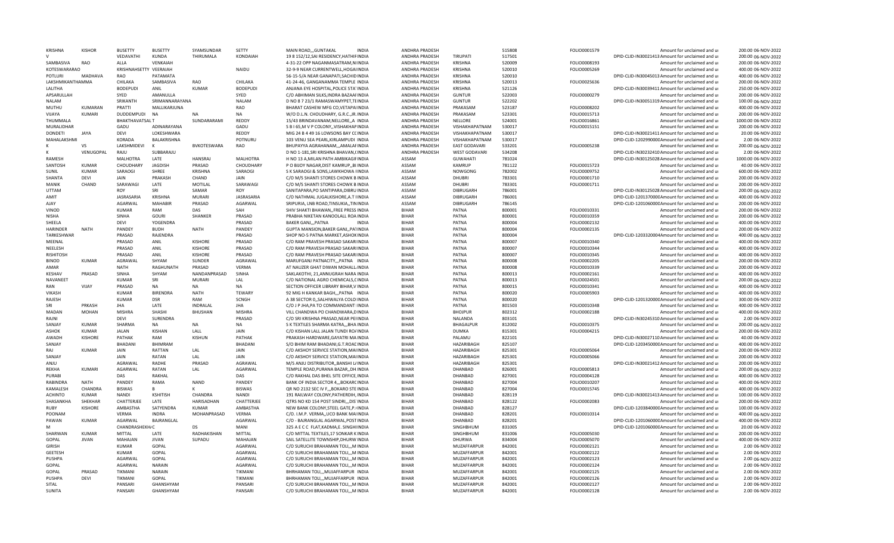| | | | | | | | | | | | | | | | |
|---|---|---|---|---|---|---|---|---|---|---|---|---|---|---|---|
| KRISHNA | KISHOR | BUSETTY | BUSETTY | SYAMSUNDAR | SETTY | MAIN ROAD,,,GUNTAKAL INDIA | ANDHRA PRADESH | | 515808 | FOLIO0001579 | | Amount for unclaimed and ui | 200.00 | 06-NOV-2022 |
| V | | VEDAVATHI | KUNDA | THIRUMALA | KONDAIAH | 19 8 152/12,SAI RESIDENCY,HATHI INDIA | ANDHRA PRADESH | TIRUPATI | 517501 | | DPID-CLID-IN30021413 | Amount for unclaimed and ui | 200.00 | 06-NOV-2022 |
| SAMBASIVA | RAO | ALLA | VENKAIAH | | | 4-31-22 OPP NAGANMASATRAM,NI INDIA | ANDHRA PRADESH | KRISHNA | 520009 | FOLIO0008193 | | Amount for unclaimed and ui | 200.00 | 06-NOV-2022 |
| KOTESWARARAO | | KRISHNAHSETTY | VEERAIAH | | NAIDU | 32-9-9 NEAR CURRENTWELL,HOGAI INDIA | ANDHRA PRADESH | KRISHNA | 520010 | FOLIO0005269 | | Amount for unclaimed and ui | 400.00 | 06-NOV-2022 |
| POTLURI | MADHAVA | RAO | PATAMATA | | | 56-15-5/A NEAR GANAPATI,SACHID INDIA | ANDHRA PRADESH | KRISHNA | 520010 | | DPID-CLID-IN30045013 | Amount for unclaimed and ui | 400.00 | 06-NOV-2022 |
| LAKSHMIKANTHAMMA | | CHILAKA | SAMBASIVA | RAO | CHILAKA | 41-24-46, GANGANAMMA TEMPLE INDIA | ANDHRA PRADESH | KRISHNA | 520013 | FOLIO0025636 | | Amount for unclaimed and ui | 200.00 | 06-NOV-2022 |
| LALITHA | | BODEPUDI | ANIL | KUMAR | BODEPUDI | ANJANA EYE HOSPITAL,POLICE STA INDIA | ANDHRA PRADESH | KRISHNA | 521126 | | DPID-CLID-IN30039411 | Amount for unclaimed and ui | 250.00 | 06-NOV-2022 |
| APSARULLAH | | SYED | AMANULLA | | SYED | C/O ABHIMAN SILKS,INDRA BAZAAI INDIA | ANDHRA PRADESH | GUNTUR | 522003 | FOLIO0000279 | | Amount for unclaimed and ui | 200.00 | 06-NOV-2022 |
| NALAM | | SRIKANTH | SRIMANNARAYANA | | NALAM | D NO 8 7 23/1 RAMASWAMYPET,TE INDIA | ANDHRA PRADESH | GUNTUR | 522202 | | DPID-CLID-IN30051319 | Amount for unclaimed and ui | 100.00 | 06-NOV-2022 |
| MUTHU | KUMARAN | PRATTI | MALLIKARJUNA | | RAO | BHARAT CASHEW MFG CO,VETAPA INDIA | ANDHRA PRADESH | PRAKASAM | 523187 | FOLIO0008202 | | Amount for unclaimed and ui | 400.00 | 06-NOV-2022 |
| VIJAYA | KUMARI | DUDDEMPUDI | NA | NA | NA | W/O D.L.N. CHOUDHARY, G.R.C.,JR. INDIA | ANDHRA PRADESH | PRAKASAM | 523301 | FOLIO0015713 | | Amount for unclaimed and ui | 200.00 | 06-NOV-2022 |
| THUMMALA | | BHAKTHAVATSAL | T | SUNDARARAMI | REDDY | 15/43 BRINDAVANAM,NELLORE,,A INDIA | ANDHRA PRADESH | NELLORE | 524001 | FOLIO0016861 | | Amount for unclaimed and ui | 1000.00 | 06-NOV-2022 |
| MURALIDHAR | | GADU | ADINARAYANA | | GADU | S B I 65,M V P COLONY,,VISHAKHAI INDIA | ANDHRA PRADESH | VISHAKHAPATNAM | 530017 | FOLIO0015151 | | Amount for unclaimed and ui | 200.00 | 06-NOV-2022 |
| DONDETI | JAYA | DEVI | LOKESHWARA | | REDDY | MIG 24 B 4 49 16 LOWSONS BAY CO INDIA | ANDHRA PRADESH | VISHAKHAPATNAM | 530017 | | DPID-CLID-IN30021411 | Amount for unclaimed and ui | 20.00 | 06-NOV-2022 |
| MAHALAKSHMI | | KORADA | BALAKRISHNA | | POTNURU | 103 VENU SEA PEARL,KIRLAMPUDI INDIA | ANDHRA PRADESH | VISHAKHAPATNAM | 530017 | | DPID-CLID-1202990000 | Amount for unclaimed and ui | 2.00 | 06-NOV-2022 |
| K | VS | LAKSHMIDEVI | K | BVKOTESWARA | RAO | BHUPAYYA AGRAHANAM,,,AMALAI INDIA | ANDHRA PRADESH | EAST GODAVARI | 533201 | FOLIO0005238 | | Amount for unclaimed and ui | 200.00 | 06-NOV-2022 |
| K | VENUGOPAL | RAJU | SUBBARAJU | | | D NO 1-181,SRI KRISHNA BHAVAN,( INDIA | ANDHRA PRADESH | WEST GODAVARI | 534208 | | DPID-CLID-IN30232410 | Amount for unclaimed and ui | 2.00 | 06-NOV-2022 |
| RAMESH | | MALHOTRA | LATE | HANSRAJ | MALHOTRA | H NO 13 A,MILAN PATH AMBIKAGI INDIA | ASSAM | GUWAHATI | 781024 | | DPID-CLID-IN30125028 | Amount for unclaimed and ui | 1000.00 | 06-NOV-2022 |
| SANTOSH | KUMAR | CHOUDHARY | JAGDISH | PRASAD | CHOUDHARY | P O BIJOY NAGAR,DIST KAMRUP,,BI INDIA | ASSAM | KAMRUP | 781122 | FOLIO0015723 | | Amount for unclaimed and ui | 40.00 | 06-NOV-2022 |
| SUNIL | KUMAR | SARAOGI | SHREE | KRISHNA | SARAOGI | S K SARAOGI & SONS,LAWKHOWA I INDIA | ASSAM | NOWGONG | 782002 | FOLIO0009752 | | Amount for unclaimed and ui | 600.00 | 06-NOV-2022 |
| SHANTA | DEVI | JAIN | PRAKASH | CHAND | JAIN | C/O M/S SHANTI STORES CHOWK B INDIA | ASSAM | DHUBRI | 783301 | FOLIO0001710 | | Amount for unclaimed and ui | 200.00 | 06-NOV-2022 |
| MANIK | CHAND | SARAWAGI | LATE | MOTILAL | SARAWAGI | C/O M/S SHANTI STORES CHOWK B INDIA | ASSAM | DHUBRI | 783301 | FOLIO0001711 | | Amount for unclaimed and ui | 200.00 | 06-NOV-2022 |
| UTTAM | | ROY | SRI | SAMAR | ROY | SANITAPARA,PO SANTIPARA,DIBRU INDIA | ASSAM | DIBRUGARH | 786001 | | DPID-CLID-IN30125028 | Amount for unclaimed and ui | 200.00 | 06-NOV-2022 |
| AMIT | | JASRASARIA | KRISHNA | MURARI | JASRASARIA | C/O NATHMAL JUGALKISHORE,A.T I INDIA | ASSAM | DIBRUGARH | 786001 | | DPID-CLID-1201370000 | Amount for unclaimed and ui | 400.00 | 06-NOV-2022 |
| AJAY | | AGARWAL | MAHABIR | PRASAD | AGARWAL | SRIPURIA, LNB ROAD,TINSUKIA,,TIN INDIA | ASSAM | DIBRUGARH | 786145 | | DPID-CLID-1201060000 | Amount for unclaimed and ui | 200.00 | 06-NOV-2022 |
| VINOD | | KUMAR | RAM | DAS | SAH | SHIV SHAKTI BHAWAN,,FREE PRESS INDIA | BIHAR | PATNA | 800001 | FOLIO0010331 | | Amount for unclaimed and ui | 200.00 | 06-NOV-2022 |
| NISHA | | SINHA | GOURI | SHANKER | PRASAD | PRABHA NIKETAN KANOOLALL ROA INDIA | BIHAR | PATNA | 800001 | FOLIO0010359 | | Amount for unclaimed and ui | 200.00 | 06-NOV-2022 |
| SHEELA | | DEVI | YOGENDRA | | PRASAD | BAKER GANJ,,,PATNA INDIA | BIHAR | PATNA | 800004 | FOLIO0002132 | | Amount for unclaimed and ui | 400.00 | 06-NOV-2022 |
| HARINDER | NATH | PANDEY | BUDH | NATH | PANDEY | GUPTA MANSION,BAKER GANJ,,PA INDIA | BIHAR | PATNA | 800004 | FOLIO0002135 | | Amount for unclaimed and ui | 200.00 | 06-NOV-2022 |
| TARKESHWAR | | PRASAD | RAJENDRA | | PRASAD | SHOP NO-5 PATNA MARKET,ASHOK INDIA | BIHAR | PATNA | 800004 | | DPID-CLID-1203320004 | Amount for unclaimed and ui | 400.00 | 06-NOV-2022 |
| MEENAL | | PRASAD | ANIL | KISHORE | PRASAD | C/O RAM PRAVESH PRASAD SAKARI INDIA | BIHAR | PATNA | 800007 | FOLIO0010340 | | Amount for unclaimed and ui | 400.00 | 06-NOV-2022 |
| NEELESH | | PRASAD | ANIL | KISHORE | PRASAD | C/O RAM PRAVESH PRASAD SAKARI INDIA | BIHAR | PATNA | 800007 | FOLIO0010344 | | Amount for unclaimed and ui | 400.00 | 06-NOV-2022 |
| RISHITOSH | | PRASAD | ANIL | KISHORE | PRASAD | C/O RAM PRAVESH PRASAD SAKARI INDIA | BIHAR | PATNA | 800007 | FOLIO0010345 | | Amount for unclaimed and ui | 400.00 | 06-NOV-2022 |
| BINOD | KUMAR | AGRAWAL | SHYAM | SUNDER | AGRAWAL | MARUFGANJ PATNACITY,,,PATNA INDIA | BIHAR | PATNA | 800008 | FOLIO0002205 | | Amount for unclaimed and ui | 200.00 | 06-NOV-2022 |
| AMAR | | NATH | RAGHUNATH | PRASAD | VERMA | AT NAUZER GHAT DIWAN MOHALL INDIA | BIHAR | PATNA | 800008 | FOLIO0010339 | | Amount for unclaimed and ui | 200.00 | 06-NOV-2022 |
| KESHAV | PRASAD | SINHA | SHYAM | NANDANPRASAD | SINHA | SAKLAKOTHI, 21,ANNUGRAH NARA INDIA | BIHAR | PATNA | 800013 | FOLIO0002161 | | Amount for unclaimed and ui | 400.00 | 06-NOV-2022 |
| NAVANEET | | KUMAR | SRI | MURARI | LAL | C/O NATIONAL AGRO CHEMICALS,C INDIA | BIHAR | PATNA | 800013 | FOLIO0024501 | | Amount for unclaimed and ui | 200.00 | 06-NOV-2022 |
| RAN | VIJAY | PRASAD | NA | NA | NA | SECTION OFFICER LIBRARY BIHAR,V INDIA | BIHAR | PATNA | 800015 | FOLIO0010341 | | Amount for unclaimed and ui | 400.00 | 06-NOV-2022 |
| VIKASH | | KUMAR | BIRENDRA | NATH | TEWARY | 92 MIG H KANKAR BAGH,,,PATNA INDIA | BIHAR | PATNA | 800020 | FOLIO0005903 | | Amount for unclaimed and ui | 400.00 | 06-NOV-2022 |
| RAJESH | | KUMAR | DSR | RAM | SCNGH | A 38 SECTOR 0,,SALHIWALYA COLO INDIA | BIHAR | PATNA | 800020 | | DPID-CLID-1201320000 | Amount for unclaimed and ui | 300.00 | 06-NOV-2022 |
| SRI | PRKASH | JHA | LATE | INDRALAL | JHA | C/O J P JHA,PA TO COMMANDANT I INDIA | BIHAR | PATNA | 801503 | FOLIO0010348 | | Amount for unclaimed and ui | 400.00 | 06-NOV-2022 |
| MADAN | MOHAN | MISHRA | SHASHI | BHUSHAN | MISHRA | VILL CHANDWA PO CHANDWARA,D INDIA | BIHAR | BHOJPUR | 802312 | FOLIO0002188 | | Amount for unclaimed and ui | 400.00 | 06-NOV-2022 |
| RAJNI | | DEVI | SURENDRA | | PRASAD | C/O SRI KRISHNA PRASAD,NEAR PEI INDIA | BIHAR | NALANDA | 803101 | | DPID-CLID-IN30245310 | Amount for unclaimed and ui | 2.00 | 06-NOV-2022 |
| SANJAY | KUMAR | SHARMA | NA | NA | NA | S K TEXTILES SHARMA KATRA,,,BHA INDIA | BIHAR | BHAGALPUR | 812002 | FOLIO0010375 | | Amount for unclaimed and ui | 200.00 | 06-NOV-2022 |
| ASHOK | KUMAR | JALAN | KISHAN | LALL | JAIN | C/O KISHAN LALL JALAN TUNDI RO/ INDIA | BIHAR | DUMKA | 815301 | FOLIO0004215 | | Amount for unclaimed and ui | 200.00 | 06-NOV-2022 |
| AWADH | KISHORE | PATHAK | RAM | KISHUN | PATHAK | PRAKASH HARDWARE,GAYATRI MA INDIA | BIHAR | PALAMU | 822101 | | DPID-CLID-IN30027110 | Amount for unclaimed and ui | 40.00 | 06-NOV-2022 |
| SANJAY | | BHADANI | BHIMRAM | | BHADANI | S/O BHIM RAM BHADANI,G.T.ROAE INDIA | BIHAR | HAZARIBAGH | 825107 | | DPID-CLID-1203450000 | Amount for unclaimed and ui | 400.00 | 06-NOV-2022 |
| RAJ | KUMAR | JAIN | RATTAN | LAL | JAIN | C/O AKSHOY SERVICE STATION,MAI INDIA | BIHAR | HAZARIBAGH | 825301 | FOLIO0005064 | | Amount for unclaimed and ui | 200.00 | 06-NOV-2022 |
| SANJAY | | JAIN | RATAN | LAL | JAIN | C/O AKSHOY SERVICE STATION,MAI INDIA | BIHAR | HAZARIBAGH | 825301 | FOLIO0005066 | | Amount for unclaimed and ui | 200.00 | 06-NOV-2022 |
| ANJU | | AGRAWAL | RADHE | PRASAD | AGRAWAL | M/S ANJU DISTRIBUTOR,,BANSHI L/ INDIA | BIHAR | HAZARIBAGH | 825301 | | DPID-CLID-IN30021412 | Amount for unclaimed and ui | 200.00 | 06-NOV-2022 |
| REKHA | KUMARI | AGARWAL | RATAN | LAL | AGARWAL | TEMPLE ROAD,PURANA BAZAR,,DH INDIA | BIHAR | DHANBAD | 826001 | FOLIO0005813 | | Amount for unclaimed and ui | 200.00 | 06-NOV-2022 |
| PURABI | | DAS | RAKHAL | | DAS | C/O RAKHAL DAS BHEL SITE OFFICE, INDIA | BIHAR | DHANBAD | 827001 | FOLIO0004128 | | Amount for unclaimed and ui | 400.00 | 06-NOV-2022 |
| RABINDRA | NATH | PANDEY | RAMA | NAND | PANDEY | BANK OF INDIA SECTOR 4,,,BOKARC INDIA | BIHAR | DHANBAD | 827004 | FOLIO0010207 | | Amount for unclaimed and ui | 400.00 | 06-NOV-2022 |
| KAMALESH | CHANDRA | BISWAS | B | K | BISWAS | QR NO 2132 SEC IV F,,,BOKARO STE INDIA | BIHAR | DHANBAD | 827004 | FOLIO0015745 | | Amount for unclaimed and ui | 400.00 | 06-NOV-2022 |
| ACHINTO | KUMAR | NANDI | KSHITISH | CHANDRA | NANDI | 191 RAILWAY COLONY,PATHERDIH, INDIA | BIHAR | DHANBAD | 828119 | | DPID-CLID-IN30021413 | Amount for unclaimed and ui | 100.00 | 06-NOV-2022 |
| SHASANKHA | SHEKHAR | CHATTERJEE | LATE | HARISADHAN | CHATTERJEE | QTRS NO KD 154 POST SINDRI,,,DIS INDIA | BIHAR | DHANBAD | 828122 | FOLIO0002083 | | Amount for unclaimed and ui | 200.00 | 06-NOV-2022 |
| RUBY | KISHORE | AMBASTHA | SATYENDRA | KUMAR | AMBASTHA | NEW BANK COLONY,STEEL GATE,P. INDIA | BIHAR | DHANBAD | 828127 | | DPID-CLID-1203840000 | Amount for unclaimed and ui | 100.00 | 06-NOV-2022 |
| POONAM | | VERMA | INDRA | MOHANPRASAD | VERMA | C/O. I.M.P. VERMA,,UCO BANK MAI INDIA | BIHAR | DHANBAD | 828201 | FOLIO0010314 | | Amount for unclaimed and ui | 400.00 | 06-NOV-2022 |
| PAWAN | KUMAR | AGARWAL | BAJRANGLAL | | AGARWAL | C/O - BAJRANGLAL AGARWAL,POST INDIA | BIHAR | DHANBAD | 828201 | | DPID-CLID-1201060000 | Amount for unclaimed and ui | 400.00 | 06-NOV-2022 |
| M | | CHANDRASHEKH/ | C | DS | MANI | 325 A E C C FLAT,KADMA,E. SINGHI INDIA | BIHAR | SINGHBHUM | 831005 | | DPID-CLID-1201060000 | Amount for unclaimed and ui | 20.00 | 06-NOV-2022 |
| SHARWAN | KUMAR | MITTAL | LATE | RADHAKISHAN | MITTAL | C/O MITTAL TEXTILES,17 SONKAR K INDIA | BIHAR | SINGHBHUM | 831006 | FOLIO0005030 | | Amount for unclaimed and ui | 200.00 | 06-NOV-2022 |
| GOPAL | JIVAN | MAHAJAN | JIVAN | SUPADU | MAHAJAN | SAIL SATELLITE TOWNSHIP,DHURW INDIA | BIHAR | DHURWA | 834004 | FOLIO0005070 | | Amount for unclaimed and ui | 400.00 | 06-NOV-2022 |
| GIRISH | | KUMAR | GOPAL | | AGARWAL | C/O SURUCHI BRAHAMAN TOLI,,,M INDIA | BIHAR | MUZAFFARPUR | 842001 | FOLIO0002121 | | Amount for unclaimed and ui | 2.00 | 06-NOV-2022 |
| GEETESH | | KUMAR | GOPAL | | AGARWAL | C/O SURUCHI BRAHAMAN TOLI,,,M INDIA | BIHAR | MUZAFFARPUR | 842001 | FOLIO0002122 | | Amount for unclaimed and ui | 2.00 | 06-NOV-2022 |
| PUSHPA | | AGARWAL | GOPAL | | AGARWAL | C/O SURUCHI BRAHAMAN TOLI,,,M INDIA | BIHAR | MUZAFFARPUR | 842001 | FOLIO0002123 | | Amount for unclaimed and ui | 2.00 | 06-NOV-2022 |
| GOPAL | | AGARWAL | NARAIN | | AGARWAL | C/O SURUCHI BRAHAMAN TOLI,,,M INDIA | BIHAR | MUZAFFARPUR | 842001 | FOLIO0002124 | | Amount for unclaimed and ui | 2.00 | 06-NOV-2022 |
| GOPAL | PRASAD | TIKMANI | NARAIN | | TIKMANI | BHRHAMAN TOLI,,,MUJAFFARPUR INDIA | BIHAR | MUZAFFARPUR | 842001 | FOLIO0002125 | | Amount for unclaimed and ui | 2.00 | 06-NOV-2022 |
| PUSHPA | DEVI | TIKMANI | GOPAL | | TIKMANI | BHRHAMAN TOLI,,,MUJAFFARPUR INDIA | BIHAR | MUZAFFARPUR | 842001 | FOLIO0002126 | | Amount for unclaimed and ui | 2.00 | 06-NOV-2022 |
| SITAL | | PANSARI | GHANSHYAM | | PANSARI | C/O SURUCHI BRAHAMAN TOLI,,,M INDIA | BIHAR | MUZAFFARPUR | 842001 | FOLIO0002127 | | Amount for unclaimed and ui | 2.00 | 06-NOV-2022 |
| SUNITA | | PANSARI | GHANSHYAM | | PANSARI | C/O SURUCHI BRAHAMAN TOLI,,,M INDIA | BIHAR | MUZAFFARPUR | 842001 | FOLIO0002128 | | Amount for unclaimed and ui | 2.00 | 06-NOV-2022 |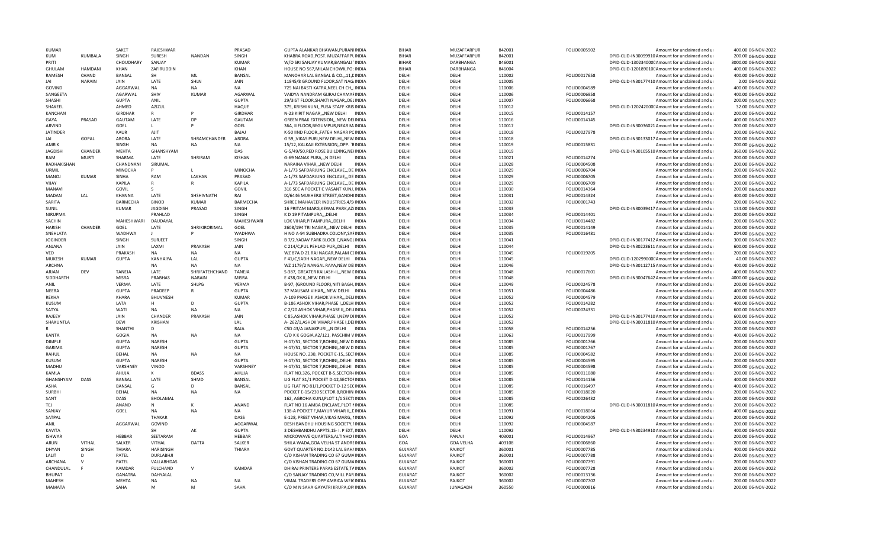| | | | | | | | | | | | | | | | |
|---|---|---|---|---|---|---|---|---|---|---|---|---|---|---|---|
| KUMAR | | SAKET | RAJESHWAR | | PRASAD | GUPTA ALANKAR BHAWAN,PURANI INDIA | | BIHAR | MUZAFFARPUR | 842001 | FOLIO0005902 | | Amount for unclaimed and u | 400.00 | 06-NOV-2022 |
| KUM | KUMBALA | SINGH | SURESH | NANDAN | SINGH | KHABRA ROAD,POST. MUZAFFARPU INDIA | | BIHAR | MUZAFFARPUR | 842001 | | DPID-CLID-IN30099910 | Amount for unclaimed and u | 200.00 | 06-NOV-2022 |
| PRITI | | CHOUDHARY | SANJAY | | KUMAR | W/O SRI SANJAY KUMAR,BANGALI INDIA | | BIHAR | DARBHANGA | 846001 | | DPID-CLID-13023400000 | Amount for unclaimed and u | 3000.00 | 06-NOV-2022 |
| GHULAM | HAMDANI | KHAN | ZAFIRUDDIN | | KHAN | HOUSE NO 567,MILAN CHOWK,PO: INDIA | | BIHAR | DARBHANGA | 846004 | | DPID-CLID-12018901000 | Amount for unclaimed and u | 400.00 | 06-NOV-2022 |
| RAMESH | CHAND | BANSAL | SH | ML | BANSAL | MANOHAR LAL BANSAL & CO.,,11,I INDIA | | DELHI | DELHI | 110002 | FOLIO0017658 | | Amount for unclaimed and u | 400.00 | 06-NOV-2022 |
| JAI | NARAIN | JAIN | LATE | SHLN | JAIN | 11845/8 GROUND FLOOR,SAT NAG INDIA | | DELHI | DELHI | 110005 | | DPID-CLID-IN30177410 | Amount for unclaimed and u | 2.00 | 06-NOV-2022 |
| GOVIND | | AGGARWAL | NA | NA | NA | 725 NAI BASTI KATRA,NEEL CH CH,, INDIA | | DELHI | DELHI | 110006 | FOLIO0004589 | | Amount for unclaimed and u | 400.00 | 06-NOV-2022 |
| SANGEETA | | AGARWAL | SHIV | KUMAR | AGARWAL | VAIDYA NANDRAM GIJRAJ CHAMAF INDIA | | DELHI | DELHI | 110006 | FOLIO0006958 | | Amount for unclaimed and u | 400.00 | 06-NOV-2022 |
| SHASHI | | GUPTA | ANIL | | GUPTA | 29/3IST FLOOR,SHAKTI NAGAR,,DEL INDIA | | DELHI | DELHI | 110007 | FOLIO0006668 | | Amount for unclaimed and u | 200.00 | 06-NOV-2022 |
| SHAKEEL | | AHMED | AZIZUL | | HAQUE | 375, KRISHI KUNJ,,PUSA STAFF KRIS INDIA | | DELHI | DELHI | 110012 | | DPID-CLID-12024200000 | Amount for unclaimed and u | 32.00 | 06-NOV-2022 |
| KANCHAN | | GIRDHAR | R | P | GIRDHAR | N-23 KIRIT NAGAR,,,NEW DELHI INDIA | | DELHI | DELHI | 110015 | FOLIO0014157 | | Amount for unclaimed and u | 200.00 | 06-NOV-2022 |
| GAYA | PRASAD | GAUTAM | LATE | DP | GAUTAM | GREEN PRAK EXTENSION,,,NEW DEI INDIA | | DELHI | DELHI | 110016 | FOLIO0014145 | | Amount for unclaimed and u | 400.00 | 06-NOV-2022 |
| ARVIND | | GOEL | L | P | GOEL | 36A, II FLOOR,BEGUMPUR,NEAR M. INDIA | | DELHI | DELHI | 110017 | | DPID-CLID-IN30036021 | Amount for unclaimed and u | 200.00 | 06-NOV-2022 |
| JATINDER | | KAUR | AJIT | | BAJAJ | K-50 IIND FLOOR,,FATEH NAGAR PC INDIA | | DELHI | DELHI | 110018 | FOLIO0027978 | | Amount for unclaimed and u | 200.00 | 06-NOV-2022 |
| JAI | GOPAL | ARORA | LATE | SHRAMCHANDER | ARORA | G 59,,VIKAS PURI,NEW DELHI,,NEW INDIA | | DELHI | DELHI | 110018 | | DPID-CLID-IN30133017 | Amount for unclaimed and u | 200.00 | 06-NOV-2022 |
| AMRIK | | SINGH | NA | NA | NA | 15/12, KALKAJI EXTENSION,,OPP. `B INDIA | | DELHI | DELHI | 110019 | FOLIO0015831 | | Amount for unclaimed and u | 200.00 | 06-NOV-2022 |
| JAGDISH | CHANDER | MEHTA | GHANSHYAM | | DAS | G-5/49/50,RED ROSE BUILDING,NEI INDIA | | DELHI | DELHI | 110019 | | DPID-CLID-IN30105510 | Amount for unclaimed and u | 360.00 | 06-NOV-2022 |
| RAM | MURTI | SHARMA | LATE | SHRIRAM | KISHAN | G-69 NANAK PURA,,,N DELHI INDIA | | DELHI | DELHI | 110021 | FOLIO0014274 | | Amount for unclaimed and u | 200.00 | 06-NOV-2022 |
| RADHAKISHAN | | CHANDNANI | SIRUMAL | | | NARAINA VIHAR,,,NEW DELHI INDIA | | DELHI | DELHI | 110028 | FOLIO0004508 | | Amount for unclaimed and u | 200.00 | 06-NOV-2022 |
| URMIL | | MINOCHA | P | L | MINOCHA | A-1/73 SAFDARJUNG ENCLAVE,,,DE INDIA | | DELHI | DELHI | 110029 | FOLIO0006704 | | Amount for unclaimed and u | 200.00 | 06-NOV-2022 |
| MANOJ | KUMAR | SINHA | RAM | LAKHAN | PRASAD | A-1/73 SAFDARJUNG ENCLAVE,,,DE INDIA | | DELHI | DELHI | 110029 | FOLIO0006705 | | Amount for unclaimed and u | 200.00 | 06-NOV-2022 |
| VIJAY | | KAPILA | R | R | KAPILA | A-1/73 SAFDARJUNG ENCLAVE,,,DE INDIA | | DELHI | DELHI | 110029 | FOLIO0006709 | | Amount for unclaimed and u | 200.00 | 06-NOV-2022 |
| MANAVI | | GOVIL | S | | GOVIL | 316 SEC A POCKET C VASANT KUNJ, INDIA | | DELHI | DELHI | 110030 | FOLIO0014364 | | Amount for unclaimed and u | 200.00 | 06-NOV-2022 |
| MADAN | LAL | KHANNA | LATE | SHSHIVNATH | RAI | IX/6446 MUKHERJI STREET,GANDHI INDIA | | DELHI | DELHI | 110031 | FOLIO0014324 | | Amount for unclaimed and u | 400.00 | 06-NOV-2022 |
| SARITA | | BARMECHA | BINOD | KUMAR | BARMECHA | SHREE MAHAVEER INDUSTRIES,4/5 INDIA | | DELHI | DELHI | 110032 | FOLIO0001743 | | Amount for unclaimed and u | 200.00 | 06-NOV-2022 |
| SUNIL | | KUMAR | JAGDISH | PRASAD | SINGH | 16 PRITAM MARG,KEWAL PARK,AZ INDIA | | DELHI | DELHI | 110033 | | DPID-CLID-IN30039417 | Amount for unclaimed and u | 134.00 | 06-NOV-2022 |
| NIRUPMA | | | PRAHLAD | | SINGH | K D 19 PITAMPURA,,,DELHI INDIA | | DELHI | DELHI | 110034 | FOLIO0014401 | | Amount for unclaimed and u | 200.00 | 06-NOV-2022 |
| SACHIN | | MAHESHWARI | DAUDAYAL | | MAHESHWARI | LOK VIHAR,PITAMPURA,,DELHI INDIA | | DELHI | DELHI | 110034 | FOLIO0014482 | | Amount for unclaimed and u | 200.00 | 06-NOV-2022 |
| HARISH | CHANDER | GOEL | LATE | SHRIKIRORIMAL | GOEL | 2608/194 TRI NAGAR,,,NEW DELHI INDIA | | DELHI | DELHI | 110035 | FOLIO0014149 | | Amount for unclaimed and u | 200.00 | 06-NOV-2022 |
| SNEHLATA | | WADHWA | J | P | WADHWA | H NO A-94 SUBHADRA COLONY,SAF INDIA | | DELHI | DELHI | 110035 | FOLIO0016481 | | Amount for unclaimed and u | 204.00 | 06-NOV-2022 |
| JOGINDER | | SINGH | SURJEET | | SINGH | B 7/2,YADAV PARK BLOCK C,NANGL INDIA | | DELHI | DELHI | 110041 | | DPID-CLID-IN30177412 | Amount for unclaimed and u | 300.00 | 06-NOV-2022 |
| ANJANA | | JAIN | LAXMI | PRAKASH | JAIN | C 214/C,PUL PEHLAD PUR,,DELHI INDIA | | DELHI | DELHI | 110044 | | DPID-CLID-IN30223611 | Amount for unclaimed and u | 600.00 | 06-NOV-2022 |
| VED | | PRAKASH | NA | NA | NA | WZ 87A D 21 RAJ NAGAR,PALAM C( INDIA | | DELHI | DELHI | 110045 | FOLIO0019205 | | Amount for unclaimed and u | 200.00 | 06-NOV-2022 |
| MUKESH | KUMAR | GUPTA | KANHAIYA | LAL | GUPTA | F 41/C,SADH NAGAR,,NEW DELHI INDIA | | DELHI | DELHI | 110045 | | DPID-CLID-12029900000 | Amount for unclaimed and u | 40.00 | 06-NOV-2022 |
| ARCHNA | | | NA | NA | NA | WZ 1179/2 NANGAL RAYA,NEW DE INDIA | | DELHI | DELHI | 110046 | | DPID-CLID-IN30112715 | Amount for unclaimed and u | 400.00 | 06-NOV-2022 |
| ARJAN | DEV | TANEJA | LATE | SHRIFATEHCHAND | TANEJA | S-387, GREATER KAILASH-II,,,NEW I INDIA | | DELHI | DELHI | 110048 | FOLIO0017601 | | Amount for unclaimed and u | 400.00 | 06-NOV-2022 |
| SIDDHARTH | | MISRA | PRABHAS | NARAIN | MISRA | E 438,GK II,,NEW DELHI INDIA | | DELHI | DELHI | 110048 | | DPID-CLID-IN30047642 | Amount for unclaimed and u | 4000.00 | 06-NOV-2022 |
| ANIL | | VERMA | LATE | SHLPG | VERMA | B-97, (GROUND FLOOR),NITI BAGH, INDIA | | DELHI | DELHI | 110049 | FOLIO0024578 | | Amount for unclaimed and u | 200.00 | 06-NOV-2022 |
| NEERA | | GUPTA | PRADEEP | R | GUPTA | 37 MAUSAM VIHAR,,,NEW DELHI INDIA | | DELHI | DELHI | 110051 | FOLIO0004486 | | Amount for unclaimed and u | 400.00 | 06-NOV-2022 |
| REKHA | | KHARA | BHUVNESH | | KUMAR | A-109 PHASE II ASHOK VIHAR,,,DEL INDIA | | DELHI | DELHI | 110052 | FOLIO0004579 | | Amount for unclaimed and u | 200.00 | 06-NOV-2022 |
| KUSUM | | LATA | H | D | GUPTA | B-186 ASHOK VIHAR,PHASE I,,DELH INDIA | | DELHI | DELHI | 110052 | FOLIO0014282 | | Amount for unclaimed and u | 400.00 | 06-NOV-2022 |
| SATYA | | WATI | NA | NA | NA | C 2/20 ASHOK VIHAR,PHASE II,,DEL INDIA | | DELHI | DELHI | 110052 | FOLIO0024331 | | Amount for unclaimed and u | 600.00 | 06-NOV-2022 |
| RAJEEV | | JAIN | CHANDER | PRAKASH | JAIN | C 85,ASHOK VIHAR,PHASE I,NEW DI INDIA | | DELHI | DELHI | 110052 | | DPID-CLID-IN30177410 | Amount for unclaimed and u | 600.00 | 06-NOV-2022 |
| SHAKUNTLA | | DEVI | KRISHAN | | LAL | A- 262/1,ASHOK VIHAR,PHASE I,DEL INDIA | | DELHI | DELHI | 110052 | | DPID-CLID-IN30011810 | Amount for unclaimed and u | 200.00 | 06-NOV-2022 |
| R | | SHANTHI | D | | RAJA | C5D 43/A JANAKPURI,,,N DELHI INDIA | | DELHI | DELHI | 110058 | FOLIO0014256 | | Amount for unclaimed and u | 200.00 | 06-NOV-2022 |
| KANTA | | GOGIA | NA | NA | NA | C/O K K GOGIA,A2/121, PASCHIM V INDIA | | DELHI | DELHI | 110063 | FOLIO0017999 | | Amount for unclaimed and u | 400.00 | 06-NOV-2022 |
| DIMPLE | | GUPTA | NARESH | | GUPTA | H-17/51, SECTOR 7,ROHINI,,NEW D INDIA | | DELHI | DELHI | 110085 | FOLIO0001766 | | Amount for unclaimed and u | 200.00 | 06-NOV-2022 |
| GARIMA | | GUPTA | NARESH | | GUPTA | H-17/51, SECTOR 7,ROHINI,,NEW D INDIA | | DELHI | DELHI | 110085 | FOLIO0001767 | | Amount for unclaimed and u | 200.00 | 06-NOV-2022 |
| RAHUL | | BEHAL | NA | NA | NA | HOUSE NO. 230, POCKET E-15,,SEC INDIA | | DELHI | DELHI | 110085 | FOLIO0004582 | | Amount for unclaimed and u | 200.00 | 06-NOV-2022 |
| KUSUM | | GUPTA | NARESH | | GUPTA | H-17/51, SECTOR 7,ROHINI,,DELHI INDIA | | DELHI | DELHI | 110085 | FOLIO0004595 | | Amount for unclaimed and u | 200.00 | 06-NOV-2022 |
| MADHU | | VARSHNEY | VINOD | | VARSHNEY | H-17/51, SECTOR 7,ROHINI,,DELHI INDIA | | DELHI | DELHI | 110085 | FOLIO0004598 | | Amount for unclaimed and u | 200.00 | 06-NOV-2022 |
| KAMLA | | AHUJA | K | BDASS | AHUJA | FLAT NO.326, POCKET B-5,SECTOR- INDIA | | DELHI | DELHI | 110085 | FOLIO0011080 | | Amount for unclaimed and u | 200.00 | 06-NOV-2022 |
| GHANSHYAM | DASS | BANSAL | LATE | SHMD | BANSAL | LIG FLAT 81/1 POCKET D-12,SECTOI INDIA | | DELHI | DELHI | 110085 | FOLIO0014156 | | Amount for unclaimed and u | 400.00 | 06-NOV-2022 |
| ASHA | | BANSAL | G | D | BANSAL | LIG FLAT NO 81/1,POCKET D-12 SEC INDIA | | DELHI | DELHI | 110085 | FOLIO0016497 | | Amount for unclaimed and u | 400.00 | 06-NOV-2022 |
| SURBHI | | BEHAL | NA | NA | NA | POCKET E-15/230 SECTOR 8,ROHIN INDIA | | DELHI | DELHI | 110085 | FOLIO0018020 | | Amount for unclaimed and u | 200.00 | 06-NOV-2022 |
| SANT | | DASS | BHOLAMAL | | | 162, AGROHA KUNJ,PLOT 1/1 SECT( INDIA | | DELHI | DELHI | 110085 | FOLIO0026432 | | Amount for unclaimed and u | 200.00 | 06-NOV-2022 |
| TEJ | | ANAND | N | K | ANAND | FLAT NO 16 AMBA ENCLAVE,PLOT N INDIA | | DELHI | DELHI | 110085 | | DPID-CLID-IN30011810 | Amount for unclaimed and u | 200.00 | 06-NOV-2022 |
| SANJAY | | GOEL | NA | NA | NA | 138-A POCKET F,MAYUR VIHAR II,,E INDIA | | DELHI | DELHI | 110091 | FOLIO0018064 | | Amount for unclaimed and u | 400.00 | 06-NOV-2022 |
| SATPAL | | | THAKAR | | DASS | E-128, PREET VIHAR,VIKAS MARG,,I INDIA | | DELHI | DELHI | 110092 | FOLIO0004205 | | Amount for unclaimed and u | 200.00 | 06-NOV-2022 |
| ANIL | | AGGARWAL | GOVIND | | AGGARWAL | DESH BANDHU HOUSING SOCIETY,F INDIA | | DELHI | DELHI | 110092 | FOLIO0004587 | | Amount for unclaimed and u | 200.00 | 06-NOV-2022 |
| KAVITA | | | SH | AK | GUPTA | 3 DESHBANDHU APPTS,15- I. P EXT, INDIA | | DELHI | DELHI | 110092 | | DPID-CLID-IN30234910 | Amount for unclaimed and u | 400.00 | 06-NOV-2022 |
| ISHWAR | | HEBBAR | SEETARAM | | HEBBAR | MICROWAVE QUARTERS,ALTINHO I INDIA | | GOA | PANAJI | 403001 | FOLIO0014967 | | Amount for unclaimed and u | 200.00 | 06-NOV-2022 |
| ARUN | VITHAL | SALKER | VITHAL | DATTA | SALKER | SHILA WADA,GOA VELHA ST ANDRE INDIA | | GOA | GOA VELHA | 403108 | FOLIO0006860 | | Amount for unclaimed and u | 200.00 | 06-NOV-2022 |
| DHYAN | SINGH | THIARA | HARISINGH | | THIARA | GOVT QUARTER NO.D142 LAL BAH/ INDIA | | GUJARAT | RAJKOT | 360001 | FOLIO0007785 | | Amount for unclaimed and u | 400.00 | 06-NOV-2022 |
| LALIT | D | PATEL | DURLABHJI | | | C/O KISHAN TRADING CO 67 GUMA INDIA | | GUJARAT | RAJKOT | 360001 | FOLIO0007788 | | Amount for unclaimed and u | 200.00 | 06-NOV-2022 |
| ARCHANA | V | PATEL | VALLABHDAS | | | C/O KISHAN TRADING CO 67 GUMA INDIA | | GUJARAT | RAJKOT | 360001 | FOLIO0007791 | | Amount for unclaimed and u | 200.00 | 06-NOV-2022 |
| CHANDULAL | F | KAMDAR | FULCHAND | V | KAMDAR | DHIRAJ PRINTERS PARAS ESTATE,TA INDIA | | GUJARAT | RAJKOT | 360002 | FOLIO0007728 | | Amount for unclaimed and u | 200.00 | 06-NOV-2022 |
| BHUPAT | | GANATRA | DAHYALAL | | | C/O SANJAY TRADING CO,MILL PAR INDIA | | GUJARAT | RAJKOT | 360002 | FOLIO0013136 | | Amount for unclaimed and u | 200.00 | 06-NOV-2022 |
| MAHESH | | MEHTA | NA | NA | NA | VIMAL TRADERS OPP AMBICA WEIC INDIA | | GUJARAT | RAJKOT | 360002 | FOLIO0007702 | | Amount for unclaimed and u | 200.00 | 06-NOV-2022 |
| MAMATA | | SAHA | M | M | SAHA | C/O M N SAHA GAYATRI KRUPA,OP INDIA | | GUJARAT | JUNAGADH | 360550 | FOLIO0000816 | | Amount for unclaimed and u | 200.00 | 06-NOV-2022 |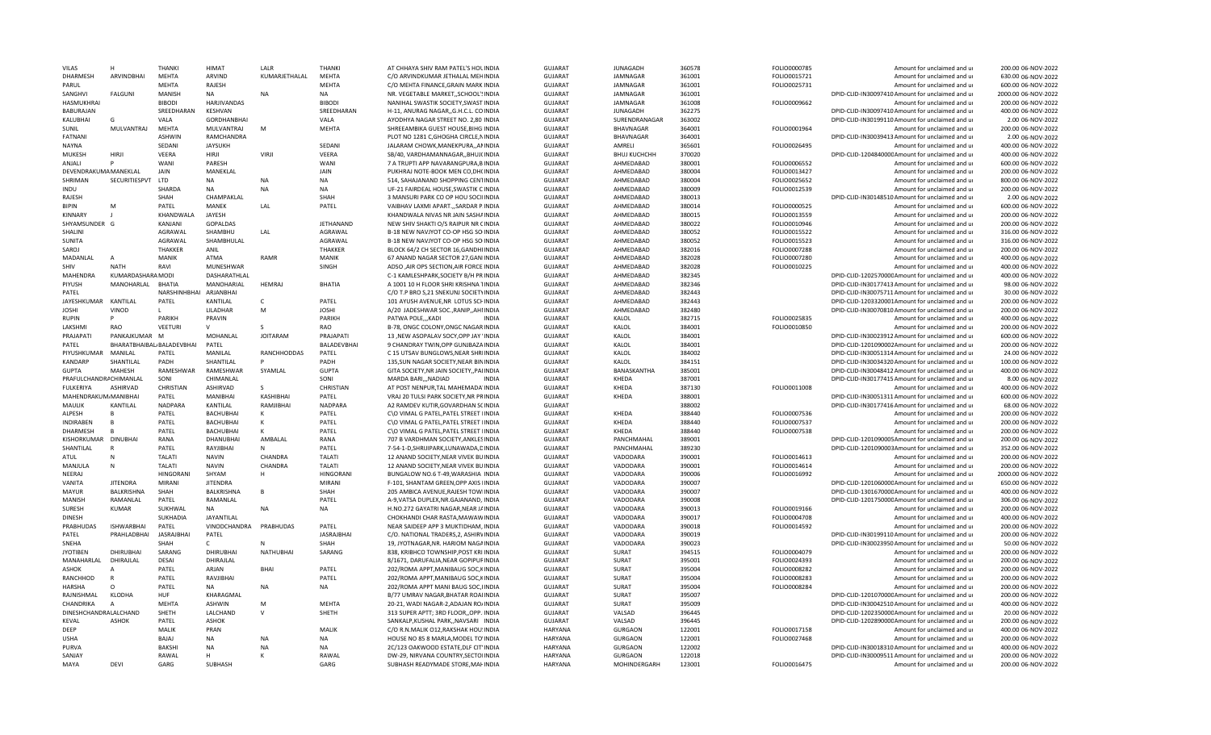| | | | | | | | | | | | | | | |
|---|---|---|---|---|---|---|---|---|---|---|---|---|---|---|
| VILAS | H | THANKI | HIMAT | LALR | THANKI | AT CHHAYA SHIV RAM PATEL'S HOL INDIA | GUJARAT | JUNAGADH | 360578 | FOLIO0000785 | | Amount for unclaimed and ui | 200.00 | 06-NOV-2022 |
| DHARMESH | ARVINDBHAI | MEHTA | ARVIND | KUMARJETHALAL | MEHTA | C/O ARVINDKUMAR JETHALAL MEH INDIA | GUJARAT | JAMNAGAR | 361001 | FOLIO0015721 | | Amount for unclaimed and ui | 630.00 | 06-NOV-2022 |
| PARUL | | MEHTA | RAJESH | | MEHTA | C/O MEHTA FINANCE,GRAIN MARK INDIA | GUJARAT | JAMNAGAR | 361001 | FOLIO0025731 | | Amount for unclaimed and ui | 600.00 | 06-NOV-2022 |
| SANGHVI | FALGUNI | MANISH | NA | NA | NA | NR. VEGETABLE MARKET,,SCHOOL' INDIA | GUJARAT | JAMNAGAR | 361001 | | DPID-CLID-IN30097410 | Amount for unclaimed and ui | 2000.00 | 06-NOV-2022 |
| HASMUKHRAI | | BIBODI | HARJIVANDAS | | BIBODI | NANIHAL SWASTIK SOCIETY,SWAST INDIA | GUJARAT | JAMNAGAR | 361008 | FOLIO0009662 | | Amount for unclaimed and ui | 200.00 | 06-NOV-2022 |
| BABURAJAN | | SREEDHARAN | KESHVAN | | SREEDHARAN | H-11, ANURAG NAGAR,,G.H.C.L. CO INDIA | GUJARAT | JUNAGADH | 362275 | | DPID-CLID-IN30097410 | Amount for unclaimed and ui | 400.00 | 06-NOV-2022 |
| KALUBHAI | G | VALA | GORDHANBHAI | | VALA | AYODHYA NAGAR STREET NO. 2,80 INDIA | GUJARAT | SURENDRANAGAR | 363002 | | DPID-CLID-IN30199110 | Amount for unclaimed and ui | 2.00 | 06-NOV-2022 |
| SUNIL | MULVANTRAJ | MEHTA | MULVANTRAJ | M | MEHTA | SHREEAMBIKA GUEST HOUSE,BIHG INDIA | GUJARAT | BHAVNAGAR | 364001 | FOLIO0001964 | | Amount for unclaimed and ui | 200.00 | 06-NOV-2022 |
| FATNANI | | ASHWIN | RAMCHANDRA | | | PLOT NO 1281 C,GHOGHA CIRCLE,N INDIA | GUJARAT | BHAVNAGAR | 364001 | | DPID-CLID-IN30039413 | Amount for unclaimed and ui | 2.00 | 06-NOV-2022 |
| NAYNA | | SEDANI | JAYSUKH | | SEDANI | JALARAM CHOWK,MANEKPURA,,A INDIA | GUJARAT | AMRELI | 365601 | FOLIO0026495 | | Amount for unclaimed and ui | 400.00 | 06-NOV-2022 |
| MUKESH | HIRJI | VEERA | HIRJI | VIRJI | VEERA | SB/40, VARDHAMANNAGAR,,BHUJ INDIA | GUJARAT | BHUJ KUCHCHH | 370020 | | DPID-CLID-1204840000 | Amount for unclaimed and ui | 400.00 | 06-NOV-2022 |
| ANJALI | P | WANI | PARESH | | WANI | 7 A TRUPTI APP NAVARANGPURA,B INDIA | GUJARAT | AHMEDABAD | 380001 | FOLIO0006552 | | Amount for unclaimed and ui | 600.00 | 06-NOV-2022 |
| DEVENDRAKUMA MANEKLAL | | JAIN | MANEKLAL | | JAIN | PUKHRAJ NOTE-BOOK MEN CO,DH INDIA | GUJARAT | AHMEDABAD | 380004 | FOLIO0013427 | | Amount for unclaimed and ui | 200.00 | 06-NOV-2022 |
| SHRIMAN | SECURITIESPVT | LTD | NA | NA | NA | 514, SAHAJANAND SHOPPING CEN INDIA | GUJARAT | AHMEDABAD | 380004 | FOLIO0025652 | | Amount for unclaimed and ui | 800.00 | 06-NOV-2022 |
| INDU | | SHARDA | NA | NA | NA | UF-21 FAIRDEAL HOUSE,SWASTIK C INDIA | GUJARAT | AHMEDABAD | 380009 | FOLIO0012539 | | Amount for unclaimed and ui | 200.00 | 06-NOV-2022 |
| RAJESH | | SHAH | CHAMPAKLAL | | SHAH | 3 MANSURI PARK CO OP HOU SOCI INDIA | GUJARAT | AHMEDABAD | 380013 | | DPID-CLID-IN30148510 | Amount for unclaimed and ui | 2.00 | 06-NOV-2022 |
| BIPIN | M | PATEL | MANEK | LAL | PATEL | VAIBHAV LAXMI APART.,,SARDAR P INDIA | GUJARAT | AHMEDABAD | 380014 | FOLIO0000525 | | Amount for unclaimed and ui | 600.00 | 06-NOV-2022 |
| KINNARY | J | KHANDWALA | JAYESH | | | KHANDWALA NIVAS NR JAIN SASH INDIA | GUJARAT | AHMEDABAD | 380015 | FOLIO0013559 | | Amount for unclaimed and ui | 200.00 | 06-NOV-2022 |
| SHYAMSUNDER | G | KANJANI | GOPALDAS | | JETHANAND | NEW SHIV SHAKTI O/S RAIPUR NR ( INDIA | GUJARAT | AHMEDABAD | 380022 | FOLIO0010946 | | Amount for unclaimed and ui | 200.00 | 06-NOV-2022 |
| SHALINI | | AGRAWAL | SHAMBHU | LAL | AGRAWAL | B-18 NEW NAVJYOT CO-OP HSG SO INDIA | GUJARAT | AHMEDABAD | 380052 | FOLIO0015522 | | Amount for unclaimed and ui | 316.00 | 06-NOV-2022 |
| SUNITA | | AGRAWAL | SHAMBHULAL | | AGRAWAL | B-18 NEW NAVJYOT CO-OP HSG SO INDIA | GUJARAT | AHMEDABAD | 380052 | FOLIO0015523 | | Amount for unclaimed and ui | 316.00 | 06-NOV-2022 |
| SAROJ | | THAKKER | ANIL | | THAKKER | BLOCK 64/2 CH SECTOR 16,GANDHI INDIA | GUJARAT | AHMEDABAD | 382016 | FOLIO0007288 | | Amount for unclaimed and ui | 200.00 | 06-NOV-2022 |
| MADANLAL | A | MANIK | ATMA | RAMR | MANIK | 67 ANAND NAGAR SECTOR 27,GAN INDIA | GUJARAT | AHMEDABAD | 382028 | FOLIO0007280 | | Amount for unclaimed and ui | 400.00 | 06-NOV-2022 |
| SHIV | NATH | RAVI | MUNESHWAR | | SINGH | ADSO ,AIR OPS SECTION,AIR FORCE INDIA | GUJARAT | AHMEDABAD | 382028 | FOLIO0010225 | | Amount for unclaimed and ui | 400.00 | 06-NOV-2022 |
| MAHENDRA | KUMARDASHARA | MODI | DASHARATHLAL | | | C-1 KAMLESHPARK,SOCIETY B/H PR INDIA | GUJARAT | AHMEDABAD | 382345 | | DPID-CLID-1202570000 | Amount for unclaimed and ui | 400.00 | 06-NOV-2022 |
| PIYUSH | MANOHARLAL | BHATIA | MANOHARLAL | HEMRAJ | BHATIA | A 1001 10 H FLOOR SHRI KRISHNA 1 INDIA | GUJARAT | AHMEDABAD | 382346 | | DPID-CLID-IN30177413 | Amount for unclaimed and ui | 98.00 | 06-NOV-2022 |
| PATEL | | NARSHINHBHAI | ARJANBHAI | | | C/O T.P BRO S,21 SNEKUNJ SOCIETY INDIA | GUJARAT | AHMEDABAD | 382443 | | DPID-CLID-IN30075711 | Amount for unclaimed and ui | 30.00 | 06-NOV-2022 |
| JAYESHKUMAR | KANTILAL | PATEL | KANTILAL | C | PATEL | 101 AYUSH AVENUE,NR LOTUS SCH INDIA | GUJARAT | AHMEDABAD | 382443 | | DPID-CLID-1203320001 | Amount for unclaimed and ui | 200.00 | 06-NOV-2022 |
| JOSHI | VINOD | L | LILADHAR | M | JOSHI | A/20 JADESHWAR SOC.,RANIP,,AH INDIA | GUJARAT | AHMEDABAD | 382480 | | DPID-CLID-IN30070810 | Amount for unclaimed and ui | 200.00 | 06-NOV-2022 |
| RUPIN | P | PARIKH | PRAVIN | | PARIKH | PATWA POLE,,,KADI INDIA | GUJARAT | KALOL | 382715 | FOLIO0025835 | | Amount for unclaimed and ui | 400.00 | 06-NOV-2022 |
| LAKSHMI | RAO | VEETURI | V | S | RAO | B-78, ONGC COLONY,ONGC NAGAR INDIA | GUJARAT | KALOL | 384001 | FOLIO0010850 | | Amount for unclaimed and ui | 200.00 | 06-NOV-2022 |
| PRAJAPATI | PANKAJKUMAR | M | MOHANLAL | JOITARAM | PRAJAPATI | 13 ,NEW ASOPALAV SOCY,OPP JAY INDIA | GUJARAT | KALOL | 384001 | | DPID-CLID-IN30023912 | Amount for unclaimed and ui | 600.00 | 06-NOV-2022 |
| PATEL | BHARATBHAIBAL | BALADEVBHAI | PATEL | | BALADEVBHAI | 9 CHANDRAY TWIN,OPP GUNJBAZA INDIA | GUJARAT | KALOL | 384001 | | DPID-CLID-1201090002 | Amount for unclaimed and ui | 200.00 | 06-NOV-2022 |
| PIYUSHKUMAR | MANILAL | PATEL | MANILAL | RANCHHODDAS | PATEL | C 15 UTSAV BUNGLOWS,NEAR SHRI INDIA | GUJARAT | KALOL | 384002 | | DPID-CLID-IN30051314 | Amount for unclaimed and ui | 24.00 | 06-NOV-2022 |
| KANDARP | SHANTILAL | PADH | SHANTILAL | P | PADH | 135,SUN NAGAR SOCIETY,NEAR BIN INDIA | GUJARAT | KALOL | 384151 | | DPID-CLID-IN30034320 | Amount for unclaimed and ui | 100.00 | 06-NOV-2022 |
| GUPTA | MAHESH | RAMESHWAR | RAMESHWAR | SYAMLAL | GUPTA | GITA SOCIETY,NR JAIN SOCIETY,,PAI INDIA | GUJARAT | BANASKANTHA | 385001 | | DPID-CLID-IN30048412 | Amount for unclaimed and ui | 400.00 | 06-NOV-2022 |
| PRAFULCHANDR | ACHIMANLAL | SONI | CHIMANLAL | | SONI | MARDA BARI,,,NADIAD INDIA | GUJARAT | KHEDA | 387001 | | DPID-CLID-IN30177415 | Amount for unclaimed and ui | 8.00 | 06-NOV-2022 |
| FULKERIYA | ASHIRVAD | CHRISTIAN | ASHIRVAD | S | CHRISTIAN | AT POST NENPUR,TAL MAHEMADA INDIA | GUJARAT | KHEDA | 387130 | FOLIO0011008 | | Amount for unclaimed and ui | 400.00 | 06-NOV-2022 |
| MAHENDRAKUM | MANIBHAI | PATEL | MANIBHAI | KASHIBHAI | PATEL | VRAJ 20 TULSI PARK SOCIETY,NR PR INDIA | GUJARAT | KHEDA | 388001 | | DPID-CLID-IN30051311 | Amount for unclaimed and ui | 600.00 | 06-NOV-2022 |
| MAULIK | KANTILAL | NADPARA | KANTILAL | RAMJIBHAI | NADPARA | A2 RAMDEV KUTIR,GOVARDHAN SC INDIA | GUJARAT | | 388002 | | DPID-CLID-IN30177416 | Amount for unclaimed and ui | 68.00 | 06-NOV-2022 |
| ALPESH | B | PATEL | BACHUBHAI | K | PATEL | C\O VIMAL G PATEL,PATEL STREET I INDIA | GUJARAT | KHEDA | 388440 | FOLIO0007536 | | Amount for unclaimed and ui | 200.00 | 06-NOV-2022 |
| INDIRABEN | B | PATEL | BACHUBHAI | K | PATEL | C\O VIMAL G PATEL,PATEL STREET I INDIA | GUJARAT | KHEDA | 388440 | FOLIO0007537 | | Amount for unclaimed and ui | 200.00 | 06-NOV-2022 |
| DHARMESH | B | PATEL | BACHUBHAI | K | PATEL | C\O VIMAL G PATEL,PATEL STREET I INDIA | GUJARAT | KHEDA | 388440 | FOLIO0007538 | | Amount for unclaimed and ui | 200.00 | 06-NOV-2022 |
| KISHORKUMAR | DINUBHAI | RANA | DHANUBHAI | AMBALAL | RANA | 707 B VARDHMAN SOCIETY,ANKLES INDIA | GUJARAT | PANCHMAHAL | 389001 | | DPID-CLID-1201090005 | Amount for unclaimed and ui | 200.00 | 06-NOV-2022 |
| SHANTILAL | R | PATEL | RAYJIBHAI | N | PATEL | 7-54-1-D,SHRIJIPARK,LUNAWADA,D INDIA | GUJARAT | PANCHMAHAL | 389230 | | DPID-CLID-1201090003 | Amount for unclaimed and ui | 352.00 | 06-NOV-2022 |
| ATUL | N | TALATI | NAVIN | CHANDRA | TALATI | 12 ANAND SOCIETY,NEAR VIVEK BU INDIA | GUJARAT | VADODARA | 390001 | FOLIO0014613 | | Amount for unclaimed and ui | 200.00 | 06-NOV-2022 |
| MANJULA | N | TALATI | NAVIN | CHANDRA | TALATI | 12 ANAND SOCIETY,NEAR VIVEK BU INDIA | GUJARAT | VADODARA | 390001 | FOLIO0014614 | | Amount for unclaimed and ui | 200.00 | 06-NOV-2022 |
| NEERAJ | | HINGORANI | SHYAM | H | HINGORANI | BUNGALOW NO.6 T-49,WARASHIA INDIA | GUJARAT | VADODARA | 390006 | FOLIO0016992 | | Amount for unclaimed and ui | 2000.00 | 06-NOV-2022 |
| VANITA | JITENDRA | MIRANI | JITENDRA | | MIRANI | F-101, SHANTAM GREEN,OPP AXIS I INDIA | GUJARAT | VADODARA | 390007 | | DPID-CLID-1201060000 | Amount for unclaimed and ui | 650.00 | 06-NOV-2022 |
| MAYUR | BALKRISHNA | SHAH | BALKRISHNA | B | SHAH | 205 AMBICA AVENUE,RAJESH TOW INDIA | GUJARAT | VADODARA | 390007 | | DPID-CLID-1301670000 | Amount for unclaimed and ui | 400.00 | 06-NOV-2022 |
| MANISH | RAMANLAL | PATEL | RAMANLAL | | PATEL | A-9,VATSA DUPLEX,NR.GAJANAND, INDIA | GUJARAT | VADODARA | 390008 | | DPID-CLID-1201750000 | Amount for unclaimed and ui | 306.00 | 06-NOV-2022 |
| SURESH | KUMAR | SUKHWAL | NA | NA | NA | H.NO.272 GAYATRI NAGAR,NEAR J/ INDIA | GUJARAT | VADODARA | 390013 | FOLIO0019166 | | Amount for unclaimed and ui | 200.00 | 06-NOV-2022 |
| DINESH | | SUKHADIA | JAYANTILAL | | | CHOKHANDI CHAR RASTA,MAWAW INDIA | GUJARAT | VADODARA | 390017 | FOLIO0004708 | | Amount for unclaimed and ui | 400.00 | 06-NOV-2022 |
| PRABHUDAS | ISHWARBHAI | PATEL | VINODCHANDRA | PRABHUDAS | PATEL | NEAR SAIDEEP APP 3 MUKTIDHAM, INDIA | GUJARAT | VADODARA | 390018 | FOLIO0014592 | | Amount for unclaimed and ui | 200.00 | 06-NOV-2022 |
| PATEL | PRAHLADBHAI | JASRAJBHAI | PATEL | | JASRAJBHAI | C/O. NATIONAL TRADERS,2, ASHIRV INDIA | GUJARAT | VADODARA | 390019 | | DPID-CLID-IN30199110 | Amount for unclaimed and ui | 200.00 | 06-NOV-2022 |
| SNEHA | | SHAH | C | N | SHAH | 19, JYOTNAGAR,NR. HARIOM NAGA INDIA | GUJARAT | VADODARA | 390023 | | DPID-CLID-IN30023950 | Amount for unclaimed and ui | 50.00 | 06-NOV-2022 |
| JYOTIBEN | DHIRUBHAI | SARANG | DHIRUBHAI | NATHUBHAI | SARANG | 838, KRIBHCO TOWNSHIP,POST KRI INDIA | GUJARAT | SURAT | 394515 | FOLIO0004079 | | Amount for unclaimed and ui | 200.00 | 06-NOV-2022 |
| MANAHARLAL | DHIRAJLAL | DESAI | DHIRAJLAL | | | 8/1671, DARUFALIA,NEAR GOPIPUF INDIA | GUJARAT | SURAT | 395001 | FOLIO0024393 | | Amount for unclaimed and ui | 200.00 | 06-NOV-2022 |
| ASHOK | A | PATEL | ARJAN | BHAI | PATEL | 202/ROMA APPT,MANIBAUG SOC,K INDIA | GUJARAT | SURAT | 395004 | FOLIO0008282 | | Amount for unclaimed and ui | 200.00 | 06-NOV-2022 |
| RANCHHOD | R | PATEL | RAVJIBHAI | | PATEL | 202/ROMA APPT,MANIBAUG SOC,K INDIA | GUJARAT | SURAT | 395004 | FOLIO0008283 | | Amount for unclaimed and ui | 200.00 | 06-NOV-2022 |
| HARSHA | O | PATEL | NA | NA | NA | 202/ROMA APPT MANI BAUG SOC,I INDIA | GUJARAT | SURAT | 395004 | FOLIO0008284 | | Amount for unclaimed and ui | 200.00 | 06-NOV-2022 |
| RAJNISHMAL | KLODHA | HUF | KHARAGMAL | | | B/77 UMRAV NAGAR,BHATAR ROAI INDIA | GUJARAT | SURAT | 395007 | | DPID-CLID-1201070000 | Amount for unclaimed and ui | 200.00 | 06-NOV-2022 |
| CHANDRIKA | A | MEHTA | ASHWIN | M | MEHTA | 20-21, WADI NAGAR-2,ADAJAN RO/ INDIA | GUJARAT | SURAT | 395009 | | DPID-CLID-IN30042510 | Amount for unclaimed and ui | 400.00 | 06-NOV-2022 |
| DINESHCHANDRA | LALCHAND | SHETH | LALCHAND | V | SHETH | 313 SUPER APTT; 3RD FLOOR,,OPP. INDIA | GUJARAT | VALSAD | 396445 | | DPID-CLID-1202350000 | Amount for unclaimed and ui | 20.00 | 06-NOV-2022 |
| KEVAL | ASHOK | PATEL | ASHOK | | | SANKALP,KUSHAL PARK,,NAVSARI INDIA | GUJARAT | VALSAD | 396445 | | DPID-CLID-1202890000 | Amount for unclaimed and ui | 200.00 | 06-NOV-2022 |
| DEEP | | MALIK | PRAN | | MALIK | C/O R.N.MALIK O12,RAKSHAK HOU INDIA | HARYANA | GURGAON | 122001 | FOLIO0017158 | | Amount for unclaimed and ui | 400.00 | 06-NOV-2022 |
| USHA | | BAJAJ | NA | NA | NA | HOUSE NO 85 8 MARLA,MODEL TO INDIA | HARYANA | GURGAON | 122001 | FOLIO0027468 | | Amount for unclaimed and ui | 200.00 | 06-NOV-2022 |
| PURVA | | BAKSHI | NA | NA | NA | 2C/123 OAKWOOD ESTATE,DLF CIT INDIA | HARYANA | GURGAON | 122002 | | DPID-CLID-IN30018310 | Amount for unclaimed and ui | 400.00 | 06-NOV-2022 |
| SANJAY | | RAWAL | H | K | RAWAL | DW-29, NIRVANA COUNTRY,SECTO INDIA | HARYANA | GURGAON | 122018 | | DPID-CLID-IN30009511 | Amount for unclaimed and ui | 200.00 | 06-NOV-2022 |
| MAYA | DEVI | GARG | SUBHASH | | GARG | SUBHASH READYMADE STORE,MAI INDIA | HARYANA | MOHINDERGARH | 123001 | FOLIO0016475 | | Amount for unclaimed and ui | 200.00 | 06-NOV-2022 |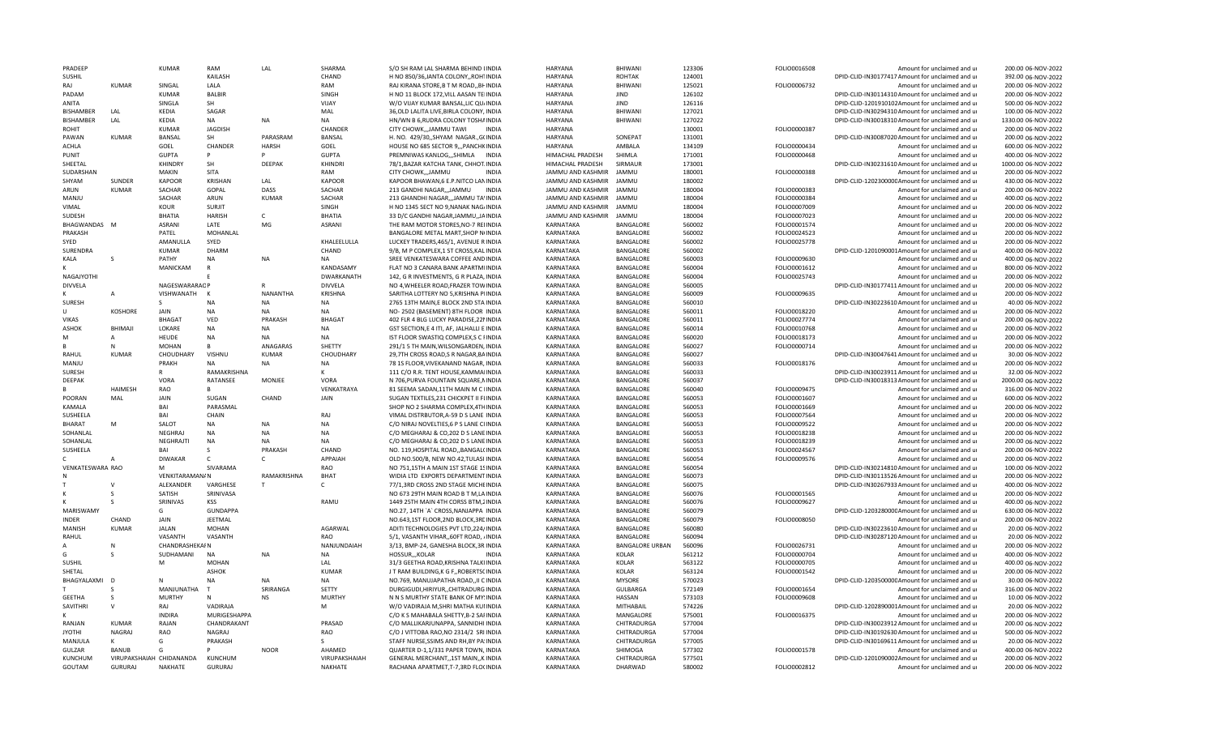| PRADEEP | | KUMAR | RAM | LAL | SHARMA | S/O SH RAM LAL SHARMA BEHIND INDIA | HARYANA | BHIWANI | 123306 | FOLIO0016508 | | Amount for unclaimed and ui | 200.00 | 06-NOV-2022 |
|---|---|---|---|---|---|---|---|---|---|---|---|---|---|---|
| SUSHIL | | | KAILASH | | CHAND | H NO 850/36,JANTA COLONY,,ROH INDIA | HARYANA | ROHTAK | 124001 | | DPID-CLID-IN30177417 | Amount for unclaimed and ui | 392.00 | 06-NOV-2022 |
| RAJ | KUMAR | SINGAL | LALA | | RAM | RAJ KIRANA STORE,B T M ROAD,,BH INDIA | HARYANA | BHIWANI | 125021 | FOLIO0006732 | | Amount for unclaimed and ui | 200.00 | 06-NOV-2022 |
| PADAM | | KUMAR | BALBIR | | SINGH | H NO 11 BLOCK 172,VILL AASAN TE INDIA | HARYANA | JIND | 126102 | | DPID-CLID-IN30114310 | Amount for unclaimed and ui | 200.00 | 06-NOV-2022 |
| ANITA | | SINGLA | SH | | VIJAY | W/O VIJAY KUMAR BANSAL,LIC QU INDIA | HARYANA | JIND | 126116 | | DPID-CLID-1201910102 | Amount for unclaimed and ui | 500.00 | 06-NOV-2022 |
| BISHAMBER | LAL | KEDIA | SAGAR | | MAL | 36,OLD LALITA LIVE,BIRLA COLONY, INDIA | HARYANA | BHIWANI | 127021 | | DPID-CLID-IN30294310 | Amount for unclaimed and ui | 100.00 | 06-NOV-2022 |
| BISHAMBER | LAL | KEDIA | NA | NA | NA | HN/WN B 6,RUDRA COLONY TOSHA INDIA | HARYANA | BHIWANI | 127022 | | DPID-CLID-IN30018310 | Amount for unclaimed and ui | 1330.00 | 06-NOV-2022 |
| ROHIT | | KUMAR | JAGDISH | | CHANDER | CITY CHOWK,,,JAMMU TAWI INDIA | HARYANA | | 130001 | FOLIO0000387 | | Amount for unclaimed and ui | 200.00 | 06-NOV-2022 |
| PAWAN | KUMAR | BANSAL | SH | PARASRAM | BANSAL | H. NO. 429/30,,SHYAM NAGAR,,GC INDIA | HARYANA | SONEPAT | 131001 | | DPID-CLID-IN30087020 | Amount for unclaimed and ui | 200.00 | 06-NOV-2022 |
| ACHLA | | GOEL | CHANDER | HARSH | GOEL | HOUSE NO 685 SECTOR 9,,,PANCHI INDIA | HARYANA | AMBALA | 134109 | FOLIO0000434 | | Amount for unclaimed and ui | 600.00 | 06-NOV-2022 |
| PUNIT | | GUPTA | P | P | GUPTA | PREMNIWAS KANLOG,,,SHIMLA INDIA | HIMACHAL PRADESH | SHIMLA | 171001 | FOLIO0000468 | | Amount for unclaimed and ui | 400.00 | 06-NOV-2022 |
| SHEETAL | | KHINDRY | SH | DEEPAK | KHINDRI | 78/1,BAZAR KATCHA TANK, CHHOT. INDIA | HIMACHAL PRADESH | SIRMAUR | 173001 | | DPID-CLID-IN30231610 | Amount for unclaimed and ui | 1000.00 | 06-NOV-2022 |
| SUDARSHAN | | MAKIN | SITA | | RAM | CITY CHOWK,,,JAMMU INDIA | JAMMU AND KASHMIR | JAMMU | 180001 | FOLIO0000388 | | Amount for unclaimed and ui | 200.00 | 06-NOV-2022 |
| SHYAM | SUNDER | KAPOOR | KRISHAN | LAL | KAPOOR | KAPOOR BHAWAN,6 E.P.NITCO LAN INDIA | JAMMU AND KASHMIR | JAMMU | 180002 | | DPID-CLID-1202300000 | Amount for unclaimed and ui | 430.00 | 06-NOV-2022 |
| ARUN | KUMAR | SACHAR | GOPAL | DASS | SACHAR | 213 GANDHI NAGAR,,,JAMMU INDIA | JAMMU AND KASHMIR | JAMMU | 180004 | FOLIO0000383 | | Amount for unclaimed and ui | 200.00 | 06-NOV-2022 |
| MANJU | | SACHAR | ARUN | KUMAR | SACHAR | 213 GHANDHI NAGAR,,,JAMMU TA' INDIA | JAMMU AND KASHMIR | JAMMU | 180004 | FOLIO0000384 | | Amount for unclaimed and ui | 400.00 | 06-NOV-2022 |
| VIMAL | | KOUR | SURJIT | | SINGH | H NO 1345 SECT NO 9,NANAK NAG. INDIA | JAMMU AND KASHMIR | JAMMU | 180004 | FOLIO0007009 | | Amount for unclaimed and ui | 200.00 | 06-NOV-2022 |
| SUDESH | | BHATIA | HARISH | C | BHATIA | 33 D/C GANDHI NAGAR,JAMMU,,JA INDIA | JAMMU AND KASHMIR | JAMMU | 180004 | FOLIO0007023 | | Amount for unclaimed and ui | 200.00 | 06-NOV-2022 |
| BHAGWANDAS | M | ASRANI | LATE | MG | ASRANI | THE RAM MOTOR STORES,NO-7 RE INDIA | KARNATAKA | BANGALORE | 560002 | FOLIO0001574 | | Amount for unclaimed and ui | 200.00 | 06-NOV-2022 |
| PRAKASH | | PATEL | MOHANLAL | | | BANGALORE METAL MART,SHOP N INDIA | KARNATAKA | BANGALORE | 560002 | FOLIO0024523 | | Amount for unclaimed and ui | 200.00 | 06-NOV-2022 |
| SYED | | AMANULLA | SYED | | KHALEELULLA | LUCKEY TRADERS,465/1, AVENUE R INDIA | KARNATAKA | BANGALORE | 560002 | FOLIO0025778 | | Amount for unclaimed and ui | 200.00 | 06-NOV-2022 |
| SURENDRA | | KUMAR | DHARM | | CHAND | 9/B, M P COMPLEX,1 ST CROSS,KAL INDIA | KARNATAKA | BANGALORE | 560002 | | DPID-CLID-1201090001 | Amount for unclaimed and ui | 400.00 | 06-NOV-2022 |
| KALA | S | PATHY | NA | NA | NA | SREE VENKATESWARA COFFEE AND INDIA | KARNATAKA | BANGALORE | 560003 | FOLIO0009630 | | Amount for unclaimed and ui | 400.00 | 06-NOV-2022 |
| K | | MANICKAM | R | | KANDASAMY | FLAT NO 3 CANARA BANK APARTMI INDIA | KARNATAKA | BANGALORE | 560004 | FOLIO0001612 | | Amount for unclaimed and ui | 800.00 | 06-NOV-2022 |
| NAGAJYOTHI | | | E | | DWARKANATH | 142, G R INVESTMENTS, G R PLAZA, INDIA | KARNATAKA | BANGALORE | 560004 | FOLIO0025743 | | Amount for unclaimed and ui | 200.00 | 06-NOV-2022 |
| DIVVELA | | NAGESWARARAO | P | R | DIVVELA | NO 4,WHEELER ROAD,FRAZER TOW INDIA | KARNATAKA | BANGALORE | 560005 | | DPID-CLID-IN30177411 | Amount for unclaimed and ui | 200.00 | 06-NOV-2022 |
| K | A | VISHWANATH | K | NANANTHA | KRISHNA | SARITHA LOTTERY NO 5,KRISHNA R INDIA | KARNATAKA | BANGALORE | 560009 | FOLIO0009635 | | Amount for unclaimed and ui | 200.00 | 06-NOV-2022 |
| SURESH | | S | NA | NA | NA | 2765 13TH MAIN,E BLOCK 2ND STA INDIA | KARNATAKA | BANGALORE | 560010 | | DPID-CLID-IN30223610 | Amount for unclaimed and ui | 40.00 | 06-NOV-2022 |
| U | KOSHORE | JAIN | NA | NA | NA | NO- 2502 (BASEMENT) 8TH FLOOR INDIA | KARNATAKA | BANGALORE | 560011 | FOLIO0018220 | | Amount for unclaimed and ui | 200.00 | 06-NOV-2022 |
| VIKAS | | BHAGAT | VED | PRAKASH | BHAGAT | 402 FLR 4 BLG LUCKY PARADISE,22 INDIA | KARNATAKA | BANGALORE | 560011 | FOLIO0027774 | | Amount for unclaimed and ui | 200.00 | 06-NOV-2022 |
| ASHOK | BHIMAJI | LOKARE | NA | NA | NA | GST SECTION,E 4 ITI, AF, JALHALLI E INDIA | KARNATAKA | BANGALORE | 560014 | FOLIO0010768 | | Amount for unclaimed and ui | 200.00 | 06-NOV-2022 |
| M | A | HEUDE | NA | NA | NA | IST FLOOR SWASTIQ COMPLEX,S C INDIA | KARNATAKA | BANGALORE | 560020 | FOLIO0018173 | | Amount for unclaimed and ui | 200.00 | 06-NOV-2022 |
| B | N | MOHAN | B | ANAGARAS | SHETTY | 291/1 S TH MAIN,WILSONGARDEN, INDIA | KARNATAKA | BANGALORE | 560027 | FOLIO0000714 | | Amount for unclaimed and ui | 200.00 | 06-NOV-2022 |
| RAHUL | KUMAR | CHOUDHARY | VISHNU | KUMAR | CHOUDHARY | 29,7TH CROSS ROAD,S R NAGAR,BA INDIA | KARNATAKA | BANGALORE | 560027 | | DPID-CLID-IN30047641 | Amount for unclaimed and ui | 30.00 | 06-NOV-2022 |
| MANJU | | PRAKH | NA | NA | NA | 78 1S FLOOR,VIVEKANAND NAGAR, INDIA | KARNATAKA | BANGALORE | 560033 | FOLIO0018176 | | Amount for unclaimed and ui | 200.00 | 06-NOV-2022 |
| SURESH | | R | RAMAKRISHNA | | K | 111 C/O R.R. TENT HOUSE,KAMMA INDIA | KARNATAKA | BANGALORE | 560033 | | DPID-CLID-IN30023911 | Amount for unclaimed and ui | 32.00 | 06-NOV-2022 |
| DEEPAK | | VORA | RATANSEE | MONJEE | VORA | N 706,PURVA FOUNTAIN SQUARE,N INDIA | KARNATAKA | BANGALORE | 560037 | | DPID-CLID-IN30018313 | Amount for unclaimed and ui | 2000.00 | 06-NOV-2022 |
| B | HAIMESH | RAO | B | | VENKATRAYA | 81 SEEMA SADAN,11TH MAIN M C INDIA | KARNATAKA | BANGALORE | 560040 | FOLIO0009475 | | Amount for unclaimed and ui | 316.00 | 06-NOV-2022 |
| POORAN | MAL | JAIN | SUGAN | CHAND | JAIN | SUGAN TEXTILES,231 CHICKPET II F INDIA | KARNATAKA | BANGALORE | 560053 | FOLIO0001607 | | Amount for unclaimed and ui | 600.00 | 06-NOV-2022 |
| KAMALA | | BAI | PARASMAL | | | SHOP NO 2 SHARMA COMPLEX,4TH INDIA | KARNATAKA | BANGALORE | 560053 | FOLIO0001669 | | Amount for unclaimed and ui | 200.00 | 06-NOV-2022 |
| SUSHEELA | | BAI | CHAIN | | RAJ | VIMAL DISTRBUTOR,A-59 D S LANE INDIA | KARNATAKA | BANGALORE | 560053 | FOLIO0007564 | | Amount for unclaimed and ui | 200.00 | 06-NOV-2022 |
| BHARAT | M | SALOT | NA | NA | NA | C/O NIRAJ NOVELTIES,6 P S LANE C INDIA | KARNATAKA | BANGALORE | 560053 | FOLIO0009522 | | Amount for unclaimed and ui | 200.00 | 06-NOV-2022 |
| SOHANLAL | | NEGHRAJ | NA | NA | NA | C/O MEGHARAJ & CO,202 D S LANE INDIA | KARNATAKA | BANGALORE | 560053 | FOLIO0018238 | | Amount for unclaimed and ui | 200.00 | 06-NOV-2022 |
| SOHANLAL | | NEGHRAJTI | NA | NA | NA | C/O MEGHARAJ & CO,202 D S LANE INDIA | KARNATAKA | BANGALORE | 560053 | FOLIO0018239 | | Amount for unclaimed and ui | 200.00 | 06-NOV-2022 |
| SUSHEELA | | BAI | S | PRAKASH | CHAND | NO. 119,HOSPITAL ROAD,,BANGAL INDIA | KARNATAKA | BANGALORE | 560053 | FOLIO0024567 | | Amount for unclaimed and ui | 200.00 | 06-NOV-2022 |
| C | A | DIWAKAR | C | C | APPAIAH | OLD NO.500/B, NEW NO.42,TULASI INDIA | KARNATAKA | BANGALORE | 560054 | FOLIO0009576 | | Amount for unclaimed and ui | 200.00 | 06-NOV-2022 |
| VENKATESWARA | RAO | M | SIVARAMA | | RAO | NO 751,15TH A MAIN 1ST STAGE 1S INDIA | KARNATAKA | BANGALORE | 560054 | | DPID-CLID-IN30214810 | Amount for unclaimed and ui | 100.00 | 06-NOV-2022 |
| N | | VENKITARAMAN | N | RAMAKRISHNA | BHAT | WIDIA LTD EXPORTS DEPARTMENT INDIA | KARNATAKA | BANGALORE | 560073 | | DPID-CLID-IN30113526 | Amount for unclaimed and ui | 200.00 | 06-NOV-2022 |
| T | V | ALEXANDER | VARGHESE | T | C | 77/1,3RD CROSS 2ND STAGE MICHE INDIA | KARNATAKA | BANGALORE | 560075 | | DPID-CLID-IN30267933 | Amount for unclaimed and ui | 400.00 | 06-NOV-2022 |
| K | S | SATISH | SRINIVASA | | | NO 673 29TH MAIN ROAD B T M,LA INDIA | KARNATAKA | BANGALORE | 560076 | FOLIO0001565 | | Amount for unclaimed and ui | 200.00 | 06-NOV-2022 |
| K | S | SRINIVAS | KSS | | RAMU | 1449 25TH MAIN 4TH CORSS BTM,2 INDIA | KARNATAKA | BANGALORE | 560076 | FOLIO0009627 | | Amount for unclaimed and ui | 400.00 | 06-NOV-2022 |
| MARISWAMY | | G | GUNDAPPA | | | NO.27, 14TH `A` CROSS,NANJAPPA INDIA | KARNATAKA | BANGALORE | 560079 | | DPID-CLID-1203280000 | Amount for unclaimed and ui | 630.00 | 06-NOV-2022 |
| INDER | CHAND | JAIN | JEETMAL | | | NO.643,1ST FLOOR,2ND BLOCK,3RC INDIA | KARNATAKA | BANGALORE | 560079 | FOLIO0008050 | | Amount for unclaimed and ui | 200.00 | 06-NOV-2022 |
| MANISH | KUMAR | JALAN | MOHAN | | AGARWAL | ADITI TECHNOLOGIES PVT LTD,224/ INDIA | KARNATAKA | BANGALORE | 560080 | | DPID-CLID-IN30223610 | Amount for unclaimed and ui | 20.00 | 06-NOV-2022 |
| RAHUL | | VASANTH | VASANTH | | RAO | 5/1, VASANTH VIHAR,,60FT ROAD, , INDIA | KARNATAKA | BANGALORE | 560094 | | DPID-CLID-IN30287120 | Amount for unclaimed and ui | 20.00 | 06-NOV-2022 |
| A | N | CHANDRASHEKAR | N | | NANJUNDAIAH | 3/13, BMP-24, GANESHA BLOCK,3R INDIA | KARNATAKA | BANGALORE URBAN | 560096 | FOLIO0026731 | | Amount for unclaimed and ui | 200.00 | 06-NOV-2022 |
| G | S | SUDHAMANI | NA | NA | NA | HOSSUR,,,KOLAR INDIA | KARNATAKA | KOLAR | 561212 | FOLIO0000704 | | Amount for unclaimed and ui | 400.00 | 06-NOV-2022 |
| SUSHIL | | M | MOHAN | | LAL | 31/3 GEETHA ROAD,KRISHNA TALK INDIA | KARNATAKA | KOLAR | 563122 | FOLIO0000705 | | Amount for unclaimed and ui | 400.00 | 06-NOV-2022 |
| SHETAL | | | ASHOK | | KUMAR | J T RAM BUILDING,K G F,,ROBERTSC INDIA | KARNATAKA | KOLAR | 563124 | FOLIO0001542 | | Amount for unclaimed and ui | 200.00 | 06-NOV-2022 |
| BHAGYALAXMI | D | N | NA | NA | NA | NO.769, MANUJAPATHA ROAD,,II C INDIA | KARNATAKA | MYSORE | 570023 | | DPID-CLID-1203500000 | Amount for unclaimed and ui | 30.00 | 06-NOV-2022 |
| T | S | MANJUNATHA | T | SRIRANGA | SETTY | DURGIGUDI,HIRIYUR,,CHITRADURG INDIA | KARNATAKA | GULBARGA | 572149 | FOLIO0001654 | | Amount for unclaimed and ui | 316.00 | 06-NOV-2022 |
| GEETHA | S | MURTHY | N | NS | MURTHY | N N S MURTHY STATE BANK OF MY: INDIA | KARNATAKA | HASSAN | 573103 | FOLIO0009608 | | Amount for unclaimed and ui | 10.00 | 06-NOV-2022 |
| SAVITHRI | V | RAJ | VADIRAJA | | M | W/O VADIRAJA M,SHRI MATHA KUI INDIA | KARNATAKA | MITHABAIL | 574226 | | DPID-CLID-1202890001 | Amount for unclaimed and ui | 20.00 | 06-NOV-2022 |
| K | | INDIRA | MURIGESHAPPA | | | C/O K S MAHABALA SHETTY,B-2 SAI INDIA | KARNATAKA | MANGALORE | 575001 | FOLIO0016375 | | Amount for unclaimed and ui | 200.00 | 06-NOV-2022 |
| RANJAN | KUMAR | RAJAN | CHANDRAKANT | | PRASAD | C/O MALLIKARJUNAPPA, SANNIDHI INDIA | KARNATAKA | CHITRADURGA | 577004 | | DPID-CLID-IN30023912 | Amount for unclaimed and ui | 200.00 | 06-NOV-2022 |
| JYOTHI | NAGRAJ | RAO | NAGRAJ | | RAO | C/O J VITTOBA RAO,NO 2314/2 SRI INDIA | KARNATAKA | CHITRADURGA | 577004 | | DPID-CLID-IN30192630 | Amount for unclaimed and ui | 500.00 | 06-NOV-2022 |
| MANJULA | K | G | PRAKASH | | S | STAFF NURSE,SSIMS AND RH,BY PA INDIA | KARNATAKA | CHITRADURGA | 577005 | | DPID-CLID-IN30169611 | Amount for unclaimed and ui | 20.00 | 06-NOV-2022 |
| GULZAR | BANUB | G | P | NOOR | AHAMED | QUARTER D-1,1/331 PAPER TOWN, INDIA | KARNATAKA | SHIMOGA | 577302 | FOLIO0001578 | | Amount for unclaimed and ui | 400.00 | 06-NOV-2022 |
| KUNCHUM | VIRUPAKSHAIAH | CHIDANANDA | KUNCHUM | | VIRUPAKSHAIAH | GENERAL MERCHANT,,1ST MAIN,,K INDIA | KARNATAKA | CHITRADURGA | 577501 | | DPID-CLID-1201090002 | Amount for unclaimed and ui | 200.00 | 06-NOV-2022 |
| GOUTAM | GURURAJ | NAKHATE | GURURAJ | | NAKHATE | RACHANA APARTMET,T-7,3RD FLO INDIA | KARNATAKA | DHARWAD | 580002 | FOLIO0002812 | | Amount for unclaimed and ui | 200.00 | 06-NOV-2022 |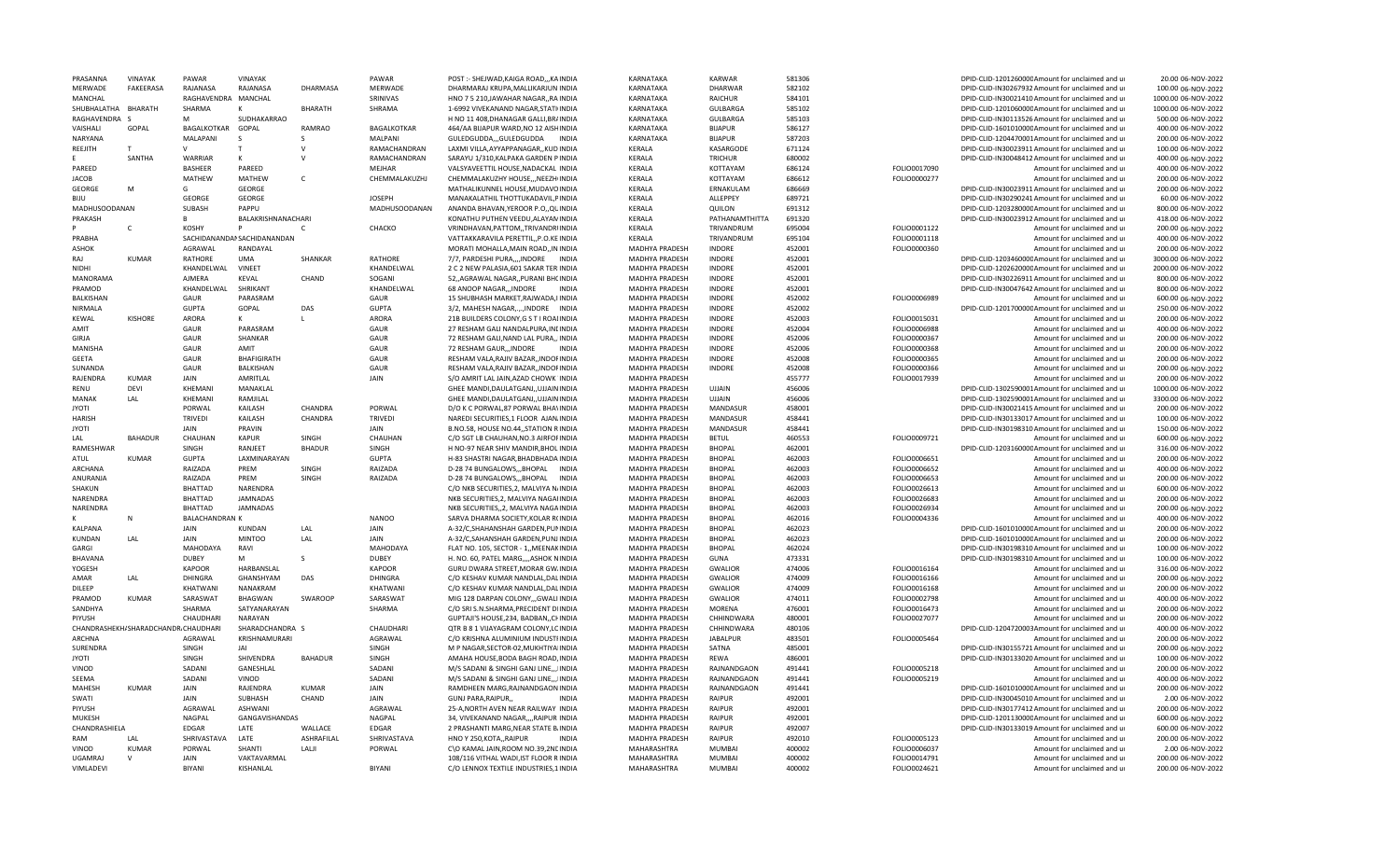| PRASANNA | VINAYAK | PAWAR | VINAYAK | | PAWAR | POST : SHEJWAD,KAIGA ROAD,,,KA INDIA | KARNATAKA | KARWAR | 581306 | | DPID-CLID-1201260000 Amount for unclaimed and ui | 20.00 | 06-NOV-2022 |
|---|---|---|---|---|---|---|---|---|---|---|---|---|---|
| MERWADE | FAKEERASA | RAJANASA | RAJANASA | DHARMASA | MERWADE | DHARMARAJ KRUPA,MALLIKARJUN INDIA | KARNATAKA | DHARWAR | 582102 | | DPID-CLID-IN30267932 Amount for unclaimed and ui | 100.00 | 06-NOV-2022 |
| MANCHAL | | RAGHAVENDRA | MANCHAL | | SRINIVAS | HNO 7 5 210,JAWAHAR NAGAR,,RA INDIA | KARNATAKA | RAICHUR | 584101 | | DPID-CLID-IN30021410 Amount for unclaimed and ui | 1000.00 | 06-NOV-2022 |
| SHUBHALATHA | BHARATH | SHARMA | K | BHARATH | SHRAMA | 1-6992 VIVEKANAND NAGAR,STATI INDIA | KARNATAKA | GULBARGA | 585102 | | DPID-CLID-1201060000 Amount for unclaimed and ui | 1000.00 | 06-NOV-2022 |
| RAGHAVENDRA | S | M | SUDHAKARRAO | | | H NO 11 408,DHANAGAR GALLI,BR/ INDIA | KARNATAKA | GULBARGA | 585103 | | DPID-CLID-IN30113526 Amount for unclaimed and ui | 500.00 | 06-NOV-2022 |
| VAISHALI | GOPAL | BAGALKOTKAR | GOPAL | RAMRAO | BAGALKOTKAR | 464/AA BIJAPUR WARD,NO 12 AISH INDIA | KARNATAKA | BIJAPUR | 586127 | | DPID-CLID-1601010000 Amount for unclaimed and ui | 400.00 | 06-NOV-2022 |
| NARYANA | | MALAPANI | S | S | MALPANI | GULEDGUDDA,,,GULEDGUDDA INDIA | KARNATAKA | BIJAPUR | 587203 | | DPID-CLID-1204470001 Amount for unclaimed and ui | 200.00 | 06-NOV-2022 |
| REEJITH | T | V | T | V | RAMACHANDRAN | LAXMI VILLA,AYYAPPANAGAR,,KUD INDIA | KERALA | KASARGODE | 671124 | | DPID-CLID-IN30023911 Amount for unclaimed and ui | 100.00 | 06-NOV-2022 |
| E | SANTHA | WARRIAR | K | V | RAMACHANDRAN | SARAYU 1/310,KALPAKA GARDEN P INDIA | KERALA | TRICHUR | 680002 | | DPID-CLID-IN30048412 Amount for unclaimed and ui | 400.00 | 06-NOV-2022 |
| PAREED | | BASHEER | PAREED | | MEJHAR | VALSYAVEETTIL HOUSE,NADACKAL INDIA | KERALA | KOTTAYAM | 686124 | FOLIO0017090 | Amount for unclaimed and ui | 400.00 | 06-NOV-2022 |
| JACOB | | MATHEW | MATHEW | C | CHEMMALAKUZHJ | CHEMMALAKUZHY HOUSE,,,NEEZHI INDIA | KERALA | KOTTAYAM | 686612 | FOLIO0000277 | Amount for unclaimed and ui | 200.00 | 06-NOV-2022 |
| GEORGE | M | G | GEORGE | | | MATHALIKUNNEL HOUSE,MUDAVO INDIA | KERALA | ERNAKULAM | 686669 | | DPID-CLID-IN30023911 Amount for unclaimed and ui | 200.00 | 06-NOV-2022 |
| BIJU | | GEORGE | GEORGE | | JOSEPH | MANAKALATHIL THOTTUKADAVIL,P INDIA | KERALA | ALLEPPEY | 689721 | | DPID-CLID-IN30290241 Amount for unclaimed and ui | 60.00 | 06-NOV-2022 |
| MADHUSOODANAN | | SUBASH | PAPPU | | MADHUSOODANAN | ANANDA BHAVAN,YEROOR P.O.,QL INDIA | KERALA | QUILON | 691312 | | DPID-CLID-1203280000 Amount for unclaimed and ui | 800.00 | 06-NOV-2022 |
| PRAKASH | | B | BALAKRISHNANACHARI | | | KONATHU PUTHEN VEEDU,ALAYAN INDIA | KERALA | PATHANAMTHITTA | 691320 | | DPID-CLID-IN30023912 Amount for unclaimed and ui | 418.00 | 06-NOV-2022 |
| P | C | KOSHY | P | C | CHACKO | VRINDHAVAN,PATTOM,,TRIVANDRI INDIA | KERALA | TRIVANDRUM | 695004 | FOLIO0001122 | Amount for unclaimed and ui | 200.00 | 06-NOV-2022 |
| PRABHA | | SACHIDANANDAN | SACHIDANANDAN | | | VATTAKKARAVILA PERETTIL,,P.O.KE INDIA | KERALA | TRIVANDRUM | 695104 | FOLIO0001118 | Amount for unclaimed and ui | 400.00 | 06-NOV-2022 |
| ASHOK | | AGRAWAL | RANDAYAL | | | MORATI MOHALLA,MAIN ROAD,,IN INDIA | MADHYA PRADESH | INDORE | 452001 | FOLIO0000360 | Amount for unclaimed and ui | 200.00 | 06-NOV-2022 |
| RAJ | KUMAR | RATHORE | UMA | SHANKAR | RATHORE | 7/7, PARDESHI PURA,,,,INDORE INDIA | MADHYA PRADESH | INDORE | 452001 | | DPID-CLID-1203460000 Amount for unclaimed and ui | 3000.00 | 06-NOV-2022 |
| NIDHI | | KHANDELWAL | VINEET | | KHANDELWAL | 2 C 2 NEW PALASIA,601 SAKAR TER INDIA | MADHYA PRADESH | INDORE | 452001 | | DPID-CLID-1202620000 Amount for unclaimed and ui | 2000.00 | 06-NOV-2022 |
| MANORAMA | | AJMERA | KEVAL | CHAND | SOGANI | 52,,AGRAWAL NAGAR,,PURANI BHC INDIA | MADHYA PRADESH | INDORE | 452001 | | DPID-CLID-IN30226911 Amount for unclaimed and ui | 800.00 | 06-NOV-2022 |
| PRAMOD | | KHANDELWAL | SHRIKANT | | KHANDELWAL | 68 ANOOP NAGAR,,,INDORE INDIA | MADHYA PRADESH | INDORE | 452001 | | DPID-CLID-IN30047642 Amount for unclaimed and ui | 800.00 | 06-NOV-2022 |
| BALKISHAN | | GAUR | PARASRAM | | GAUR | 15 SHUBHASH MARKET,RAJWADA,I INDIA | MADHYA PRADESH | INDORE | 452002 | FOLIO0006989 | Amount for unclaimed and ui | 600.00 | 06-NOV-2022 |
| NIRMALA | | GUPTA | GOPAL | DAS | GUPTA | 3/2, MAHESH NAGAR,,,,,INDORE INDIA | MADHYA PRADESH | INDORE | 452002 | | DPID-CLID-1201700000 Amount for unclaimed and ui | 250.00 | 06-NOV-2022 |
| KEWAL | KISHORE | ARORA | K | L | ARORA | 21B BUILDERS COLONY,G S T I ROAI INDIA | MADHYA PRADESH | INDORE | 452003 | FOLIO0015031 | Amount for unclaimed and ui | 200.00 | 06-NOV-2022 |
| AMIT | | GAUR | PARASRAM | | GAUR | 27 RESHAM GALI NANDALPURA,INI INDIA | MADHYA PRADESH | INDORE | 452004 | FOLIO0006988 | Amount for unclaimed and ui | 400.00 | 06-NOV-2022 |
| GIRJA | | GAUR | SHANKAR | | GAUR | 72 RESHAM GALI,NAND LAL PURA,, INDIA | MADHYA PRADESH | INDORE | 452006 | FOLIO0000367 | Amount for unclaimed and ui | 200.00 | 06-NOV-2022 |
| MANISHA | | GAUR | AMIT | | GAUR | 72 RESHAM GAUR,,,INDORE INDIA | MADHYA PRADESH | INDORE | 452006 | FOLIO0000368 | Amount for unclaimed and ui | 200.00 | 06-NOV-2022 |
| GEETA | | GAUR | BHAFIGIRATH | | GAUR | RESHAM VALA,RAJIV BAZAR,,INDOF INDIA | MADHYA PRADESH | INDORE | 452008 | FOLIO0000365 | Amount for unclaimed and ui | 200.00 | 06-NOV-2022 |
| SUNANDA | | GAUR | BALKISHAN | | GAUR | RESHAM VALA,RAJIV BAZAR,,INDOF INDIA | MADHYA PRADESH | INDORE | 452008 | FOLIO0000366 | Amount for unclaimed and ui | 200.00 | 06-NOV-2022 |
| RAJENDRA | KUMAR | JAIN | AMRITLAL | | JAIN | S/O AMRIT LAL JAIN,AZAD CHOWK INDIA | MADHYA PRADESH | | 455777 | FOLIO0017939 | Amount for unclaimed and ui | 200.00 | 06-NOV-2022 |
| RENU | DEVI | KHEMANI | MANAKLAL | | | GHEE MANDI,DAULATGANJ,,UJJAIN INDIA | MADHYA PRADESH | UJJAIN | 456006 | | DPID-CLID-1302590001 Amount for unclaimed and ui | 1000.00 | 06-NOV-2022 |
| MANAK | LAL | KHEMANI | RAMJILAL | | | GHEE MANDI,DAULATGANJ,,UJJAIN INDIA | MADHYA PRADESH | UJJAIN | 456006 | | DPID-CLID-1302590001 Amount for unclaimed and ui | 3300.00 | 06-NOV-2022 |
| JYOTI | | PORWAL | KAILASH | CHANDRA | PORWAL | D/O K C PORWAL,87 PORWAL BHA\ INDIA | MADHYA PRADESH | MANDASUR | 458001 | | DPID-CLID-IN30021415 Amount for unclaimed and ui | 200.00 | 06-NOV-2022 |
| HARISH | | TRIVEDI | KAILASH | CHANDRA | TRIVEDI | NAREDI SECURITIES,1 FLOOR AJAN. INDIA | MADHYA PRADESH | MANDASUR | 458441 | | DPID-CLID-IN30133017 Amount for unclaimed and ui | 100.00 | 06-NOV-2022 |
| JYOTI | | JAIN | PRAVIN | | JAIN | B.NO.58, HOUSE NO.44,,STATION R INDIA | MADHYA PRADESH | MANDASUR | 458441 | | DPID-CLID-IN30198310 Amount for unclaimed and ui | 150.00 | 06-NOV-2022 |
| LAL | BAHADUR | CHAUHAN | KAPUR | SINGH | CHAUHAN | C/O SGT LB CHAUHAN,NO.3 AIRFOF INDIA | MADHYA PRADESH | BETUL | 460553 | FOLIO0009721 | Amount for unclaimed and ui | 600.00 | 06-NOV-2022 |
| RAMESHWAR | | SINGH | RANJEET | BHADUR | SINGH | H NO-97 NEAR SHIV MANDIR,BHOL INDIA | MADHYA PRADESH | BHOPAL | 462001 | | DPID-CLID-1203160000 Amount for unclaimed and ui | 316.00 | 06-NOV-2022 |
| ATUL | KUMAR | GUPTA | LAXMINARAYAN | | GUPTA | H-83 SHASTRI NAGAR,BHADBHADA INDIA | MADHYA PRADESH | BHOPAL | 462003 | FOLIO0006651 | Amount for unclaimed and ui | 200.00 | 06-NOV-2022 |
| ARCHANA | | RAIZADA | PREM | SINGH | RAIZADA | D-28 74 BUNGALOWS,,,BHOPAL INDIA | MADHYA PRADESH | BHOPAL | 462003 | FOLIO0006652 | Amount for unclaimed and ui | 400.00 | 06-NOV-2022 |
| ANURANJA | | RAIZADA | PREM | SINGH | RAIZADA | D-28 74 BUNGALOWS,,,BHOPAL INDIA | MADHYA PRADESH | BHOPAL | 462003 | FOLIO0006653 | Amount for unclaimed and ui | 200.00 | 06-NOV-2022 |
| SHAKUN | | BHATTAD | NARENDRA | | | C/O NKB SECURITIES,2, MALVIYA N. INDIA | MADHYA PRADESH | BHOPAL | 462003 | FOLIO0026613 | Amount for unclaimed and ui | 600.00 | 06-NOV-2022 |
| NARENDRA | | BHATTAD | JAMNADAS | | | NKB SECURITIES,2, MALVIYA NAGAI INDIA | MADHYA PRADESH | BHOPAL | 462003 | FOLIO0026683 | Amount for unclaimed and ui | 200.00 | 06-NOV-2022 |
| NARENDRA | | BHATTAD | JAMNADAS | | | NKB SECURITIES,,2, MALVIYA NAGA INDIA | MADHYA PRADESH | BHOPAL | 462003 | FOLIO0026934 | Amount for unclaimed and ui | 200.00 | 06-NOV-2022 |
| K | N | BALACHANDRAN | K | | NANOO | SARVA DHARMA SOCIETY,KOLAR R( INDIA | MADHYA PRADESH | BHOPAL | 462016 | FOLIO0004336 | Amount for unclaimed and ui | 400.00 | 06-NOV-2022 |
| KALPANA | | JAIN | KUNDAN | LAL | JAIN | A-32/C,SHAHANSHAH GARDEN,PUI INDIA | MADHYA PRADESH | BHOPAL | 462023 | | DPID-CLID-1601010000 Amount for unclaimed and ui | 200.00 | 06-NOV-2022 |
| KUNDAN | LAL | JAIN | MINTOO | LAL | JAIN | A-32/C,SAHANSHAH GARDEN,PUNJ INDIA | MADHYA PRADESH | BHOPAL | 462023 | | DPID-CLID-1601010000 Amount for unclaimed and ui | 200.00 | 06-NOV-2022 |
| GARGI | | MAHODAYA | RAVI | | MAHODAYA | FLAT NO. 105, SECTOR - 1,,MEENAK INDIA | MADHYA PRADESH | BHOPAL | 462024 | | DPID-CLID-IN30198310 Amount for unclaimed and ui | 100.00 | 06-NOV-2022 |
| BHAVANA | | DUBEY | M | S | DUBEY | H. NO. 60, PATEL MARG,,,,ASHOK N INDIA | MADHYA PRADESH | GUNA | 473331 | | DPID-CLID-IN30198310 Amount for unclaimed and ui | 100.00 | 06-NOV-2022 |
| YOGESH | | KAPOOR | HARBANSLAL | | KAPOOR | GURU DWARA STREET,MORAR GW. INDIA | MADHYA PRADESH | GWALIOR | 474006 | FOLIO0016164 | Amount for unclaimed and ui | 316.00 | 06-NOV-2022 |
| AMAR | LAL | DHINGRA | GHANSHYAM | DAS | DHINGRA | C/O KESHAV KUMAR NANDLAL,DAL INDIA | MADHYA PRADESH | GWALIOR | 474009 | FOLIO0016166 | Amount for unclaimed and ui | 200.00 | 06-NOV-2022 |
| DILEEP | | KHATWANI | NANAKRAM | | KHATWANI | C/O KESHAV KUMAR NANDLAL,DAL INDIA | MADHYA PRADESH | GWALIOR | 474009 | FOLIO0016168 | Amount for unclaimed and ui | 200.00 | 06-NOV-2022 |
| PRAMOD | KUMAR | SARASWAT | BHAGWAN | SWAROOP | SARASWAT | MIG 128 DARPAN COLONY,,,GWALI INDIA | MADHYA PRADESH | GWALIOR | 474011 | FOLIO0002798 | Amount for unclaimed and ui | 400.00 | 06-NOV-2022 |
| SANDHYA | | SHARMA | SATYANARAYAN | | SHARMA | C/O SRI S.N.SHARMA,PRECIDENT DI INDIA | MADHYA PRADESH | MORENA | 476001 | FOLIO0016473 | Amount for unclaimed and ui | 200.00 | 06-NOV-2022 |
| PIYUSH | | CHAUDHARI | NARAYAN | | | GUPTAJI'S HOUSE,234, BADBAN,,CI INDIA | MADHYA PRADESH | CHHINDWARA | 480001 | FOLIO0027077 | Amount for unclaimed and ui | 200.00 | 06-NOV-2022 |
| CHANDRASHEKH/SHARADCHANDR. | | CHAUDHARI | SHARADCHANDRA | S | CHAUDHARI | QTR B 8 1 VIJAYAGRAM COLONY,LC INDIA | MADHYA PRADESH | CHHINDWARA | 480106 | | DPID-CLID-1204720003 Amount for unclaimed and ui | 400.00 | 06-NOV-2022 |
| ARCHNA | | AGRAWAL | KRISHNAMURARI | | AGRAWAL | C/O KRISHNA ALUMINIUM INDUSTI INDIA | MADHYA PRADESH | JABALPUR | 483501 | FOLIO0005464 | Amount for unclaimed and ui | 200.00 | 06-NOV-2022 |
| SURENDRA | | SINGH | JAI | | SINGH | M P NAGAR,SECTOR-02,MUKHTIYAI INDIA | MADHYA PRADESH | SATNA | 485001 | | DPID-CLID-IN30155721 Amount for unclaimed and ui | 200.00 | 06-NOV-2022 |
| JYOTI | | SINGH | SHIVENDRA | BAHADUR | SINGH | AMAHA HOUSE,BODA BAGH ROAD, INDIA | MADHYA PRADESH | REWA | 486001 | | DPID-CLID-IN30133020 Amount for unclaimed and ui | 100.00 | 06-NOV-2022 |
| VINOD | | SADANI | GANESHLAL | | SADANI | M/S SADANI & SINGHI GANJ LINE,,, INDIA | MADHYA PRADESH | RAJNANDGAON | 491441 | FOLIO0005218 | Amount for unclaimed and ui | 200.00 | 06-NOV-2022 |
| SEEMA | | SADANI | VINOD | | SADANI | M/S SADANI & SINGHI GANJ LINE,,, INDIA | MADHYA PRADESH | RAJNANDGAON | 491441 | FOLIO0005219 | Amount for unclaimed and ui | 400.00 | 06-NOV-2022 |
| MAHESH | KUMAR | JAIN | RAJENDRA | KUMAR | JAIN | RAMDHEEN MARG,RAJNANDGAON INDIA | MADHYA PRADESH | RAJNANDGAON | 491441 | | DPID-CLID-1601010000 Amount for unclaimed and ui | 200.00 | 06-NOV-2022 |
| SWATI | | JAIN | SUBHASH | CHAND | JAIN | GUNJ PARA,RAIPUR,, INDIA | MADHYA PRADESH | RAIPUR | 492001 | | DPID-CLID-IN30045010 Amount for unclaimed and ui | 2.00 | 06-NOV-2022 |
| PIYUSH | | AGRAWAL | ASHWANI | | AGRAWAL | 25-A,NORTH AVEN NEAR RAILWAY INDIA | MADHYA PRADESH | RAIPUR | 492001 | | DPID-CLID-IN30177412 Amount for unclaimed and ui | 200.00 | 06-NOV-2022 |
| MUKESH | | NAGPAL | GANGAVISHANDAS | | NAGPAL | 34, VIVEKANAND NAGAR,,,,RAIPUR INDIA | MADHYA PRADESH | RAIPUR | 492001 | | DPID-CLID-1201130000 Amount for unclaimed and ui | 600.00 | 06-NOV-2022 |
| CHANDRASHIELA | | EDGAR | LATE | WALLACE | EDGAR | 2 PRASHANTI MARG,NEAR STATE B. INDIA | MADHYA PRADESH | RAIPUR | 492007 | | DPID-CLID-IN30133019 Amount for unclaimed and ui | 600.00 | 06-NOV-2022 |
| RAM | LAL | SHRIVASTAVA | LATE | ASHRAFILAL | SHRIVASTAVA | HNO Y 250,KOTA,,RAIPUR INDIA | MADHYA PRADESH | RAIPUR | 492010 | FOLIO0005123 | Amount for unclaimed and ui | 200.00 | 06-NOV-2022 |
| VINOD | KUMAR | PORWAL | SHANTI | LALJI | PORWAL | C\O KAMAL JAIN,ROOM NO.39,2NE INDIA | MAHARASHTRA | MUMBAI | 400002 | FOLIO0006037 | Amount for unclaimed and ui | 2.00 | 06-NOV-2022 |
| UGAMRAJ | V | JAIN | VAKTAVARMAL | | | 108/116 VITHAL WADI,IST FLOOR R INDIA | MAHARASHTRA | MUMBAI | 400002 | FOLIO0014791 | Amount for unclaimed and ui | 200.00 | 06-NOV-2022 |
| VIMLADEVI | | BIYANI | KISHANLAL | | BIYANI | C/O LENNOX TEXTILE INDUSTRIES,1 INDIA | MAHARASHTRA | MUMBAI | 400002 | FOLIO0024621 | Amount for unclaimed and ui | 200.00 | 06-NOV-2022 |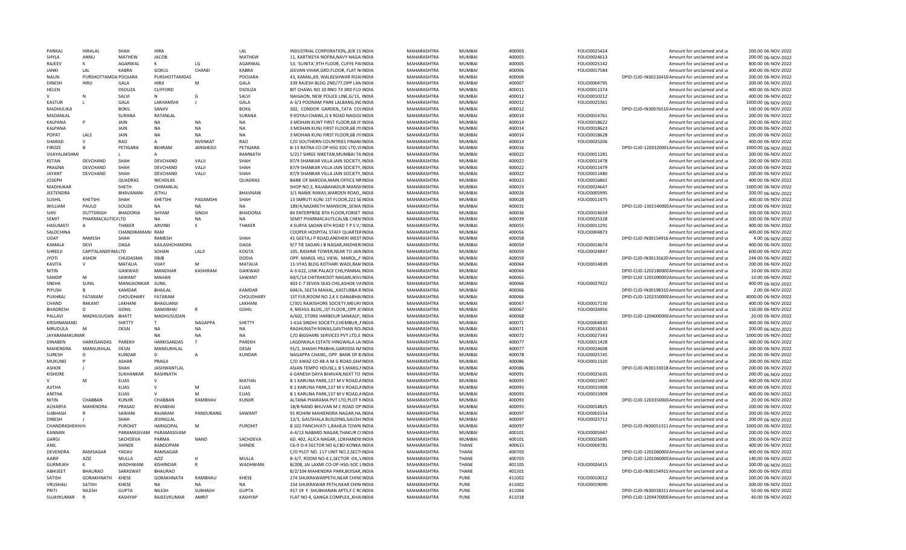| | | | | | | | | | | | | | | | |
|---|---|---|---|---|---|---|---|---|---|---|---|---|---|---|---|
| PANKAJ | HIRALAL | SHAH | HIRA | | LAL | INDUSTRIAL CORPORATION,,8/B 1S INDIA | MAHARASHTRA | MUMBAI | 400003 | FOLIO0025424 | Amount for unclaimed and u | 200.00 | 06-NOV-2022 |
| SHYLA | ANNU | MATHEW | JACOB | | MATHEW | 11, KARTIKEYA NOFRA,NAVY NAGA INDIA | MAHARASHTRA | MUMBAI | 400005 | FOLIO0024613 | Amount for unclaimed and u | 200.00 | 06-NOV-2022 |
| RAJEEV | K | AGARWAL | K | LG | AGARWAL | 53, 'SUNITA',9TH FLOOR, CUFFE PAI INDIA | MAHARASHTRA | MUMBAI | 400005 | FOLIO0025142 | Amount for unclaimed and u | 800.00 | 06-NOV-2022 |
| JANKI | LAL | KABRA | GOKUL | CHAND | KABRA | JEEVAN VIHAR,GRD.FLOOR, FLAT N INDIA | MAHARASHTRA | MUMBAI | 400006 | FOLIO0017584 | Amount for unclaimed and u | 300.00 | 06-NOV-2022 |
| NALIN | PURSHOTTAMDA POOJARA | | PURSHOTTAMDAS | | POOJARA | 43, KAMAL,69, WALKESHWAR ROAI INDIA | MAHARASHTRA | MUMBAI | 400006 | | DPID-CLID-IN30216410 Amount for unclaimed and u | 200.00 | 06-NOV-2022 |
| DINESH | HIRJI | GALA | HIRJI | M | GALA | 339 RAJESH BLDG 2ND/77,OPP LAN INDIA | MAHARASHTRA | MUMBAI | 400007 | FOLIO0004795 | Amount for unclaimed and u | 200.00 | 06-NOV-2022 |
| HELEN | | DSOUZA | CLIFFORD | | DSOUZA | BIT CHAWL NO 10 RNO 73 3RD FLO INDIA | MAHARASHTRA | MUMBAI | 400011 | FOLIO0011374 | Amount for unclaimed and u | 400.00 | 06-NOV-2022 |
| V | N | SALVI | N | G | SALVI | NAIGAON, NEW POLICE LINE,G/13, INDIA | MAHARASHTRA | MUMBAI | 400012 | FOLIO0010212 | Amount for unclaimed and u | 400.00 | 06-NOV-2022 |
| KASTUR | L | GALA | LAKHAMSHI | J | GALA | A-3/3 POONAM PARK LALBANG,INL INDIA | MAHARASHTRA | MUMBAI | 400012 | FOLIO0025361 | Amount for unclaimed and u | 1000.00 | 06-NOV-2022 |
| MADHULIKA | | BOKIL | SANJIV | | BOKIL | 302, CONDOR GARDEN,,TATA COI INDIA | MAHARASHTRA | MUMBAI | 400012 | | DPID-CLID-IN30076510 Amount for unclaimed and u | 10.00 | 06-NOV-2022 |
| MADANLAL | | SURANA | RATANLAL | | SURANA | 9 KOYAJI CHAWL,G K ROAD NAIGO/ INDIA | MAHARASHTRA | MUMBAI | 400014 | FOLIO0014761 | Amount for unclaimed and u | 200.00 | 06-NOV-2022 |
| KALPANA | P | JAIN | NA | NA | NA | 3 MOHAN KUNT FIRST FLOOR,68 JY INDIA | MAHARASHTRA | MUMBAI | 400014 | FOLIO0018622 | Amount for unclaimed and u | 200.00 | 06-NOV-2022 |
| KALPANA | | JAIN | NA | NA | NA | 3 MOHAN KUNJ FIRST FLOOR,68 JY INDIA | MAHARASHTRA | MUMBAI | 400014 | FOLIO0018623 | Amount for unclaimed and u | 200.00 | 06-NOV-2022 |
| POPAT | LALS | JAIN | NA | NA | NA | 3 MOHAN KUNJ FIRST FLOOR,68 JY INDIA | MAHARASHTRA | MUMBAI | 400014 | FOLIO0018628 | Amount for unclaimed and u | 200.00 | 06-NOV-2022 |
| SHARAD | V | RAO | A | NVENKAT | RAO | C/O SOUTHERN COUNTRIES FINAN( INDIA | MAHARASHTRA | MUMBAI | 400014 | FOLIO0025206 | Amount for unclaimed and u | 400.00 | 06-NOV-2022 |
| FIROZE | B | PETIGARA | BEHRAM | JANSHEDJI | PETIGARA | B-13 RATNA CO OP HSG SOC LTD,VI INDIA | MAHARASHTRA | MUMBAI | 400016 | | DPID-CLID-1203320001 Amount for unclaimed and u | 1000.00 | 06-NOV-2022 |
| VIJAYALAKSHMI | | L | A | | RAMNATH | 5/217 SHREE NIKETAN,MUMBAI TA INDIA | MAHARASHTRA | MUMBAI | 400022 | FOLIO0011281 | Amount for unclaimed and u | 200.00 | 06-NOV-2022 |
| KETAN | DEVCHAND | SHAH | DEVCHAND | VALJI | SHAH | 87/9 SHANKAR VILLA JAIN SOCIETY, INDIA | MAHARASHTRA | MUMBAI | 400022 | FOLIO0011478 | Amount for unclaimed and u | 200.00 | 06-NOV-2022 |
| PRAGNA | DEVCHAND | SHAH | DEVCHAND | VALJI | SHAH | 87/9 SHANKAR VILLA JAIN SOCIETY, INDIA | MAHARASHTRA | MUMBAI | 400022 | FOLIO0011479 | Amount for unclaimed and u | 200.00 | 06-NOV-2022 |
| JAYANT | DEVCHAND | SHAH | DEVCHAND | VALJI | SHAH | 87/9 SHANKAR VILLA JAIN SOCIETY, INDIA | MAHARASHTRA | MUMBAI | 400022 | FOLIO0011480 | Amount for unclaimed and u | 200.00 | 06-NOV-2022 |
| JOSEPH | | QUADRAS | NICHOLAS | | QUADRAS | BANK OF BARODA,MAIN OFFICE NR INDIA | MAHARASHTRA | MUMBAI | 400023 | FOLIO0016862 | Amount for unclaimed and u | 400.00 | 06-NOV-2022 |
| MADHUKAR | | SHETH | CHIMANLAL | | | SHOP NO.3, RAJABAHADUR MANSI INDIA | MAHARASHTRA | MUMBAI | 400023 | FOLIO0024647 | Amount for unclaimed and u | 1000.00 | 06-NOV-2022 |
| JEETENDRA | | BHAVANANI | JETHU | | BHAVNANI | 3/1 NANIK NIWAS,WARDEN ROAD,, INDIA | MAHARASHTRA | MUMBAI | 400026 | FOLIO0005995 | Amount for unclaimed and u | 200.00 | 06-NOV-2022 |
| SUSHIL | KHETSHI | SHAH | KHETSHI | PADAMSHI | SHAH | 13 SMRUTI KUNJ 1ST FLOOR,222 SE INDIA | MAHARASHTRA | MUMBAI | 400028 | FOLIO0011475 | Amount for unclaimed and u | 400.00 | 06-NOV-2022 |
| WILLIAM | PAULD | SOUZA | NA | NA | NA | 189/4,NAZARETH MANSION,,SEWA INDIA | MAHARASHTRA | MUMBAI | 400031 | | DPID-CLID-1301540000 Amount for unclaimed and u | 200.00 | 06-NOV-2022 |
| SHIV | DUTTSINGH | BHADORIA | SHYAM | SINGH | BHADORIA | 84 ENTERPRISE 8TH FLOOR,FORJET INDIA | MAHARASHTRA | MUMBAI | 400036 | FOLIO0014659 | Amount for unclaimed and u | 300.00 | 06-NOV-2022 |
| SEMIT | PHARMACAUTIC/ LTD | | NA | NA | NA | SEMIT PHARMACAUTLCALS& CHEM INDIA | MAHARASHTRA | MUMBAI | 400039 | FOLIO0025328 | Amount for unclaimed and u | 200.00 | 06-NOV-2022 |
| HASUMATI | A | THAKER | ARVIND | S | THAKER | 4 SURYA SADAN 6TH ROAD T P S V,' INDIA | MAHARASHTRA | MUMBAI | 400055 | FOLIO0011291 | Amount for unclaimed and u | 400.00 | 06-NOV-2022 |
| SALOCHINA | | CHANDIRAMANI | RAM | | | COOPER HOSPITAL STAFF QUARTER INDIA | MAHARASHTRA | MUMBAI | 400056 | FOLIO0004873 | Amount for unclaimed and u | 400.00 | 06-NOV-2022 |
| UDAY | RAMESH | SHAH | RAMESH | | SHAH | 41 GEETA,J P ROAD,ANDHERI WEST INDIA | MAHARASHTRA | MUMBAI | 400058 | | DPID-CLID-IN30154916 Amount for unclaimed and u | 4.00 | 06-NOV-2022 |
| KAMALA | DEVI | DAGA | KAILASHCHANDRA | | DAGA | 9/7 TIE SADAN J B NAGAR,ANDHERI INDIA | MAHARASHTRA | MUMBAI | 400059 | FOLIO0014674 | Amount for unclaimed and u | 400.00 | 06-NOV-2022 |
| SHREEJI | CAPITALANDFINA LTD | | SOHAN | LALJI | KOGTA | 105, RASHMI TOWER,NEAR TO JAIN INDIA | MAHARASHTRA | MUMBAI | 400059 | FOLIO0024847 | Amount for unclaimed and u | 600.00 | 06-NOV-2022 |
| JYOTI | ASHOK | CHUDASMA | DBJB | | DODIA | OPP. MAROL HILL VIEW, MAROL,,F INDIA | MAHARASHTRA | MUMBAI | 400059 | | DPID-CLID-IN30135620 Amount for unclaimed and u | 244.00 | 06-NOV-2022 |
| KAVITA | V | MATALIA | VIJAY | M | MATALIA | 11-VYAS BLDG KOTHARI WADI,RAN INDIA | MAHARASHTRA | MUMBAI | 400064 | FOLIO0014839 | Amount for unclaimed and u | 200.00 | 06-NOV-2022 |
| NITIN | | GAIKWAD | MANOHAR | KASHIRAM | GAIKWAD | A-3-622, LINK PALACE CHS,PANNAL INDIA | MAHARASHTRA | MUMBAI | 400064 | | DPID-CLID-1202180000 Amount for unclaimed and u | 10.00 | 06-NOV-2022 |
| SANDIP | M | SAWANT | MAHAN | | SAWANT | 60/C/14 CHITRAKOOT NAGARI,NIV/ INDIA | MAHARASHTRA | MUMBAI | 400065 | | DPID-CLID-1201090002 Amount for unclaimed and u | 10.00 | 06-NOV-2022 |
| SNEHA | SUNIL | MANGAONKAR | SUNIL | | | 403 C-7 SEVEN SEAS CHS,ASHOK V/ INDIA | MAHARASHTRA | MUMBAI | 400066 | FOLIO0027922 | Amount for unclaimed and u | 400.00 | 06-NOV-2022 |
| PIYUSH | B | KAMDAR | BHAILAL | | KAMDAR | 604/A, SEETA MAHAL,,KASTURBA R INDIA | MAHARASHTRA | MUMBAI | 400066 | | DPID-CLID-IN30198310 Amount for unclaimed and u | 2.00 | 06-NOV-2022 |
| PUKHRAJ | FATARAM | CHOUDHARY | FATARAM | | CHOUDHARY | 1ST FLR,ROOM NO 2,K E DANABHAI INDIA | MAHARASHTRA | MUMBAI | 400066 | | DPID-CLID-1202350000 Amount for unclaimed and u | 4000.00 | 06-NOV-2022 |
| CHAND | RAKANT | LAKHANI | BHAGVANJI | | LAKHANI | C/201 RAJKISHORE SOCIETY,MELRI INDIA | MAHARASHTRA | MUMBAI | 400067 | FOLIO0017130 | Amount for unclaimed and u | 400.00 | 06-NOV-2022 |
| BHADRESH | D | GOHIL | DAMJIBHAI | R | GOHIL | 4, MEHUL BLDG.,IST.FLOOR,,OPP.A: INDIA | MAHARASHTRA | MUMBAI | 400067 | FOLIO0026956 | Amount for unclaimed and u | 150.00 | 06-NOV-2022 |
| PALLAVI | MADHUSUDAN | BHATT | MADHUSUDAN | | | A/602, STONE HARBOUR SANKALP,. INDIA | MAHARASHTRA | MUMBAI | 400068 | | DPID-CLID-1204000000 Amount for unclaimed and u | 20.00 | 06-NOV-2022 |
| KRISHNANAND | | SHETTY | T | NAGAPPA | SHETTY | 1-61A SINDHI SOCIETY,CHEMBUR,I INDIA | MAHARASHTRA | MUMBAI | 400071 | FOLIO0004830 | Amount for unclaimed and u | 400.00 | 06-NOV-2022 |
| MRUDULA | M | DESAI | NA | NA | NA | RAGHUNATH NIWAS,GAVTHAN RO. INDIA | MAHARASHTRA | MUMBAI | 400071 | FOLIO0018543 | Amount for unclaimed and u | 200.00 | 06-NOV-2022 |
| JAYARAMAKUMAR | | | NA | NA | NA | C/O BIGSHARE SERVICES PVT LTD,E INDIA | MAHARASHTRA | MUMBAI | 400072 | FOLIO0027343 | Amount for unclaimed and u | 1000.00 | 06-NOV-2022 |
| DINABEN | HARKISANDAS | PAREKH | HARKISANDAS | T | PAREKH | LAGDIWALA ESTATE HINGWALA LA INDIA | MAHARASHTRA | MUMBAI | 400077 | FOLIO0011428 | Amount for unclaimed and u | 400.00 | 06-NOV-2022 |
| MAHENDRA | MANSUKHLAL | DESAI | MANSUKHLAL | | DESAI | 91/2, SHASHI PRABHA,GARODIA N/ INDIA | MAHARASHTRA | MUMBAI | 400077 | FOLIO0024608 | Amount for unclaimed and u | 200.00 | 06-NOV-2022 |
| SURESH | D | KUNDAR | D | A | KUNDAR | NAGAPPA CHAWL, OPP. BANK OF B INDIA | MAHARASHTRA | MUMBAI | 400078 | FOLIO0025745 | Amount for unclaimed and u | 200.00 | 06-NOV-2022 |
| MUKUND | P | ASHAR | PRAGJI | | | C/O AWAZ CO 48-A M G ROAD,GH/ INDIA | MAHARASHTRA | MUMBAI | 400086 | FOLIO0011320 | Amount for unclaimed and u | 200.00 | 06-NOV-2022 |
| ASHOK | J | SHAH | JASHWANTLAL | | | ASIAN TEMPO HOUSE,L B S MARG,I INDIA | MAHARASHTRA | MUMBAI | 400086 | | DPID-CLID-IN30133018 Amount for unclaimed and u | 200.00 | 06-NOV-2022 |
| KISHORE | | SUKHANKAR | RASHNATH | | | 6 GANESH DAYA BHAVAN,NEXT TO INDIA | MAHARASHTRA | MUMBAI | 400091 | FOLIO0025635 | Amount for unclaimed and u | 200.00 | 06-NOV-2022 |
| V | M | ELIAS | V | | MATHAI | B 1 KARUNA PARK,137 M V ROAD,A INDIA | MAHARASHTRA | MUMBAI | 400093 | FOLIO0015907 | Amount for unclaimed and u | 400.00 | 06-NOV-2022 |
| AJITHA | | ELIAS | V | M | ELIAS | B 1 KARUNA PARK,137 M V ROAD,A INDIA | MAHARASHTRA | MUMBAI | 400093 | FOLIO0015908 | Amount for unclaimed and u | 400.00 | 06-NOV-2022 |
| ANITHA | | ELIAS | V | M | ELIAS | B 1 KARUNA PARK,137 M V ROAD,A INDIA | MAHARASHTRA | MUMBAI | 400093 | FOLIO0015909 | Amount for unclaimed and u | 400.00 | 06-NOV-2022 |
| NITIN | CHABBAN | KUNJIR | CHABBAN | RAMBHAV | KUNJIR | ALTANA PHARAMA PVT LTD,PLOT N INDIA | MAHARASHTRA | MUMBAI | 400093 | | DPID-CLID-1203350000 Amount for unclaimed and u | 20.00 | 06-NOV-2022 |
| ACHARYA | MAHENDRA | PRASAD | REVABHAI | | | 18/B NAND BHUVAN M C ROAD OP INDIA | MAHARASHTRA | MUMBAI | 400093 | FOLIO0014825 | Amount for unclaimed and u | 200.00 | 06-NOV-2022 |
| SUBHASH | R | SAWANI | RAJARAM | PANDURANG | SAWANT | 91 ROHINI MAHIENDRA NAGAR,HA INDIA | MAHARASHTRA | MUMBAI | 400097 | FOLIO0002554 | Amount for unclaimed and u | 200.00 | 06-NOV-2022 |
| DINESH | J | SHAH | JESINGLAL | | | 12/3, GAUSHALA BUILDING,GAUSH INDIA | MAHARASHTRA | MUMBAI | 400097 | FOLIO0025712 | Amount for unclaimed and u | 200.00 | 06-NOV-2022 |
| CHANDRASHEKH/ H | | PUROHIT | HARIGOPAL | M | PUROHIT | B 102 PANCHVATI 1,RAHEJA TOWN INDIA | MAHARASHTRA | MUMBAI | 400097 | | DPID-CLID-IN30051311 Amount for unclaimed and u | 1000.00 | 06-NOV-2022 |
| KANNAN | | PARAMASIVAM | PARAMASIVAM | | | A-4/13 NABARD NAGAR,THAKUR C( INDIA | MAHARASHTRA | MUMBAI | 400101 | FOLIO0005947 | Amount for unclaimed and u | 200.00 | 06-NOV-2022 |
| GARGI | | SACHDEVA | PARMA | NAND | SACHDEVA | 6D, 402, ALICA NAGAR, LOKHANDV INDIA | MAHARASHTRA | MUMBAI | 400101 | FOLIO0025695 | Amount for unclaimed and u | 200.00 | 06-NOV-2022 |
| ANIL | | SHINDE | BANDOPANI | | SHINDE | C6-9 O-4 SECTOR NO 6,CBD KONKA INDIA | MAHARASHTRA | THANE | 400615 | FOLIO0004781 | Amount for unclaimed and u | 400.00 | 06-NOV-2022 |
| DEVENDRA | RAMSAGAR | YADAV | RAMSAGAR | | | C/O PLOT NO. 117 UNIT NO.2,SECTI INDIA | MAHARASHTRA | THANE | 400703 | | DPID-CLID-1201060000 Amount for unclaimed and u | 400.00 | 06-NOV-2022 |
| AARIF | AZIZ | MULLA | AZIZ | H | MULLA | B-3/7, ROOM NO 4:1,SECTOR -04,,V INDIA | MAHARASHTRA | THANE | 400703 | | DPID-CLID-1201060000 Amount for unclaimed and u | 140.00 | 06-NOV-2022 |
| GURMUKH | K | WADHWANI | KISHINDAR | R | WADHWANI | B/208, JAI LAXMI CO-OP-HSG-SOC L INDIA | MAHARASHTRA | THANE | 401105 | FOLIO0026415 | Amount for unclaimed and u | 200.00 | 06-NOV-2022 |
| ABHIJEET | BHAURAO | SARASWAT | BHAURAO | | | B/2/104 MAHENDRA PARK,BOISAR, INDIA | MAHARASHTRA | THANE | 401501 | | DPID-CLID-IN30154915 Amount for unclaimed and u | 300.00 | 06-NOV-2022 |
| SATISH | GORAKHNATH | KHESE | GORAKHNATH | RAMBHAU | KHESE | 274 SHUKRAWARPETH,NEAR CHINC INDIA | MAHARASHTRA | PUNE | 411002 | FOLIO0010012 | Amount for unclaimed and u | 200.00 | 06-NOV-2022 |
| VRUSHALI | SATISH | KHESE | NA | NA | NA | 154 SHUKRAWAR PETH,NEAR CHIN INDIA | MAHARASHTRA | PUNE | 411002 | FOLIO0019090 | Amount for unclaimed and u | 200.00 | 06-NOV-2022 |
| PRITI | NILESH | GUPTA | NILESH | SUBHASH | GUPTA | 917 19 F SHUBHANAN APTS,F C R( INDIA | MAHARASHTRA | PUNE | 411004 | | DPID-CLID-IN30018311 Amount for unclaimed and u | 50.00 | 06-NOV-2022 |
| SUJAYKUMAR | R | KASHYAP | RAJEEVKUMAR | AMRIT | KASHYAP | FLAT NO 4, GANGA COMPLEX,,KHAI INDIA | MAHARASHTRA | PUNE | 411018 | | DPID-CLID-1204470000 Amount for unclaimed and u | 40.00 | 06-NOV-2022 |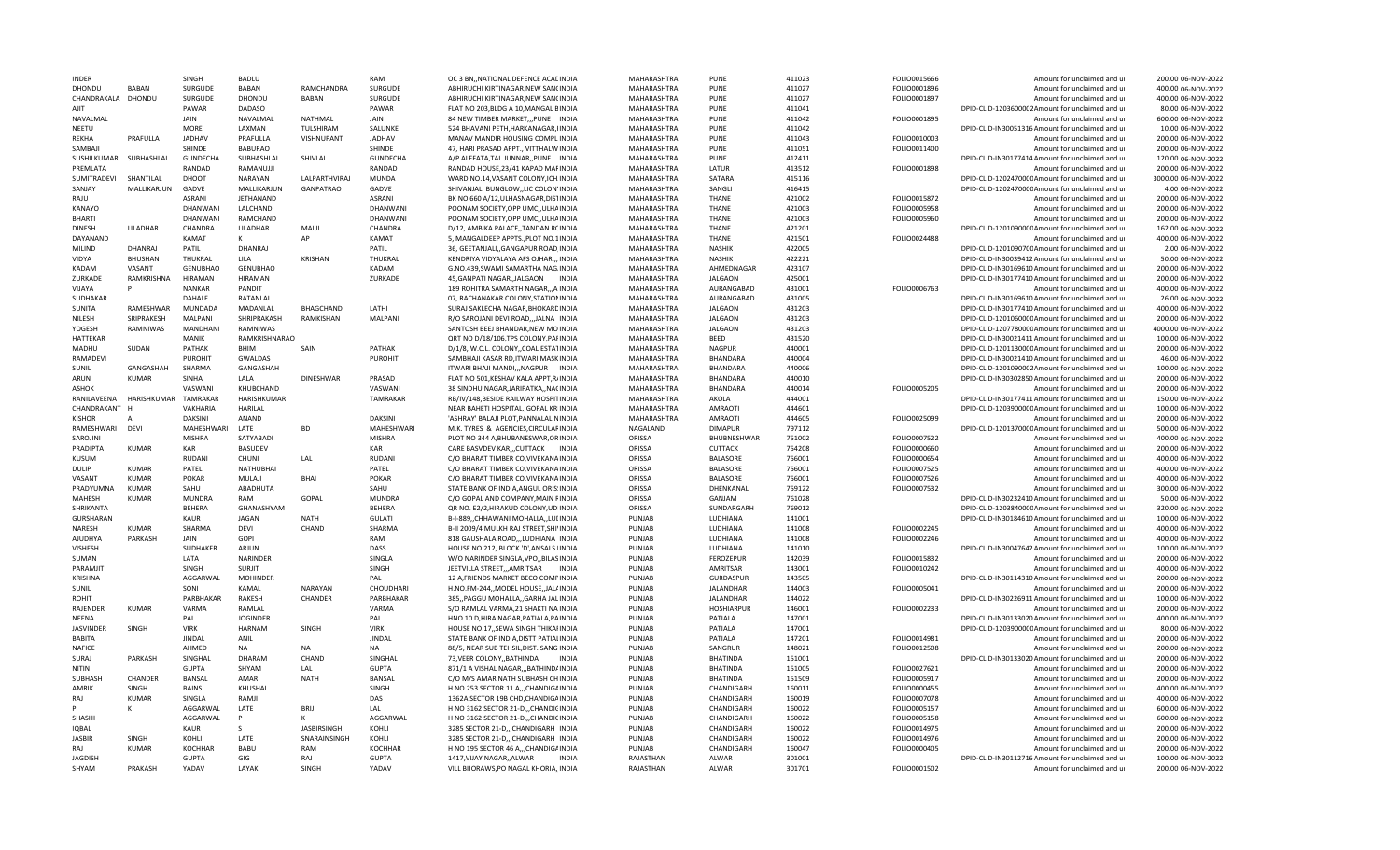| | | | | | | | | | | | | | | | |
|---|---|---|---|---|---|---|---|---|---|---|---|---|---|---|---|
| INDER | | SINGH | BADLU | | RAM | OC 3 BN,,NATIONAL DEFENCE ACADINDIA | | MAHARASHTRA | PUNE | 411023 | FOLIO0015666 | | Amount for unclaimed and u | 200.00 | 06-NOV-2022 |
| DHONDU | BABAN | SURGUDE | BABAN | RAMCHANDRA | SURGUDE | ABHIRUCHI KIRTINAGAR,NEW SANCINDIA | | MAHARASHTRA | PUNE | 411027 | FOLIO0001896 | | Amount for unclaimed and u | 400.00 | 06-NOV-2022 |
| CHANDRAKALA | DHONDU | SURGUDE | DHONDU | BABAN | SURGUDE | ABHIRUCHI KIRTINAGAR,NEW SANCINDIA | | MAHARASHTRA | PUNE | 411027 | FOLIO0001897 | | Amount for unclaimed and u | 400.00 | 06-NOV-2022 |
| AJIT | | PAWAR | DADASO | | PAWAR | FLAT NO 203,BLDG A 10,MANGAL BINDIA | | MAHARASHTRA | PUNE | 411041 | | DPID-CLID-1203600002 | Amount for unclaimed and u | 80.00 | 06-NOV-2022 |
| NAVALMAL | | JAIN | NAVALMAL | NATHMAL | JAIN | 84 NEW TIMBER MARKET,,,PUNE INDIA | | MAHARASHTRA | PUNE | 411042 | FOLIO0001895 | | Amount for unclaimed and u | 600.00 | 06-NOV-2022 |
| NEETU | | MORE | LAXMAN | TULSHIRAM | SALUNKE | 524 BHAVANI PETH,HARKANAGAR,IINDIA | | MAHARASHTRA | PUNE | 411042 | | DPID-CLID-IN30051316 | Amount for unclaimed and u | 10.00 | 06-NOV-2022 |
| REKHA | PRAFULLA | JADHAV | PRAFULLA | VISHNUPANT | JADHAV | MANAV MANDIR HOUSING COMPL INDIA | | MAHARASHTRA | PUNE | 411043 | FOLIO0010003 | | Amount for unclaimed and u | 200.00 | 06-NOV-2022 |
| SAMBAJI | | SHINDE | BABURAO | | SHINDE | 47, HARI PRASAD APPT., VITTHALW INDIA | | MAHARASHTRA | PUNE | 411051 | FOLIO0011400 | | Amount for unclaimed and u | 200.00 | 06-NOV-2022 |
| SUSHILKUMAR | SUBHASHLAL | GUNDECHA | SUBHASHLAL | SHIVLAL | GUNDECHA | A/P ALEFATA,TAL JUNNAR,,PUNE INDIA | | MAHARASHTRA | PUNE | 412411 | | DPID-CLID-IN30177414 | Amount for unclaimed and u | 120.00 | 06-NOV-2022 |
| PREMLATA | | RANDAD | RAMANUJJI | | RANDAD | RANDAD HOUSE,23/41 KAPAD MAFINDIA | | MAHARASHTRA | LATUR | 413512 | FOLIO0001898 | | Amount for unclaimed and u | 200.00 | 06-NOV-2022 |
| SUMITRADEVI | SHANTILAL | DHOOT | NARAYAN | LALPARTHVIRAJ | MUNDA | WARD NO.14,VASANT COLONY,ICHINDIA | | MAHARASHTRA | SATARA | 415116 | | DPID-CLID-1202470000 | Amount for unclaimed and u | 3000.00 | 06-NOV-2022 |
| SANJAY | MALLIKARJUN | GADVE | MALLIKARJUN | GANPATRAO | GADVE | SHIVANJALI BUNGLOW,,LIC COLON'INDIA | | MAHARASHTRA | SANGLI | 416415 | | DPID-CLID-1202470000 | Amount for unclaimed and u | 4.00 | 06-NOV-2022 |
| RAJU | | ASRANI | JETHANAND | | ASRANI | BK NO 660 A/12,U.LHASNAGAR,DISTINDIA | | MAHARASHTRA | THANE | 421002 | FOLIO0015872 | | Amount for unclaimed and u | 200.00 | 06-NOV-2022 |
| KANAYO | | DHANWANI | LALCHAND | | DHANWANI | POONAM SOCIETY,OPP UMC,,ULHAINDIA | | MAHARASHTRA | THANE | 421003 | FOLIO0005958 | | Amount for unclaimed and u | 200.00 | 06-NOV-2022 |
| BHARTI | | DHANWANI | RAMCHAND | | DHANWANI | POONAM SOCIETY,OPP UMC,,ULHAINDIA | | MAHARASHTRA | THANE | 421003 | FOLIO0005960 | | Amount for unclaimed and u | 200.00 | 06-NOV-2022 |
| DINESH | LILADHAR | CHANDRA | LILADHAR | MALJI | CHANDRA | D/12, AMBIKA PALACE,,TANDAN RCINDIA | | MAHARASHTRA | THANE | 421201 | | DPID-CLID-1201090000 | Amount for unclaimed and u | 162.00 | 06-NOV-2022 |
| DAYANAND | | KAMAT | K | AP | KAMAT | 5, MANGALDEEP APPTS.,PLOT NO.1INDIA | | MAHARASHTRA | THANE | 421501 | FOLIO0024488 | | Amount for unclaimed and u | 400.00 | 06-NOV-2022 |
| MILIND | DHANRAJ | PATIL | DHANRAJ | | PATIL | 36, GEETANJALI,,GANGAPUR ROAD INDIA | | MAHARASHTRA | NASHIK | 422005 | | DPID-CLID-1201090700 | Amount for unclaimed and u | 2.00 | 06-NOV-2022 |
| VIDYA | BHUSHAN | THUKRAL | LILA | KRISHAN | THUKRAL | KENDRIYA VIDYALAYA AFS OJHAR,,,INDIA | | MAHARASHTRA | NASHIK | 422221 | | DPID-CLID-IN30039412 | Amount for unclaimed and u | 50.00 | 06-NOV-2022 |
| KADAM | VASANT | GENUBHAO | GENUBHAO | | KADAM | G.NO.439,SWAMI SAMARTHA NAG INDIA | | MAHARASHTRA | AHMEDNAGAR | 423107 | | DPID-CLID-IN30169610 | Amount for unclaimed and u | 200.00 | 06-NOV-2022 |
| ZURKADE | RAMKRISHNA | HIRAMAN | HIRAMAN | | ZURKADE | 45,GANPATI NAGAR,,JALGAON INDIA | | MAHARASHTRA | JALGAON | 425001 | | DPID-CLID-IN30177410 | Amount for unclaimed and u | 200.00 | 06-NOV-2022 |
| VIJAYA | P | NANKAR | PANDIT | | | 189 ROHITRA SAMARTH NAGAR,,,A INDIA | | MAHARASHTRA | AURANGABAD | 431001 | FOLIO0006763 | | Amount for unclaimed and u | 400.00 | 06-NOV-2022 |
| SUDHAKAR | | DAHALE | RATANLAL | | | 07, RACHANAKAR COLONY,STATIONINDIA | | MAHARASHTRA | AURANGABAD | 431005 | | DPID-CLID-IN30169610 | Amount for unclaimed and u | 26.00 | 06-NOV-2022 |
| SUNITA | RAMESHWAR | MUNDADA | MADANLAL | BHAGCHAND | LATHI | SURAJ SAKLECHA NAGAR,BHOKARDINDIA | | MAHARASHTRA | JALGAON | 431203 | | DPID-CLID-IN30177410 | Amount for unclaimed and u | 400.00 | 06-NOV-2022 |
| NILESH | SRIPRAKESH | MALPANI | SHRIPRAKASH | RAMKISHAN | MALPANI | R/O SAROJANI DEVI ROAD,,,JALNA INDIA | | MAHARASHTRA | JALGAON | 431203 | | DPID-CLID-1201060000 | Amount for unclaimed and u | 200.00 | 06-NOV-2022 |
| YOGESH | RAMNIWAS | MANDHANI | RAMNIWAS | | | SANTOSH BEEJ BHANDAR,NEW MO INDIA | | MAHARASHTRA | JALGAON | 431203 | | DPID-CLID-1207780000 | Amount for unclaimed and u | 4000.00 | 06-NOV-2022 |
| HATTEKAR | | MANIK | RAMKRISHNARAO | | | QRT NO D/18/106,TPS COLONY,PAFINDIA | | MAHARASHTRA | BEED | 431520 | | DPID-CLID-IN30021411 | Amount for unclaimed and u | 100.00 | 06-NOV-2022 |
| MADHU | SUDAN | PATHAK | BHIM | SAIN | PATHAK | D/1/8, W.C.L. COLONY,,COAL ESTATINDIA | | MAHARASHTRA | NAGPUR | 440001 | | DPID-CLID-1201130000 | Amount for unclaimed and u | 200.00 | 06-NOV-2022 |
| RAMADEVI | | PUROHIT | GWALDAS | | PUROHIT | SAMBHAJI KASAR RD,ITWARI MASK INDIA | | MAHARASHTRA | BHANDARA | 440004 | | DPID-CLID-IN30021410 | Amount for unclaimed and u | 46.00 | 06-NOV-2022 |
| SUNIL | GANGASHAH | SHARMA | GANGASHAH | | | ITWARI BHAJI MANDI,,,NAGPUR INDIA | | MAHARASHTRA | BHANDARA | 440006 | | DPID-CLID-1201090002 | Amount for unclaimed and u | 100.00 | 06-NOV-2022 |
| ARUN | KUMAR | SINHA | LALA | DINESHWAR | PRASAD | FLAT NO 501,KESHAV KALA APPT,R INDIA | | MAHARASHTRA | BHANDARA | 440010 | | DPID-CLID-IN30302850 | Amount for unclaimed and u | 200.00 | 06-NOV-2022 |
| ASHOK | | VASWANI | KHUBCHAND | | VASWANI | 38 SINDHU NAGAR,JARIPATKA,,NACINDIA | | MAHARASHTRA | BHANDARA | 440014 | FOLIO0005205 | | Amount for unclaimed and u | 200.00 | 06-NOV-2022 |
| RANILAVEENA | HARISHKUMAR | TAMRAKAR | HARISHKUMAR | | TAMRAKAR | RB/IV/148,BESIDE RAILWAY HOSPITINDIA | | MAHARASHTRA | AKOLA | 444001 | | DPID-CLID-IN30177411 | Amount for unclaimed and u | 150.00 | 06-NOV-2022 |
| CHANDRAKANT | H | VAKHARIA | HARILAL | | | NEAR BAHETI HOSPITAL,,GOPAL KR INDIA | | MAHARASHTRA | AMRAOTI | 444601 | | DPID-CLID-1203900000 | Amount for unclaimed and u | 100.00 | 06-NOV-2022 |
| KISHOR | A | DAKSINI | ANAND | | DAKSINI | 'ASHRAY' BALAJI PLOT,PANNALAL N INDIA | | MAHARASHTRA | AMRAOTI | 444605 | FOLIO0025099 | | Amount for unclaimed and u | 200.00 | 06-NOV-2022 |
| RAMESHWARI | DEVI | MAHESHWARI | LATE | BD | MAHESHWARI | M.K. TYRES & AGENCIES,CIRCULAFINDIA | | NAGALAND | DIMAPUR | 797112 | | DPID-CLID-1201370000 | Amount for unclaimed and u | 500.00 | 06-NOV-2022 |
| SAROJINI | | MISHRA | SATYABADI | | MISHRA | PLOT NO 344 A,BHUBANESWAR,OR INDIA | | ORISSA | BHUBNESHWAR | 751002 | FOLIO0007522 | | Amount for unclaimed and u | 400.00 | 06-NOV-2022 |
| PRADIPTA | KUMAR | KAR | BASUDEV | | KAR | CARE BASVDEV KAR,,,CUTTACK INDIA | | ORISSA | CUTTACK | 754208 | FOLIO0000660 | | Amount for unclaimed and u | 200.00 | 06-NOV-2022 |
| KUSUM | | RUDANI | CHUNI | LAL | RUDANI | C/O BHARAT TIMBER CO,VIVEKANA INDIA | | ORISSA | BALASORE | 756001 | FOLIO0000654 | | Amount for unclaimed and u | 400.00 | 06-NOV-2022 |
| DULIP | KUMAR | PATEL | NATHUBHAI | | PATEL | C/O BHARAT TIMBER CO,VIVEKANA INDIA | | ORISSA | BALASORE | 756001 | FOLIO0007525 | | Amount for unclaimed and u | 400.00 | 06-NOV-2022 |
| VASANT | KUMAR | POKAR | MULAJI | BHAI | POKAR | C/O BHARAT TIMBER CO,VIVEKANA INDIA | | ORISSA | BALASORE | 756001 | FOLIO0007526 | | Amount for unclaimed and u | 400.00 | 06-NOV-2022 |
| PRADYUMNA | KUMAR | SAHU | ABADHUTA | | SAHU | STATE BANK OF INDIA,ANGUL ORIS INDIA | | ORISSA | DHENKANAL | 759122 | FOLIO0007532 | | Amount for unclaimed and u | 300.00 | 06-NOV-2022 |
| MAHESH | KUMAR | MUNDRA | RAM | GOPAL | MUNDRA | C/O GOPAL AND COMPANY,MAIN FINDIA | | ORISSA | GANJAM | 761028 | | DPID-CLID-IN30232410 | Amount for unclaimed and u | 50.00 | 06-NOV-2022 |
| SHRIKANTA | | BEHERA | GHANASHYAM | | BEHERA | QR NO. E2/2,HIRAKUD COLONY,UD INDIA | | ORISSA | SUNDARGARH | 769012 | | DPID-CLID-1203840000 | Amount for unclaimed and u | 320.00 | 06-NOV-2022 |
| GURSHARAN | | KAUR | JAGAN | NATH | GULATI | B-I-889,,CHHAWANI MOHALLA,,LUCINDIA | | PUNJAB | LUDHIANA | 141001 | | DPID-CLID-IN30184610 | Amount for unclaimed and u | 100.00 | 06-NOV-2022 |
| NARESH | KUMAR | SHARMA | DEVI | CHAND | SHARMA | B-II 2009/4 MULKH RAJ STREET,SHIINDIA | | PUNJAB | LUDHIANA | 141008 | FOLIO0002245 | | Amount for unclaimed and u | 400.00 | 06-NOV-2022 |
| AJUDHYA | PARKASH | JAIN | GOPI | | RAM | 818 GAUSHALA ROAD,,,LUDHIANA INDIA | | PUNJAB | LUDHIANA | 141008 | FOLIO0002246 | | Amount for unclaimed and u | 400.00 | 06-NOV-2022 |
| VISHESH | | SUDHAKER | ARJUN | | DASS | HOUSE NO 212, BLOCK 'D',ANSALS INDIA | | PUNJAB | LUDHIANA | 141010 | | DPID-CLID-IN30047642 | Amount for unclaimed and u | 100.00 | 06-NOV-2022 |
| SUMAN | | LATA | NARINDER | | SINGLA | W/O NARINDER SINGLA,VPO,,BILAS INDIA | | PUNJAB | FEROZEPUR | 142039 | FOLIO0015832 | | Amount for unclaimed and u | 200.00 | 06-NOV-2022 |
| PARAMJIT | | SINGH | SURJIT | | SINGH | JEETVILLA STREET,,,AMRITSAR INDIA | | PUNJAB | AMRITSAR | 143001 | FOLIO0010242 | | Amount for unclaimed and u | 400.00 | 06-NOV-2022 |
| KRISHNA | | AGGARWAL | MOHINDER | | PAL | 12 A,FRIENDS MARKET BECO COMFINDIA | | PUNJAB | GURDASPUR | 143505 | | DPID-CLID-IN30114310 | Amount for unclaimed and u | 200.00 | 06-NOV-2022 |
| SUNIL | | SONI | KAMAL | NARAYAN | CHOUDHARI | H.NO.FM-244,,MODEL HOUSE,,JALAINDIA | | PUNJAB | JALANDHAR | 144003 | FOLIO0005041 | | Amount for unclaimed and u | 200.00 | 06-NOV-2022 |
| ROHIT | | PARBHAKAR | RAKESH | CHANDER | PARBHAKAR | 385,,PAGGU MOHALLA,,GARHA JAL INDIA | | PUNJAB | JALANDHAR | 144022 | | DPID-CLID-IN30226911 | Amount for unclaimed and u | 100.00 | 06-NOV-2022 |
| RAJENDER | KUMAR | VARMA | RAMLAL | | VARMA | S/O RAMLAL VARMA,21 SHAKTI NA INDIA | | PUNJAB | HOSHIARPUR | 146001 | FOLIO0002233 | | Amount for unclaimed and u | 200.00 | 06-NOV-2022 |
| NEENA | | PAL | JOGINDER | | PAL | HNO 10 D,HIRA NAGAR,PATIALA,PAINDIA | | PUNJAB | PATIALA | 147001 | | DPID-CLID-IN30133020 | Amount for unclaimed and u | 400.00 | 06-NOV-2022 |
| JASVINDER | SINGH | VIRK | HARNAM | SINGH | VIRK | HOUSE NO.17,,SEWA SINGH THIKAFINDIA | | PUNJAB | PATIALA | 147001 | | DPID-CLID-1203900000 | Amount for unclaimed and u | 80.00 | 06-NOV-2022 |
| BABITA | | JINDAL | ANIL | | JINDAL | STATE BANK OF INDIA,DISTT PATIALINDIA | | PUNJAB | PATIALA | 147201 | FOLIO0014981 | | Amount for unclaimed and u | 200.00 | 06-NOV-2022 |
| NAFICE | | AHMED | NA | NA | NA | 88/5, NEAR SUB TEHSIL,DIST. SANG INDIA | | PUNJAB | SANGRUR | 148021 | FOLIO0012508 | | Amount for unclaimed and u | 200.00 | 06-NOV-2022 |
| SURAJ | PARKASH | SINGHAL | DHARAM | CHAND | SINGHAL | 73,VEER COLONY,,BATHINDA INDIA | | PUNJAB | BHATINDA | 151001 | | DPID-CLID-IN30133020 | Amount for unclaimed and u | 200.00 | 06-NOV-2022 |
| NITIN | | GUPTA | SHYAM | LAL | GUPTA | 871/1 A VISHAL NAGAR,,,BATHIND/INDIA | | PUNJAB | BHATINDA | 151005 | FOLIO0027621 | | Amount for unclaimed and u | 200.00 | 06-NOV-2022 |
| SUBHASH | CHANDER | BANSAL | AMAR | NATH | BANSAL | C/O M/S AMAR NATH SUBHASH CH INDIA | | PUNJAB | BHATINDA | 151509 | FOLIO0005917 | | Amount for unclaimed and u | 200.00 | 06-NOV-2022 |
| AMRIK | SINGH | BAINS | KHUSHAL | | SINGH | H NO 253 SECTOR 11 A,,,CHANDIGAINDIA | | PUNJAB | CHANDIGARH | 160011 | FOLIO0000455 | | Amount for unclaimed and u | 400.00 | 06-NOV-2022 |
| RAJ | KUMAR | SINGLA | RAMJI | | DAS | 1362A SECTOR 19B CHD,CHANDIGAINDIA | | PUNJAB | CHANDIGARH | 160019 | FOLIO0007078 | | Amount for unclaimed and u | 400.00 | 06-NOV-2022 |
| P | K | AGGARWAL | LATE | BRIJ | LAL | H NO 3162 SECTOR 21-D,,,CHANDIGINDIA | | PUNJAB | CHANDIGARH | 160022 | FOLIO0005157 | | Amount for unclaimed and u | 600.00 | 06-NOV-2022 |
| SHASHI | | AGGARWAL | P | K | AGGARWAL | H NO 3162 SECTOR 21-D,,,CHANDIGINDIA | | PUNJAB | CHANDIGARH | 160022 | FOLIO0005158 | | Amount for unclaimed and u | 600.00 | 06-NOV-2022 |
| IQBAL | | KAUR | S | JASBIRSINGH | KOHLI | 3285 SECTOR 21-D,,,CHANDIGARH INDIA | | PUNJAB | CHANDIGARH | 160022 | FOLIO0014975 | | Amount for unclaimed and u | 200.00 | 06-NOV-2022 |
| JASBIR | SINGH | KOHLI | LATE | SNARAINSINGH | KOHLI | 3285 SECTOR 21-D,,,CHANDIGARH INDIA | | PUNJAB | CHANDIGARH | 160022 | FOLIO0014976 | | Amount for unclaimed and u | 200.00 | 06-NOV-2022 |
| RAJ | KUMAR | KOCHHAR | BABU | RAM | KOCHHAR | H NO 195 SECTOR 46 A,,,CHANDIGAINDIA | | PUNJAB | CHANDIGARH | 160047 | FOLIO0000405 | | Amount for unclaimed and u | 200.00 | 06-NOV-2022 |
| JAGDISH | | GUPTA | GIG | RAJ | GUPTA | 1417,VIJAY NAGAR,,ALWAR INDIA | | RAJASTHAN | ALWAR | 301001 | | DPID-CLID-IN30112716 | Amount for unclaimed and u | 100.00 | 06-NOV-2022 |
| SHYAM | PRAKASH | YADAV | LAYAK | SINGH | YADAV | VILL BIJORAWS,PO NAGAL KHORIA, INDIA | | RAJASTHAN | ALWAR | 301701 | FOLIO0001502 | | Amount for unclaimed and u | 200.00 | 06-NOV-2022 |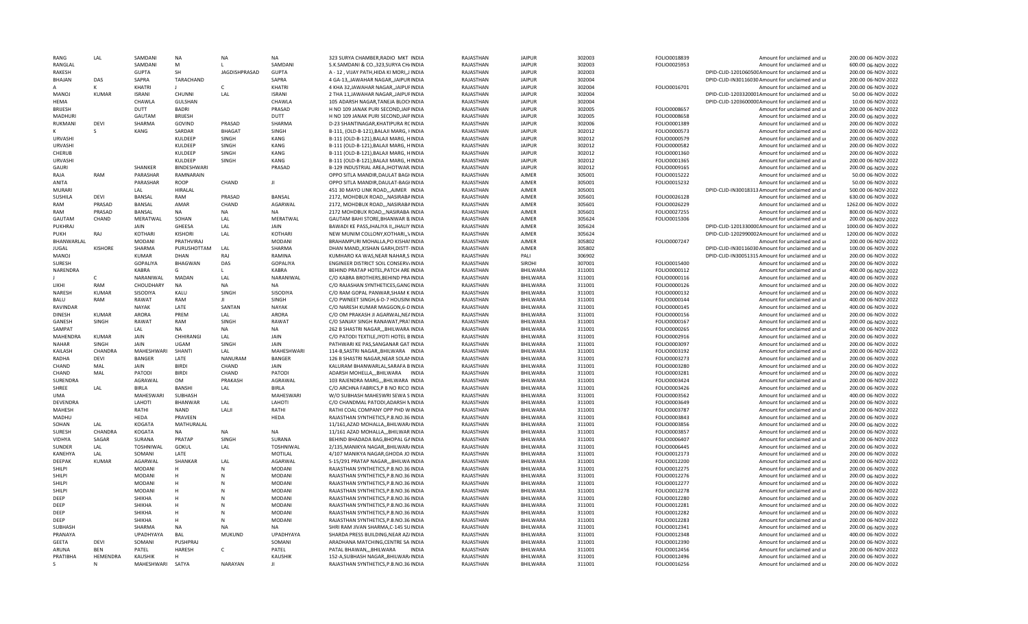| RANG | LAL | SAMDANI | NA | NA | NA | 323 SURYA CHAMBER,RADIO MKT INDIA | RAJASTHAN | JAIPUR | 302003 | FOLIO0018839 | | Amount for unclaimed and ui | 200.00 06-NOV-2022 |
|---|---|---|---|---|---|---|---|---|---|---|---|---|---|
| RANGLAL | | SAMDANI | M | L | SAMDANI | S.K.SAMDANI & CO.,323,SURYA CH/INDIA | RAJASTHAN | JAIPUR | 302003 | FOLIO0025953 | | Amount for unclaimed and ui | 600.00 06-NOV-2022 |
| RAKESH | | GUPTA | SH | JAGDISHPRASAD | GUPTA | A - 12 , VIJAY PATH,HIDA KI MORI,,J INDIA | RAJASTHAN | JAIPUR | 302003 | | DPID-CLID-1201060500 | Amount for unclaimed and ui | 200.00 06-NOV-2022 |
| BHAJAN | DAS | SAPRA | TARACHAND | | SAPRA | 4 GA-13,,JAWAHAR NAGAR,,JAIPUR INDIA | RAJASTHAN | JAIPUR | 302004 | | DPID-CLID-IN30116030 | Amount for unclaimed and ui | 200.00 06-NOV-2022 |
| A | K | KHATRI | J | C | KHATRI | 4 KHA 32,JAWAHAR NAGAR,,JAIPUI INDIA | RAJASTHAN | JAIPUR | 302004 | FOLIO0016701 | | Amount for unclaimed and ui | 200.00 06-NOV-2022 |
| MANOJ | KUMAR | ISRANI | CHUNNI | LAL | ISRANI | 2 THA 11,JAWAHAR NAGAR,,JAIPUF INDIA | RAJASTHAN | JAIPUR | 302004 | | DPID-CLID-1203320001 | Amount for unclaimed and ui | 50.00 06-NOV-2022 |
| HEMA | | CHAWLA | GULSHAN | | CHAWLA | 105 ADARSH NAGAR,TANEJA BLOCI INDIA | RAJASTHAN | JAIPUR | 302004 | | DPID-CLID-1203600000 | Amount for unclaimed and ui | 10.00 06-NOV-2022 |
| BRIJESH | | DUTT | BADRI | | PRASAD | H NO 109 JANAK PURI SECOND,JAIF INDIA | RAJASTHAN | JAIPUR | 302005 | FOLIO0008657 | | Amount for unclaimed and ui | 200.00 06-NOV-2022 |
| MADHURI | | GAUTAM | BRIJESH | | DUTT | H NO 109 JANAK PURI SECOND,JAIF INDIA | RAJASTHAN | JAIPUR | 302005 | FOLIO0008658 | | Amount for unclaimed and ui | 200.00 06-NOV-2022 |
| RUKMANI | DEVI | SHARMA | GOVIND | PRASAD | SHARMA | D-23 SHANTINAGAR,KHATIPURA RC INDIA | RAJASTHAN | JAIPUR | 302006 | FOLIO0001389 | | Amount for unclaimed and ui | 200.00 06-NOV-2022 |
| K | S | KANG | SARDAR | BHAGAT | SINGH | B-111, (OLD-B-121),BALAJI MARG, I INDIA | RAJASTHAN | JAIPUR | 302012 | FOLIO0000573 | | Amount for unclaimed and ui | 200.00 06-NOV-2022 |
| URVASHI | | | KULDEEP | SINGH | KANG | B-111 (OLD-B-121),BALAJI MARG, H INDIA | RAJASTHAN | JAIPUR | 302012 | FOLIO0000579 | | Amount for unclaimed and ui | 200.00 06-NOV-2022 |
| URVASHI | | | KULDEEP | SINGH | KANG | B-111 (OLD-B-121),BALAJI MARG, H INDIA | RAJASTHAN | JAIPUR | 302012 | FOLIO0000582 | | Amount for unclaimed and ui | 200.00 06-NOV-2022 |
| CHERUB | | | KULDEEP | SINGH | KANG | B-111 (OLD-B-121),BALAJI MARG, H INDIA | RAJASTHAN | JAIPUR | 302012 | FOLIO0001360 | | Amount for unclaimed and ui | 200.00 06-NOV-2022 |
| URVASHI | | | KULDEEP | SINGH | KANG | B-111 (OLD-B-121),BALAJI MARG, H INDIA | RAJASTHAN | JAIPUR | 302012 | FOLIO0001365 | | Amount for unclaimed and ui | 200.00 06-NOV-2022 |
| GAURI | | SHANKER | BINDESHWARI | | PRASAD | B-129 INDUSTRIAL AREA,JHOTWAR INDIA | RAJASTHAN | JAIPUR | 302012 | FOLIO0009165 | | Amount for unclaimed and ui | 200.00 06-NOV-2022 |
| RAJA | RAM | PARASHAR | RAMNARAIN | | | OPPO SITLA MANDIR,DAULAT BAGI INDIA | RAJASTHAN | AJMER | 305001 | FOLIO0015222 | | Amount for unclaimed and ui | 50.00 06-NOV-2022 |
| ANITA | | PARASHAR | ROOP | CHAND | JI | OPPO SITLA MANDIR,DAULAT-BAGI INDIA | RAJASTHAN | AJMER | 305001 | FOLIO0015232 | | Amount for unclaimed and ui | 50.00 06-NOV-2022 |
| MURARI | | LAL | HIRALAL | | | 451 30 MAYO LINK ROAD,,,AJMER INDIA | RAJASTHAN | AJMER | 305001 | | DPID-CLID-IN30018313 | Amount for unclaimed and ui | 500.00 06-NOV-2022 |
| SUSHILA | DEVI | BANSAL | RAM | PRASAD | BANSAL | 2172, MOHDBUX ROAD,,,NASIRABA INDIA | RAJASTHAN | AJMER | 305601 | FOLIO0026128 | | Amount for unclaimed and ui | 630.00 06-NOV-2022 |
| RAM | PRASAD | BANSAL | AMAR | CHAND | AGARWAL | 2172, MOHDBUX ROAD,,,NASIRABA INDIA | RAJASTHAN | AJMER | 305601 | FOLIO0026229 | | Amount for unclaimed and ui | 1262.00 06-NOV-2022 |
| RAM | PRASAD | BANSAL | NA | NA | NA | 2172 MOHDBUX ROAD,,,NASIRABA INDIA | RAJASTHAN | AJMER | 305601 | FOLIO0027255 | | Amount for unclaimed and ui | 800.00 06-NOV-2022 |
| GAUTAM | CHAND | MERATWAL | SOHAN | LAL | MERATWAL | GAUTAM BAHI STORE,BHANWAR B INDIA | RAJASTHAN | AJMER | 305624 | FOLIO0015306 | | Amount for unclaimed and ui | 200.00 06-NOV-2022 |
| PUKHRAJ | | JAIN | GHEESA | LAL | JAIN | BAWADI KE PASS,JHALIYA II,,JHALIY INDIA | RAJASTHAN | AJMER | 305624 | | DPID-CLID-1201330000 | Amount for unclaimed and ui | 1000.00 06-NOV-2022 |
| PUKH | RAJ | KOTHARI | KISHORI | LAL | KOTHARI | NEW MUNIM COLLONY,KOTHARI,,V INDIA | RAJASTHAN | AJMER | 305624 | | DPID-CLID-1202990002 | Amount for unclaimed and ui | 1200.00 06-NOV-2022 |
| BHANWARLAL | | MODANI | PRATHVIRAJ | | MODANI | BRAHAMPURI MOHALLA,PO KISHAI INDIA | RAJASTHAN | AJMER | 305802 | FOLIO0007247 | | Amount for unclaimed and ui | 200.00 06-NOV-2022 |
| JUGAL | KISHORE | SHARMA | PURUSHOTTAM | LAL | SHARMA | DHAN MAND,,KISHAN GARH,DISTT INDIA | RAJASTHAN | AJMER | 305802 | | DPID-CLID-IN30116030 | Amount for unclaimed and ui | 100.00 06-NOV-2022 |
| MANOJ | | KUMAR | DHAN | RAJ | RAHIRA | KUMHARO KA WAS,NEAR NAHAR,S INDIA | RAJASTHAN | PALI | 306902 | | DPID-CLID-IN30051315 | Amount for unclaimed and ui | 200.00 06-NOV-2022 |
| SURESH | | GOPALIYA | BHAGWAN | DAS | GOPALIYA | ENGINEER DISTRICT SOIL CONSERV INDIA | RAJASTHAN | SIROHI | 307001 | FOLIO0015400 | | Amount for unclaimed and ui | 200.00 06-NOV-2022 |
| NARENDRA | | KABRA | G | L | KABRA | BEHIND PRATAP HOTEL,PATCH ARE INDIA | RAJASTHAN | BHILWARA | 311001 | FOLIO0000112 | | Amount for unclaimed and ui | 400.00 06-NOV-2022 |
| J | C | NARANIWAL | MADAN | LAL | NARANIWAL | C/O KABRA BROTHERS,BEHIND PRA INDIA | RAJASTHAN | BHILWARA | 311001 | FOLIO0000116 | | Amount for unclaimed and ui | 400.00 06-NOV-2022 |
| LIKHI | RAM | CHOUDHARY | NA | NA | NA | C/O RAJASHAN SYNTHETICES,GANC INDIA | RAJASTHAN | BHILWARA | 311001 | FOLIO0000126 | | Amount for unclaimed and ui | 200.00 06-NOV-2022 |
| NARESH | KUMAR | SISODIYA | KALU | SINGH | SISODIYA | C/O RAM GOPAL PANWAR,SHAM K INDIA | RAJASTHAN | BHILWARA | 311001 | FOLIO0000132 | | Amount for unclaimed and ui | 200.00 06-NOV-2022 |
| BALU | RAM | RAWAT | RAM | JI | SINGH | C/O PWNEET SINGH,6-D-7 HOUSIN INDIA | RAJASTHAN | BHILWARA | 311001 | FOLIO0000144 | | Amount for unclaimed and ui | 400.00 06-NOV-2022 |
| RAVINDAR | | NAYAK | LATE | SANTAN | NAYAK | C/O NARESH KUMAR MAGGON,6-D INDIA | RAJASTHAN | BHILWARA | 311001 | FOLIO0000145 | | Amount for unclaimed and ui | 400.00 06-NOV-2022 |
| DINESH | KUMAR | ARORA | PREM | LAL | ARORA | C/O OM PRAKASH JI AGARWAL,NE/ INDIA | RAJASTHAN | BHILWARA | 311001 | FOLIO0000156 | | Amount for unclaimed and ui | 200.00 06-NOV-2022 |
| GANESH | SINGH | RAWAT | RAM | SINGH | RAWAT | C/O SANJAY SINGH RANAWAT,PRA INDIA | RAJASTHAN | BHILWARA | 311001 | FOLIO0000167 | | Amount for unclaimed and ui | 200.00 06-NOV-2022 |
| SAMPAT | | LAL | NA | NA | NA | 262 B SHASTRI NAGAR,,,BHILWARA INDIA | RAJASTHAN | BHILWARA | 311001 | FOLIO0000265 | | Amount for unclaimed and ui | 400.00 06-NOV-2022 |
| MAHENDRA | KUMAR | JAIN | CHHIRANGI | LAL | JAIN | C/O PATODI TEXTILE,JYOTI HOTEL B INDIA | RAJASTHAN | BHILWARA | 311001 | FOLIO0002916 | | Amount for unclaimed and ui | 200.00 06-NOV-2022 |
| NAHAR | SINGH | JAIN | UGAM | SINGH | JAIN | PATHWARI KE PAS,SANGANAR GAT INDIA | RAJASTHAN | BHILWARA | 311001 | FOLIO0003097 | | Amount for unclaimed and ui | 200.00 06-NOV-2022 |
| KAILASH | CHANDRA | MAHESHWARI | SHANTI | LAL | MAHESHWARI | 114-B,SASTRI NAGAR,,BHILWARA INDIA | RAJASTHAN | BHILWARA | 311001 | FOLIO0003192 | | Amount for unclaimed and ui | 200.00 06-NOV-2022 |
| RADHA | DEVI | BANGER | LATE | NANURAM | BANGER | 126 B SHASTRI NAGAR,NEAR SOLAN INDIA | RAJASTHAN | BHILWARA | 311001 | FOLIO0003273 | | Amount for unclaimed and ui | 200.00 06-NOV-2022 |
| CHAND | MAL | JAIN | BIRDI | CHAND | JAIN | KALURAM BHANWARLAL,SARAFA B INDIA | RAJASTHAN | BHILWARA | 311001 | FOLIO0003280 | | Amount for unclaimed and ui | 200.00 06-NOV-2022 |
| CHAND | MAL | PATODI | BIRDI | CHAND | PATODI | ADARSH MOHELLA,,,BHILWARA INDIA | RAJASTHAN | BHILWARA | 311001 | FOLIO0003281 | | Amount for unclaimed and ui | 200.00 06-NOV-2022 |
| SURENDRA | | AGRAWAL | OM | PRAKASH | AGRAWAL | 103 RAJENDRA MARG,,,BHILWARA INDIA | RAJASTHAN | BHILWARA | 311001 | FOLIO0003424 | | Amount for unclaimed and ui | 200.00 06-NOV-2022 |
| SHREE | LAL | BIRLA | BANSHI | LAL | BIRLA | C/O ARCHNA FABRICS,P B NO RICO INDIA | RAJASTHAN | BHILWARA | 311001 | FOLIO0003426 | | Amount for unclaimed and ui | 200.00 06-NOV-2022 |
| UMA | | MAHESWARI | SUBHASH | | MAHESWARI | W/O SUBHASH MAHESWRI SEWA S INDIA | RAJASTHAN | BHILWARA | 311001 | FOLIO0003562 | | Amount for unclaimed and ui | 400.00 06-NOV-2022 |
| DEVENDRA | | LAHOTI | BHANWAR | LAL | LAHOTI | C/O CHANDMAL PATODI,ADARSH N INDIA | RAJASTHAN | BHILWARA | 311001 | FOLIO0003649 | | Amount for unclaimed and ui | 200.00 06-NOV-2022 |
| MAHESH | | RATHI | NAND | LALJI | RATHI | RATHI COAL COMPANY OPP PHD W INDIA | RAJASTHAN | BHILWARA | 311001 | FOLIO0003787 | | Amount for unclaimed and ui | 200.00 06-NOV-2022 |
| MADHU | | HEDA | PRAVEEN | | HEDA | RAJASTHAN SYNTHETICS,P.B.NO.36 INDIA | RAJASTHAN | BHILWARA | 311001 | FOLIO0003843 | | Amount for unclaimed and ui | 200.00 06-NOV-2022 |
| SOHAN | LAL | KOGATA | MATHURALAL | | | 11/161,AZAD MOHALLA,,BHILWAR/ INDIA | RAJASTHAN | BHILWARA | 311001 | FOLIO0003856 | | Amount for unclaimed and ui | 200.00 06-NOV-2022 |
| SURESH | CHANDRA | KOGATA | NA | NA | NA | 11/161 AZAD MOHALLA,,,BHILWAR INDIA | RAJASTHAN | BHILWARA | 311001 | FOLIO0003857 | | Amount for unclaimed and ui | 200.00 06-NOV-2022 |
| VIDHYA | SAGAR | SURANA | PRATAP | SINGH | SURANA | BEHIND BHADADA BAG,BHOPAL GA INDIA | RAJASTHAN | BHILWARA | 311001 | FOLIO0006407 | | Amount for unclaimed and ui | 200.00 06-NOV-2022 |
| SUNDER | LAL | TOSHNIWAL | GOKUL | LAL | TOSHNIWAL | 2/135,MANIKYA NAGAR,,BHILWAR/ INDIA | RAJASTHAN | BHILWARA | 311001 | FOLIO0006445 | | Amount for unclaimed and ui | 200.00 06-NOV-2022 |
| KANEHYA | LAL | SOMANI | LATE | | MOTILAL | 4/107 MANIKYA NAGAR,GHODA JO INDIA | RAJASTHAN | BHILWARA | 311001 | FOLIO0012173 | | Amount for unclaimed and ui | 200.00 06-NOV-2022 |
| DEEPAK | KUMAR | AGARWAL | SHANKAR | LAL | AGARWAL | S-15/291 PRATAP NAGAR,,,BHILWA INDIA | RAJASTHAN | BHILWARA | 311001 | FOLIO0012200 | | Amount for unclaimed and ui | 200.00 06-NOV-2022 |
| SHILPI | | MODANI | H | N | MODANI | RAJASTHAN SYNTHETICS,P.B.NO.36 INDIA | RAJASTHAN | BHILWARA | 311001 | FOLIO0012275 | | Amount for unclaimed and ui | 200.00 06-NOV-2022 |
| SHILPI | | MODANI | H | N | MODANI | RAJASTHAN SYNTHETICS,P.B.NO.36 INDIA | RAJASTHAN | BHILWARA | 311001 | FOLIO0012276 | | Amount for unclaimed and ui | 200.00 06-NOV-2022 |
| SHILPI | | MODANI | H | N | MODANI | RAJASTHAN SYNTHETICS,P.B.NO.36 INDIA | RAJASTHAN | BHILWARA | 311001 | FOLIO0012277 | | Amount for unclaimed and ui | 200.00 06-NOV-2022 |
| SHILPI | | MODANI | H | N | MODANI | RAJASTHAN SYNTHETICS,P.B.NO.36 INDIA | RAJASTHAN | BHILWARA | 311001 | FOLIO0012278 | | Amount for unclaimed and ui | 200.00 06-NOV-2022 |
| DEEP | | SHIKHA | H | N | MODANI | RAJASTHAN SYNTHETICS,P.B.NO.36 INDIA | RAJASTHAN | BHILWARA | 311001 | FOLIO0012280 | | Amount for unclaimed and ui | 200.00 06-NOV-2022 |
| DEEP | | SHIKHA | H | N | MODANI | RAJASTHAN SYNTHETICS,P.B.NO.36 INDIA | RAJASTHAN | BHILWARA | 311001 | FOLIO0012281 | | Amount for unclaimed and ui | 200.00 06-NOV-2022 |
| DEEP | | SHIKHA | H | N | MODANI | RAJASTHAN SYNTHETICS,P.B.NO.36 INDIA | RAJASTHAN | BHILWARA | 311001 | FOLIO0012282 | | Amount for unclaimed and ui | 200.00 06-NOV-2022 |
| DEEP | | SHIKHA | H | N | MODANI | RAJASTHAN SYNTHETICS,P.B.NO.36 INDIA | RAJASTHAN | BHILWARA | 311001 | FOLIO0012283 | | Amount for unclaimed and ui | 200.00 06-NOV-2022 |
| SUBHASH | | SHARMA | NA | NA | NA | SHRI RAM JIVAN SHARMA,C-145 SU INDIA | RAJASTHAN | BHILWARA | 311001 | FOLIO0012341 | | Amount for unclaimed and ui | 200.00 06-NOV-2022 |
| PRANAYA | | UPADHYAYA | BAL | MUKUND | UPADHYAYA | SHARDA PRESS BUILDING,NEAR AZ/ INDIA | RAJASTHAN | BHILWARA | 311001 | FOLIO0012348 | | Amount for unclaimed and ui | 400.00 06-NOV-2022 |
| GEETA | DEVI | SOMANI | PUSHPRAJ | | SOMANI | ARADHANA MATCHING,CENTRE SA INDIA | RAJASTHAN | BHILWARA | 311001 | FOLIO0012390 | | Amount for unclaimed and ui | 200.00 06-NOV-2022 |
| ARUNA | BEN | PATEL | HARESH | C | PATEL | PATAL BHAWAN,,,BHILWARA INDIA | RAJASTHAN | BHILWARA | 311001 | FOLIO0012456 | | Amount for unclaimed and ui | 200.00 06-NOV-2022 |
| PRATIBHA | HEMENDRA | KAUSHIK | H | | KAUSHIK | 152-A,SUBHASH NAGAR,,BHILWAR/ INDIA | RAJASTHAN | BHILWARA | 311001 | FOLIO0012496 | | Amount for unclaimed and ui | 200.00 06-NOV-2022 |
| S | N | MAHESHWARI | SATYA | NARAYAN | JI | RAJASTHAN SYNTHETICS,P.B.NO.36 INDIA | RAJASTHAN | BHILWARA | 311001 | FOLIO0016256 | | Amount for unclaimed and ui | 200.00 06-NOV-2022 |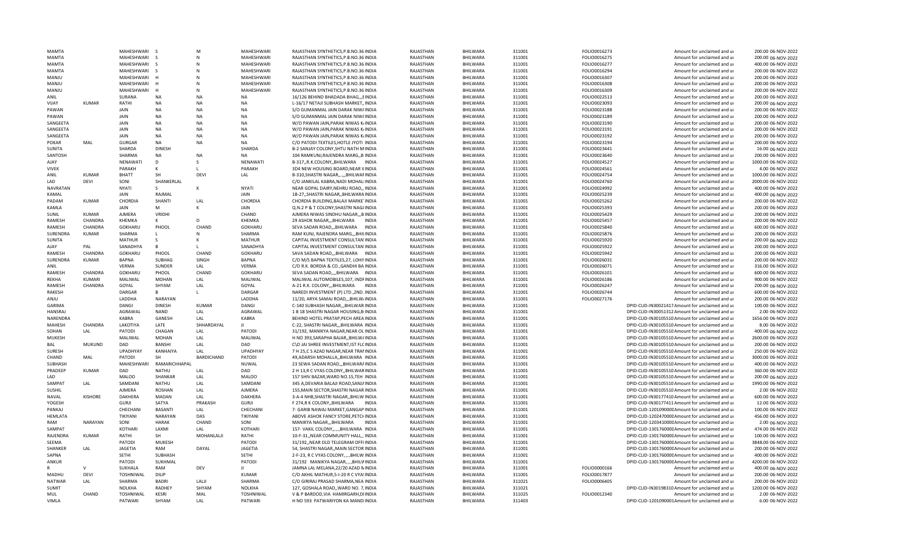| MAMTA | | MAHESHWARI | S | M | MAHESHWARI | RAJASTHAN SYNTHETICS,P.B.NO.36 INDIA | RAJASTHAN | BHILWARA | 311001 | FOLIO0016273 | | Amount for unclaimed and u | 200.00 | 06-NOV-2022 |
|---|---|---|---|---|---|---|---|---|---|---|---|---|---|---|
| MAMTA | | MAHESHWARI | S | N | MAHESHWARI | RAJASTHAN SYNTHETICS,P.B.NO.36 INDIA | RAJASTHAN | BHILWARA | 311001 | FOLIO0016275 | | Amount for unclaimed and u | 200.00 | 06-NOV-2022 |
| MAMTA | | MAHESHWARI | S | N | MAHESHWARI | RAJASTHAN SYNTHETICS,P.B.NO.36 INDIA | RAJASTHAN | BHILWARA | 311001 | FOLIO0016277 | | Amount for unclaimed and u | 400.00 | 06-NOV-2022 |
| MAMTA | | MAHESHWARI | S | N | MAHESHWARI | RAJASTHAN SYNTHETICS,P.B.NO.36 INDIA | RAJASTHAN | BHILWARA | 311001 | FOLIO0016294 | | Amount for unclaimed and u | 200.00 | 06-NOV-2022 |
| MANJU | | MAHESHWARI | H | N | MAHESHWARI | RAJASTHAN SYNTHETICS,P.B.NO.36 INDIA | RAJASTHAN | BHILWARA | 311001 | FOLIO0016307 | | Amount for unclaimed and u | 200.00 | 06-NOV-2022 |
| MANJU | | MAHESHWARI | H | N | MAHESHWARI | RAJASTHAN SYNTHETICS,P.B.NO.36 INDIA | RAJASTHAN | BHILWARA | 311001 | FOLIO0016308 | | Amount for unclaimed and u | 200.00 | 06-NOV-2022 |
| MANJU | | MAHESHWARI | H | N | MAHESHWARI | RAJASTHAN SYNTHETICS,P.B.NO.36 INDIA | RAJASTHAN | BHILWARA | 311001 | FOLIO0016309 | | Amount for unclaimed and u | 200.00 | 06-NOV-2022 |
| ANIL | | SURANA | NA | NA | NA | 16/126 BEHIND BHADADA BHAG,,,E INDIA | RAJASTHAN | BHILWARA | 311001 | FOLIO0022513 | | Amount for unclaimed and u | 200.00 | 06-NOV-2022 |
| VIJAY | KUMAR | RATHI | NA | NA | NA | L-16/17 NETAJI SUBHASH MARKET,, INDIA | RAJASTHAN | BHILWARA | 311001 | FOLIO0023093 | | Amount for unclaimed and u | 200.00 | 06-NOV-2022 |
| PAWAN | | JAIN | NA | NA | NA | S/O GUMANMAL JAIN DARAK NIWA INDIA | RAJASTHAN | BHILWARA | 311001 | FOLIO0023188 | | Amount for unclaimed and u | 200.00 | 06-NOV-2022 |
| PAWAN | | JAIN | NA | NA | NA | S/O GUMANMAL JAIN DARAK NIWA INDIA | RAJASTHAN | BHILWARA | 311001 | FOLIO0023189 | | Amount for unclaimed and u | 200.00 | 06-NOV-2022 |
| SANGEETA | | JAIN | NA | NA | NA | W/O PAWAN JAIN,PARAK NIWAS K INDIA | RAJASTHAN | BHILWARA | 311001 | FOLIO0023190 | | Amount for unclaimed and u | 200.00 | 06-NOV-2022 |
| SANGEETA | | JAIN | NA | NA | NA | W/O PAWAN JAIN,PARAK NIWAS K INDIA | RAJASTHAN | BHILWARA | 311001 | FOLIO0023191 | | Amount for unclaimed and u | 200.00 | 06-NOV-2022 |
| SANGEETA | | JAIN | NA | NA | NA | W/O PAWAN JAIN,PARAK NIWAS K INDIA | RAJASTHAN | BHILWARA | 311001 | FOLIO0023192 | | Amount for unclaimed and u | 200.00 | 06-NOV-2022 |
| POKAR | MAL | GURGAR | NA | NA | NA | C/O PATODI TEXTILES,HOTLE JYOTI INDIA | RAJASTHAN | BHILWARA | 311001 | FOLIO0023194 | | Amount for unclaimed and u | 200.00 | 06-NOV-2022 |
| SUNITA | | SHARDA | DINESH | | SHARDA | B-2 SANJAY COLONY,SHTU NATH M INDIA | RAJASTHAN | BHILWARA | 311001 | FOLIO0023441 | | Amount for unclaimed and u | 16.00 | 06-NOV-2022 |
| SANTOSH | | SHARMA | NA | NA | NA | 104 RAMKUNJ,RAJENDRA MARG,,B INDIA | RAJASTHAN | BHILWARA | 311001 | FOLIO0023640 | | Amount for unclaimed and u | 200.00 | 06-NOV-2022 |
| AJAY | | NENAWATI | D | S | NENAWATI | B-317,,R.K.COLONY,,BHILWARA INDIA | RAJASTHAN | BHILWARA | 311001 | FOLIO0024527 | | Amount for unclaimed and u | 1000.00 | 06-NOV-2022 |
| VIVEK | | PARAKH | K | L | PARAKH | 3D4 NEW HOUSING BOARD,NEAR V INDIA | RAJASTHAN | BHILWARA | 311001 | FOLIO0024561 | | Amount for unclaimed and u | 4.00 | 06-NOV-2022 |
| ANIL | KUMAR | BHATT | SH | DEVI | LAL | B-310,SHASTRI NAGAR,,.,,,BHILWAF INDIA | RAJASTHAN | BHILWARA | 311001 | FOLIO0024754 | | Amount for unclaimed and u | 1000.00 | 06-NOV-2022 |
| LAD | DEVI | SONI | SHANKERLAL | | | C/O JANKILAL KABRA,NADI MOHAL INDIA | RAJASTHAN | BHILWARA | 311001 | FOLIO0024760 | | Amount for unclaimed and u | 2000.00 | 06-NOV-2022 |
| NAVRATAN | | NYATI | S | K | NYATI | NEAR GOPAL DAIRY,NEHRU ROAD,, INDIA | RAJASTHAN | BHILWARA | 311001 | FOLIO0024992 | | Amount for unclaimed and u | 400.00 | 06-NOV-2022 |
| KAMAL | | JAIN | RAJMAL | | JAIN | 1B-27,,SHASTRI NAGAR,,BHILWARA INDIA | RAJASTHAN | BHILWARA | 311001 | FOLIO0025239 | | Amount for unclaimed and u | 400.00 | 06-NOV-2022 |
| PADAM | KUMAR | CHORDIA | SHANTI | LAL | CHORDIA | CHORDIA BUILDING,BALAJI MARKE INDIA | RAJASTHAN | BHILWARA | 311001 | FOLIO0025262 | | Amount for unclaimed and u | 200.00 | 06-NOV-2022 |
| KAMLA | | JAIN | M | K | JAIN | Q.N.2 P & T COLONY,SHASTRI NAG INDIA | RAJASTHAN | BHILWARA | 311001 | FOLIO0025393 | | Amount for unclaimed and u | 200.00 | 06-NOV-2022 |
| SUNIL | KUMAR | AJMERA | VRIDHI | | CHAND | AJMERA NIWAS SINDHU NAGAR,,,B INDIA | RAJASTHAN | BHILWARA | 311001 | FOLIO0025429 | | Amount for unclaimed and u | 200.00 | 06-NOV-2022 |
| RAMESH | CHANDRA | KHEMKA | K | D | KHEMKA | 29 ASHOK NAGAR,,,BHILWARA INDIA | RAJASTHAN | BHILWARA | 311001 | FOLIO0025457 | | Amount for unclaimed and u | 200.00 | 06-NOV-2022 |
| RAMESH | CHANDRA | GOKHARU | PHOOL | CHAND | GOKHARU | SEVA SADAN ROAD,,,BHILWARA INDIA | RAJASTHAN | BHILWARA | 311001 | FOLIO0025840 | | Amount for unclaimed and u | 600.00 | 06-NOV-2022 |
| SURENDRA | KUMAR | SHARMA | L | N | SHARMA | RAM KUNJ, RAJENDRA MARG,,,BHI INDIA | RAJASTHAN | BHILWARA | 311001 | FOLIO0025876 | | Amount for unclaimed and u | 200.00 | 06-NOV-2022 |
| SUNITA | | MATHUR | S | K | MATHUR | CAPITAL INVESTMENT CONSULTAN INDIA | RAJASTHAN | BHILWARA | 311001 | FOLIO0025920 | | Amount for unclaimed and u | 200.00 | 06-NOV-2022 |
| AJAY | PAL | SANADHYA | B | L | SANADHYA | CAPITAL INVESTMENT CONSULTAN INDIA | RAJASTHAN | BHILWARA | 311001 | FOLIO0025922 | | Amount for unclaimed and u | 200.00 | 06-NOV-2022 |
| RAMESH | CHANDRA | GOKHARU | PHOOL | CHAND | GOKHARU | SAVA SADAN ROAD,,,BHILWARA INDIA | RAJASTHAN | BHILWARA | 311001 | FOLIO0025942 | | Amount for unclaimed and u | 200.00 | 06-NOV-2022 |
| SURENDRA | KUMAR | BAPNA | SUBHAG | SINGH | BAPNA | C/O M/S BAPNA TEXTILES,27, LOH INDIA | RAJASTHAN | BHILWARA | 311001 | FOLIO0026031 | | Amount for unclaimed and u | 200.00 | 06-NOV-2022 |
| ANIL | | VERMA | SUNDER | LAL | VERMA | C/O R.K. BORDIA & CO.,GANDHI BA INDIA | RAJASTHAN | BHILWARA | 311001 | FOLIO0026071 | | Amount for unclaimed and u | 316.00 | 06-NOV-2022 |
| RAMESH | CHANDRA | GOKHARU | PHOOL | CHAND | GOKHARU | SEVA SADAN ROAD,,,BHILWARA INDIA | RAJASTHAN | BHILWARA | 311001 | FOLIO0026101 | | Amount for unclaimed and u | 600.00 | 06-NOV-2022 |
| REKHA | KUMARI | MALIWAL | MOHAN | LAL | MALIWAL | MALIWAL AUTOMOBILES,107, INDI INDIA | RAJASTHAN | BHILWARA | 311001 | FOLIO0026186 | | Amount for unclaimed and u | 900.00 | 06-NOV-2022 |
| RAMESH | CHANDRA | GOYAL | SHYAM | LAL | GOYAL | A-21 R.K. COLONY,,,BHILWARA INDIA | RAJASTHAN | BHILWARA | 311001 | FOLIO0026247 | | Amount for unclaimed and u | 200.00 | 06-NOV-2022 |
| RAKESH | | DARGAR | B | L | DARGAR | NAREDI INVESTMENT (P) LTD.,2ND. INDIA | RAJASTHAN | BHILWARA | 311001 | FOLIO0026744 | | Amount for unclaimed and u | 600.00 | 06-NOV-2022 |
| ANJU | | LADDHA | NARAYAN | | LADDHA | 11/20, ARYA SAMAJ ROAD,,,BHILW INDIA | RAJASTHAN | BHILWARA | 311001 | FOLIO0027176 | | Amount for unclaimed and u | 200.00 | 06-NOV-2022 |
| GARIMA | | DANGI | DINESH | KUMAR | DANGI | C-140 SUBHASH NAGAR,,,BHILWAR INDIA | RAJASTHAN | BHILWARA | 311001 | | DPID-CLID-IN30021417 | Amount for unclaimed and u | 100.00 | 06-NOV-2022 |
| HANSRAJ | | AGRAWAL | NAND | LAL | AGRAWAL | 1 B 18 SHASTRI NAGAR HOUSING,B INDIA | RAJASTHAN | BHILWARA | 311001 | | DPID-CLID-IN30051312 | Amount for unclaimed and u | 2.00 | 06-NOV-2022 |
| NARENDRA | | KABRA | GANESH | LAL | KABRA | BEHIND HOTEL PRATAP,PECH AREA INDIA | RAJASTHAN | BHILWARA | 311001 | | DPID-CLID-IN30105510 | Amount for unclaimed and u | 1656.00 | 06-NOV-2022 |
| MAHESH | CHANDRA | LAKOTIYA | LATE | SHHARDAYAL | JI | C-22, SHASTRI NAGAR,,,BHILWARA INDIA | RAJASTHAN | BHILWARA | 311001 | | DPID-CLID-IN30105510 | Amount for unclaimed and u | 8.00 | 06-NOV-2022 |
| SOHAN | LAL | PATODI | CHAGAN | LAL | PATODI | 31/192, MANIKYA NAGAR,NEAR OL INDIA | RAJASTHAN | BHILWARA | 311001 | | DPID-CLID-IN30105510 | Amount for unclaimed and u | 400.00 | 06-NOV-2022 |
| MUKESH | | MALIWAL | MOHAN | LAL | MALIWAL | H NO 393,SARAPHA BAJAR,,BHILW/ INDIA | RAJASTHAN | BHILWARA | 311001 | | DPID-CLID-IN30105510 | Amount for unclaimed and u | 2600.00 | 06-NOV-2022 |
| BAL | MUKUND | DAD | BANSHI | LAL | DAD | C\O JAI SHREE INVESTMENT,IST FLC INDIA | RAJASTHAN | BHILWARA | 311001 | | DPID-CLID-IN30105510 | Amount for unclaimed and u | 200.00 | 06-NOV-2022 |
| SURESH | | UPADHYAY | KANHAIYA | LAL | UPADHYAY | 7 H 25,C S AZAD NAGAR,NEAR TRAI INDIA | RAJASTHAN | BHILWARA | 311001 | | DPID-CLID-IN30105510 | Amount for unclaimed and u | 250.00 | 06-NOV-2022 |
| CHAND | MAL | PATODI | SH | BARDICHAND | PATODI | 49,ADARSH MOHALLA,,BHILWARA INDIA | RAJASTHAN | BHILWARA | 311001 | | DPID-CLID-IN30105510 | Amount for unclaimed and u | 3000.00 | 06-NOV-2022 |
| SUBHASH | | MAHESHWARI | RAMARICHHAPAL | | NUWAL | 23 SEWA SADAN ROAD,,,BHILWAR/ INDIA | RAJASTHAN | BHILWARA | 311001 | | DPID-CLID-IN30105510 | Amount for unclaimed and u | 400.00 | 06-NOV-2022 |
| PRADEEP | KUMAR | DAD | NATHU | LAL | DAD | 2 H 13,R C VYAS COLONY,,BHILWAR INDIA | RAJASTHAN | BHILWARA | 311001 | | DPID-CLID-IN30105510 | Amount for unclaimed and u | 360.00 | 06-NOV-2022 |
| LAD | | MALOO | SHANKAR | LAL | MALOO | 157 SHIV BAZAR,WARD NO.15,TEH INDIA | RAJASTHAN | BHILWARA | 311001 | | DPID-CLID-IN30105510 | Amount for unclaimed and u | 200.00 | 06-NOV-2022 |
| SAMPAT | LAL | SAMDANI | NATHU | LAL | SAMDANI | 345 A,DEVARIA BALAJI ROAD,SANJ/ INDIA | RAJASTHAN | BHILWARA | 311001 | | DPID-CLID-IN30105510 | Amount for unclaimed and u | 1990.00 | 06-NOV-2022 |
| SUSHIL | | AJMERA | ROSHAN | LAL | AJMERA | 155,MAIN SECTOR,SHASTRI NAGAR INDIA | RAJASTHAN | BHILWARA | 311001 | | DPID-CLID-IN30105510 | Amount for unclaimed and u | 2.00 | 06-NOV-2022 |
| NAVAL | KISHORE | DAKHERA | MADAN | LAL | DAKHERA | 3-A-4 NHB,SHASTRI NAGAR,,BHILW INDIA | RAJASTHAN | BHILWARA | 311001 | | DPID-CLID-IN30177410 | Amount for unclaimed and u | 600.00 | 06-NOV-2022 |
| YOGESH | | GURJI | SATYA | PRAKASH | GURJI | F 274,R K COLONY,,BHILWARA INDIA | RAJASTHAN | BHILWARA | 311001 | | DPID-CLID-IN30177411 | Amount for unclaimed and u | 12.00 | 06-NOV-2022 |
| PANKAJ | | CHECHANI | BASANTI | LAL | CHECHANI | 7- GARIB NAWAJ MARKET,GANGAP INDIA | RAJASTHAN | BHILWARA | 311001 | | DPID-CLID-12010900 | Amount for unclaimed and u | 100.00 | 06-NOV-2022 |
| HEMLATA | | TIKIYANI | NARAYAN | DAS | TIKIYANI | ABOVE ASHOK FANCY STORE,PETCI INDIA | RAJASTHAN | BHILWARA | 311001 | | DPID-CLID-12024700 | Amount for unclaimed and u | 456.00 | 06-NOV-2022 |
| RAM | NARAYAN | SONI | HARAK | CHAND | SONI | MANIKYA NAGAR,,,BHILWARA INDIA | RAJASTHAN | BHILWARA | 311001 | | DPID-CLID-12034100 | Amount for unclaimed and u | 2.00 | 06-NOV-2022 |
| SAMPAT | | KOTHARI | LAXMI | LAL | KOTHARI | 157- VAKIL COLONY,,.,,BHILWARA INDIA | RAJASTHAN | BHILWARA | 311001 | | DPID-CLID-13017600 | Amount for unclaimed and u | 474.00 | 06-NOV-2022 |
| RAJENDRA | KUMAR | RATHI | SH | MOHANLALJI | RATHI | 10-F-31,,NEAR COMMUNITY HALL,, INDIA | RAJASTHAN | BHILWARA | 311001 | | DPID-CLID-13017600 | Amount for unclaimed and u | 100.00 | 06-NOV-2022 |
| SEEMA | | PATODI | MUKESH | | PATODI | 31/192,,NEAR OLD TELEGRAM OFFI INDIA | RAJASTHAN | BHILWARA | 311001 | | DPID-CLID-13017600 | Amount for unclaimed and u | 3848.00 | 06-NOV-2022 |
| SHANKER | LAL | JAGETIA | RAM | DAYAL | JAGETIA | 54, SHASTRI NAGAR,,MAIN SECTOR INDIA | RAJASTHAN | BHILWARA | 311001 | | DPID-CLID-13017600 | Amount for unclaimed and u | 200.00 | 06-NOV-2022 |
| SAPNA | | SETHI | SUBHASH | | SETHI | 2-F-23, R C VYAS COLONY,.,,,BHILW INDIA | RAJASTHAN | BHILWARA | 311001 | | DPID-CLID-13017600 | Amount for unclaimed and u | 400.00 | 06-NOV-2022 |
| ANKUR | | PATODI | SUKHMAL | | PATODI | 31/192 MANIKYA NAGAR,,.,,BHILV INDIA | RAJASTHAN | BHILWARA | 311001 | | DPID-CLID-13017600 | Amount for unclaimed and u | 4200.00 | 06-NOV-2022 |
| R | V | SUKHALA | RAM | DEV | JI | JAMNA LAL MELANA,22/20 AZAD N INDIA | RAJASTHAN | BHILWARA | 311001 | FOLIO0000166 | | Amount for unclaimed and u | 400.00 | 06-NOV-2022 |
| MADHU | DEVI | TOSHNIWAL | DILIP | | KUMAR | C/O AKHIL MATHUR,5-I-20 R C VYA: INDIA | RAJASTHAN | BHILWARA | 311001 | FOLIO0017877 | | Amount for unclaimed and u | 200.00 | 06-NOV-2022 |
| NATWAR | LAL | SHARMA | BADRI | LALJI | SHARMA | C/O GIRIRAJ PRASAD SHARMA,NEA INDIA | RAJASTHAN | BHILWARA | 311021 | FOLIO0006405 | | Amount for unclaimed and u | 200.00 | 06-NOV-2022 |
| SUMIT | | NOLKHA | RADHEY | SHYAM | NOLKHA | 127, GOSHALA ROAD,,WARD NO. 7, INDIA | RAJASTHAN | BHILWARA | 311021 | | DPID-CLID-IN30198310 | Amount for unclaimed and u | 1200.00 | 06-NOV-2022 |
| MUL | CHAND | TOSHNIWAL | KESRI | MAL | TOSHNIWAL | V & P BARDOD,VIA HAMIRGARH,DI INDIA | RAJASTHAN | BHILWARA | 311025 | FOLIO0012340 | | Amount for unclaimed and u | 2.00 | 06-NOV-2022 |
| VIMLA | | PATWARI | SHYAM | LAL | PATWARI | H NO 593 PATWARIYON KA MAND INDIA | RAJASTHAN | BHILWARA | 311403 | | DPID-CLID-12010900 | Amount for unclaimed and u | 6.00 | 06-NOV-2022 |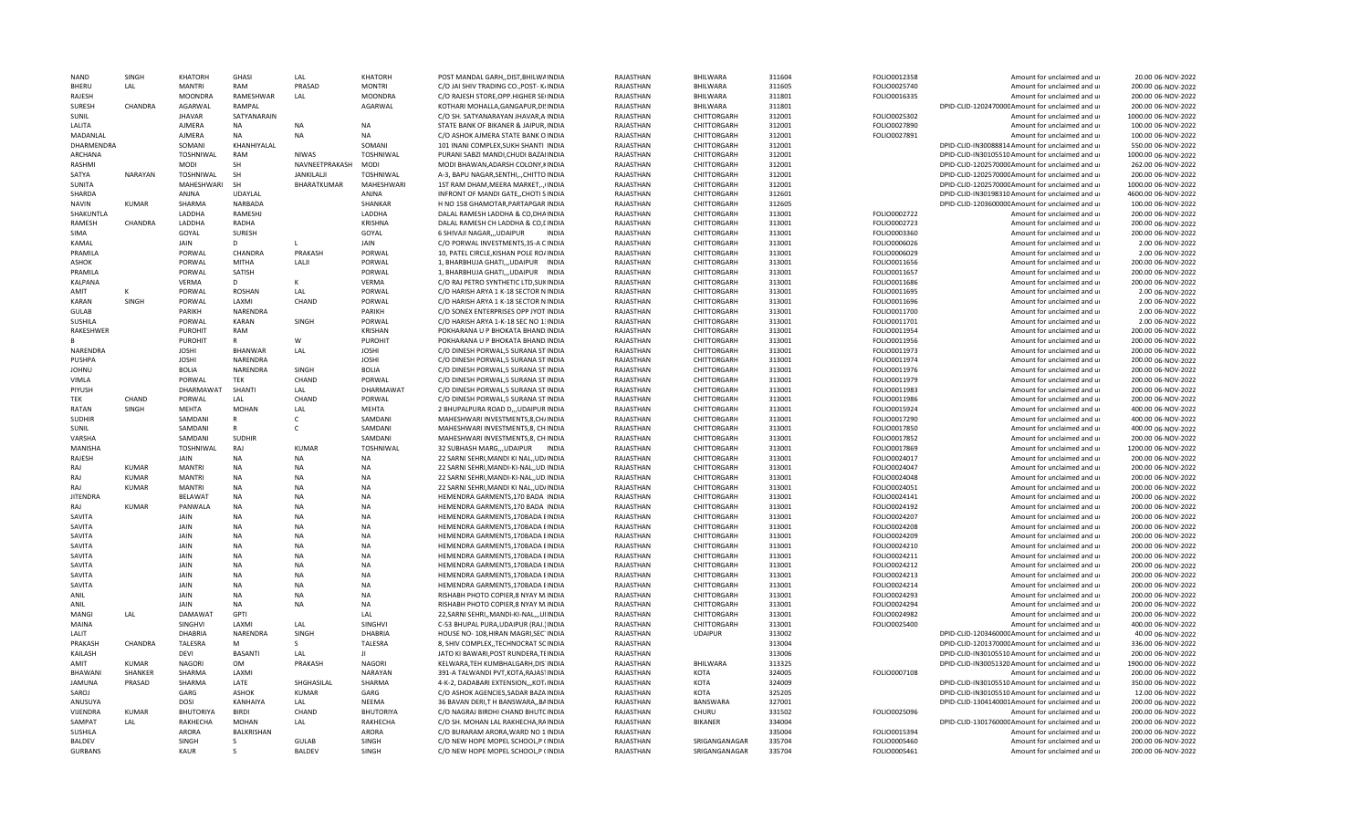| | | | | | | | | | | | | | | |
|---|---|---|---|---|---|---|---|---|---|---|---|---|---|---|
| NAND | SINGH | KHATORH | GHASI | LAL | KHATORH | POST MANDAL GARH,,DIST,BHILWA INDIA | RAJASTHAN | BHILWARA | 311604 | FOLIO0012358 | | Amount for unclaimed and u | 20.00 | 06-NOV-2022 |
| BHERU | LAL | MANTRI | RAM | PRASAD | MONTRI | C/O JAI SHIV TRADING CO.,POST- K INDIA | RAJASTHAN | BHILWARA | 311605 | FOLIO0025740 | | Amount for unclaimed and u | 200.00 | 06-NOV-2022 |
| RAJESH | | MOONDRA | RAMESHWAR | LAL | MOONDRA | C/O RAJESH STORE,OPP.HIGHER SE INDIA | RAJASTHAN | BHILWARA | 311801 | FOLIO0016335 | | Amount for unclaimed and u | 200.00 | 06-NOV-2022 |
| SURESH | CHANDRA | AGARWAL | RAMPAL | | AGARWAL | KOTHARI MOHALLA,GANGAPUR,DI INDIA | RAJASTHAN | BHILWARA | 311801 | | DPID-CLID-1202470000 | Amount for unclaimed and u | 200.00 | 06-NOV-2022 |
| SUNIL | | JHAVAR | SATYANARAIN | | | C/O SH. SATYANARAYAN JHAVAR,A INDIA | RAJASTHAN | CHITTORGARH | 312001 | FOLIO0025302 | | Amount for unclaimed and u | 1000.00 | 06-NOV-2022 |
| LALITA | | AJMERA | NA | NA | NA | STATE BANK OF BIKANER & JAIPUR, INDIA | RAJASTHAN | CHITTORGARH | 312001 | FOLIO0027890 | | Amount for unclaimed and u | 100.00 | 06-NOV-2022 |
| MADANLAL | | AJMERA | NA | NA | NA | C/O ASHOK AJMERA STATE BANK O INDIA | RAJASTHAN | CHITTORGARH | 312001 | FOLIO0027891 | | Amount for unclaimed and u | 100.00 | 06-NOV-2022 |
| DHARMENDRA | | SOMANI | KHANHIYALAL | | SOMANI | 101 INANI COMPLEX,SUKH SHANTI INDIA | RAJASTHAN | CHITTORGARH | 312001 | | DPID-CLID-IN30088814 | Amount for unclaimed and u | 550.00 | 06-NOV-2022 |
| ARCHANA | | TOSHNIWAL | RAM | NIWAS | TOSHNIWAL | PURANI SABZI MANDI,CHUDI BAZA INDIA | RAJASTHAN | CHITTORGARH | 312001 | | DPID-CLID-IN30105510 | Amount for unclaimed and u | 1000.00 | 06-NOV-2022 |
| RASHMI | | MODI | SH | NAVNEETPRAKASH | MODI | MODI BHAWAN,ADARSH COLONY, INDIA | RAJASTHAN | CHITTORGARH | 312001 | | DPID-CLID-1202570000 | Amount for unclaimed and u | 262.00 | 06-NOV-2022 |
| SATYA | NARAYAN | TOSHNIWAL | SH | JANKILALJI | TOSHNIWAL | A-3, BAPU NAGAR,SENTHI,,,CHITTO INDIA | RAJASTHAN | CHITTORGARH | 312001 | | DPID-CLID-1202570000 | Amount for unclaimed and u | 200.00 | 06-NOV-2022 |
| SUNITA | | MAHESHWARI | SH | BHARATKUMAR | MAHESHWARI | 1ST RAM DHAM,MEERA MARKET,,, INDIA | RAJASTHAN | CHITTORGARH | 312001 | | DPID-CLID-1202570000 | Amount for unclaimed and u | 1000.00 | 06-NOV-2022 |
| SHARDA | | ANJNA | UDAYLAL | | ANJNA | INFRONT OF MANDI GATE,,CHOTI S INDIA | RAJASTHAN | CHITTORGARH | 312601 | | DPID-CLID-IN30198310 | Amount for unclaimed and u | 4600.00 | 06-NOV-2022 |
| NAVIN | KUMAR | SHARMA | NARBADA | | SHANKAR | H NO 158 GHAMOTAR,PARTAPGAR INDIA | RAJASTHAN | CHITTORGARH | 312605 | | DPID-CLID-1203600000 | Amount for unclaimed and u | 100.00 | 06-NOV-2022 |
| SHAKUNTLA | | LADDHA | RAMESHJ | | LADDHA | DALAL RAMESH LADDHA & CO,DHA INDIA | RAJASTHAN | CHITTORGARH | 313001 | FOLIO0002722 | | Amount for unclaimed and u | 200.00 | 06-NOV-2022 |
| RAMESH | CHANDRA | LADDHA | RADHA | | KRISHNA | DALAL RAMESH CH LADDHA & CO,I INDIA | RAJASTHAN | CHITTORGARH | 313001 | FOLIO0002723 | | Amount for unclaimed and u | 200.00 | 06-NOV-2022 |
| SIMA | | GOYAL | SURESH | | GOYAL | 6 SHIVAJI NAGAR,,,UDAIPUR INDIA | RAJASTHAN | CHITTORGARH | 313001 | FOLIO0003360 | | Amount for unclaimed and u | 200.00 | 06-NOV-2022 |
| KAMAL | | JAIN | D | L | JAIN | C/O PORWAL INVESTMENTS,35-A C INDIA | RAJASTHAN | CHITTORGARH | 313001 | FOLIO0006026 | | Amount for unclaimed and u | 2.00 | 06-NOV-2022 |
| PRAMILA | | PORWAL | CHANDRA | PRAKASH | PORWAL | 10, PATEL CIRCLE,KISHAN POLE RO INDIA | RAJASTHAN | CHITTORGARH | 313001 | FOLIO0006029 | | Amount for unclaimed and u | 2.00 | 06-NOV-2022 |
| ASHOK | | PORWAL | MITHA | LALJI | PORWAL | 1, BHARBHUJA GHATI,,,UDAIPUR INDIA | RAJASTHAN | CHITTORGARH | 313001 | FOLIO0011656 | | Amount for unclaimed and u | 200.00 | 06-NOV-2022 |
| PRAMILA | | PORWAL | SATISH | | PORWAL | 1, BHARBHUJA GHATI,,,UDAIPUR INDIA | RAJASTHAN | CHITTORGARH | 313001 | FOLIO0011657 | | Amount for unclaimed and u | 200.00 | 06-NOV-2022 |
| KALPANA | | VERMA | D | K | VERMA | C/O RAJ PETRO SYNTHETIC LTD,SUK INDIA | RAJASTHAN | CHITTORGARH | 313001 | FOLIO0011686 | | Amount for unclaimed and u | 200.00 | 06-NOV-2022 |
| AMIT | K | PORWAL | ROSHAN | LAL | PORWAL | C/O HARISH ARYA 1 K-18 SECTOR N INDIA | RAJASTHAN | CHITTORGARH | 313001 | FOLIO0011695 | | Amount for unclaimed and u | 2.00 | 06-NOV-2022 |
| KARAN | SINGH | PORWAL | LAXMI | CHAND | PORWAL | C/O HARISH ARYA 1 K-18 SECTOR N INDIA | RAJASTHAN | CHITTORGARH | 313001 | FOLIO0011696 | | Amount for unclaimed and u | 2.00 | 06-NOV-2022 |
| GULAB | | PARIKH | NARENDRA | | PARIKH | C/O SONEX ENTERPRISES OPP JYOT INDIA | RAJASTHAN | CHITTORGARH | 313001 | FOLIO0011700 | | Amount for unclaimed and u | 2.00 | 06-NOV-2022 |
| SUSHILA | | PORWAL | KARAN | SINGH | PORWAL | C/O HARISH ARYA 1-K-18 SEC NO 1 INDIA | RAJASTHAN | CHITTORGARH | 313001 | FOLIO0011701 | | Amount for unclaimed and u | 2.00 | 06-NOV-2022 |
| RAKESHWER | | PUROHIT | RAM | | KRISHAN | POKHARANA U P BHOKATA BHAND INDIA | RAJASTHAN | CHITTORGARH | 313001 | FOLIO0011954 | | Amount for unclaimed and u | 200.00 | 06-NOV-2022 |
| B | | PUROHIT | R | W | PUROHIT | POKHARANA U P BHOKATA BHAND INDIA | RAJASTHAN | CHITTORGARH | 313001 | FOLIO0011956 | | Amount for unclaimed and u | 200.00 | 06-NOV-2022 |
| NARENDRA | | JOSHI | BHANWAR | LAL | JOSHI | C/O DINESH PORWAL,5 SURANA ST INDIA | RAJASTHAN | CHITTORGARH | 313001 | FOLIO0011973 | | Amount for unclaimed and u | 200.00 | 06-NOV-2022 |
| PUSHPA | | JOSHI | NARENDRA | | JOSHI | C/O DINESH PORWAL,5 SURANA ST INDIA | RAJASTHAN | CHITTORGARH | 313001 | FOLIO0011974 | | Amount for unclaimed and u | 200.00 | 06-NOV-2022 |
| JOHNU | | BOLIA | NARENDRA | SINGH | BOLIA | C/O DINESH PORWAL,5 SURANA ST INDIA | RAJASTHAN | CHITTORGARH | 313001 | FOLIO0011976 | | Amount for unclaimed and u | 200.00 | 06-NOV-2022 |
| VIMLA | | PORWAL | TEK | CHAND | PORWAL | C/O DINESH PORWAL,5 SURANA ST INDIA | RAJASTHAN | CHITTORGARH | 313001 | FOLIO0011979 | | Amount for unclaimed and u | 200.00 | 06-NOV-2022 |
| PIYUSH | | DHARMAWAT | SHANTI | LAL | DHARMAWAT | C/O DINESH PORWAL,5 SURANA ST INDIA | RAJASTHAN | CHITTORGARH | 313001 | FOLIO0011983 | | Amount for unclaimed and u | 200.00 | 06-NOV-2022 |
| TEK | CHAND | PORWAL | LAL | CHAND | PORWAL | C/O DINESH PORWAL,5 SURANA ST INDIA | RAJASTHAN | CHITTORGARH | 313001 | FOLIO0011986 | | Amount for unclaimed and u | 200.00 | 06-NOV-2022 |
| RATAN | SINGH | MEHTA | MOHAN | LAL | MEHTA | 2 BHUPALPURA ROAD D,,,UDAIPUR INDIA | RAJASTHAN | CHITTORGARH | 313001 | FOLIO0015924 | | Amount for unclaimed and u | 400.00 | 06-NOV-2022 |
| SUDHIR | | SAMDANI | R | C | SAMDANI | MAHESHWARI INVESTMENTS,8,CH INDIA | RAJASTHAN | CHITTORGARH | 313001 | FOLIO0017290 | | Amount for unclaimed and u | 400.00 | 06-NOV-2022 |
| SUNIL | | SAMDANI | R | C | SAMDANI | MAHESHWARI INVESTMENTS,8, CH INDIA | RAJASTHAN | CHITTORGARH | 313001 | FOLIO0017850 | | Amount for unclaimed and u | 400.00 | 06-NOV-2022 |
| VARSHA | | SAMDANI | SUDHIR | | SAMDANI | MAHESHWARI INVESTMENTS,8, CH INDIA | RAJASTHAN | CHITTORGARH | 313001 | FOLIO0017852 | | Amount for unclaimed and u | 200.00 | 06-NOV-2022 |
| MANISHA | | TOSHNIWAL | RAJ | KUMAR | TOSHNIWAL | 32 SUBHASH MARG,,,UDAIPUR INDIA | RAJASTHAN | CHITTORGARH | 313001 | FOLIO0017869 | | Amount for unclaimed and u | 1200.00 | 06-NOV-2022 |
| RAJESH | | JAIN | NA | NA | NA | 22 SARNI SEHRI,MANDI KI NAL,,UD INDIA | RAJASTHAN | CHITTORGARH | 313001 | FOLIO0024017 | | Amount for unclaimed and u | 200.00 | 06-NOV-2022 |
| RAJ | KUMAR | MANTRI | NA | NA | NA | 22 SARNI SEHRI,MANDI-KI-NAL,,UD INDIA | RAJASTHAN | CHITTORGARH | 313001 | FOLIO0024047 | | Amount for unclaimed and u | 200.00 | 06-NOV-2022 |
| RAJ | KUMAR | MANTRI | NA | NA | NA | 22 SARNI SEHRI,MANDI-KI-NAL,,UD INDIA | RAJASTHAN | CHITTORGARH | 313001 | FOLIO0024048 | | Amount for unclaimed and u | 200.00 | 06-NOV-2022 |
| RAJ | KUMAR | MANTRI | NA | NA | NA | 22 SARNI SEHRI,MANDI KI NAL,,UD INDIA | RAJASTHAN | CHITTORGARH | 313001 | FOLIO0024051 | | Amount for unclaimed and u | 200.00 | 06-NOV-2022 |
| JITENDRA | | BELAWAT | NA | NA | NA | HEMENDRA GARMENTS,170 BADA INDIA | RAJASTHAN | CHITTORGARH | 313001 | FOLIO0024141 | | Amount for unclaimed and u | 200.00 | 06-NOV-2022 |
| RAJ | KUMAR | PANWALA | NA | NA | NA | HEMENDRA GARMENTS,170 BADA INDIA | RAJASTHAN | CHITTORGARH | 313001 | FOLIO0024192 | | Amount for unclaimed and u | 200.00 | 06-NOV-2022 |
| SAVITA | | JAIN | NA | NA | NA | HEMENDRA GARMENTS,170BADA B INDIA | RAJASTHAN | CHITTORGARH | 313001 | FOLIO0024207 | | Amount for unclaimed and u | 200.00 | 06-NOV-2022 |
| SAVITA | | JAIN | NA | NA | NA | HEMENDRA GARMENTS,170BADA B INDIA | RAJASTHAN | CHITTORGARH | 313001 | FOLIO0024208 | | Amount for unclaimed and u | 200.00 | 06-NOV-2022 |
| SAVITA | | JAIN | NA | NA | NA | HEMENDRA GARMENTS,170BADA B INDIA | RAJASTHAN | CHITTORGARH | 313001 | FOLIO0024209 | | Amount for unclaimed and u | 200.00 | 06-NOV-2022 |
| SAVITA | | JAIN | NA | NA | NA | HEMENDRA GARMENTS,170BADA B INDIA | RAJASTHAN | CHITTORGARH | 313001 | FOLIO0024210 | | Amount for unclaimed and u | 200.00 | 06-NOV-2022 |
| SAVITA | | JAIN | NA | NA | NA | HEMENDRA GARMENTS,170BADA B INDIA | RAJASTHAN | CHITTORGARH | 313001 | FOLIO0024211 | | Amount for unclaimed and u | 200.00 | 06-NOV-2022 |
| SAVITA | | JAIN | NA | NA | NA | HEMENDRA GARMENTS,170BADA B INDIA | RAJASTHAN | CHITTORGARH | 313001 | FOLIO0024212 | | Amount for unclaimed and u | 200.00 | 06-NOV-2022 |
| SAVITA | | JAIN | NA | NA | NA | HEMENDRA GARMENTS,170BADA B INDIA | RAJASTHAN | CHITTORGARH | 313001 | FOLIO0024213 | | Amount for unclaimed and u | 200.00 | 06-NOV-2022 |
| SAVITA | | JAIN | NA | NA | NA | HEMENDRA GARMENTS,170BADA B INDIA | RAJASTHAN | CHITTORGARH | 313001 | FOLIO0024214 | | Amount for unclaimed and u | 200.00 | 06-NOV-2022 |
| ANIL | | JAIN | NA | NA | NA | RISHABH PHOTO COPIER,8 NYAY M INDIA | RAJASTHAN | CHITTORGARH | 313001 | FOLIO0024293 | | Amount for unclaimed and u | 200.00 | 06-NOV-2022 |
| ANIL | | JAIN | NA | NA | NA | RISHABH PHOTO COPIER,8 NYAY M INDIA | RAJASTHAN | CHITTORGARH | 313001 | FOLIO0024294 | | Amount for unclaimed and u | 200.00 | 06-NOV-2022 |
| MANGI | LAL | DAMAWAT | GPTI | | LAL | 22,SARNI SEHRI,,MANDI-KI-NAL,,,U INDIA | RAJASTHAN | CHITTORGARH | 313001 | FOLIO0024982 | | Amount for unclaimed and u | 200.00 | 06-NOV-2022 |
| MAINA | | SINGHVI | LAXMI | LAL | SINGHVI | C-53 BHUPAL PURA,UDAIPUR (RAJ.) INDIA | RAJASTHAN | CHITTORGARH | 313001 | FOLIO0025400 | | Amount for unclaimed and u | 400.00 | 06-NOV-2022 |
| LALIT | | DHABRIA | NARENDRA | SINGH | DHABRIA | HOUSE NO- 108,HIRAN MAGRI,SEC INDIA | RAJASTHAN | UDAIPUR | 313002 | | DPID-CLID-1203460000 | Amount for unclaimed and u | 40.00 | 06-NOV-2022 |
| PRAKASH | CHANDRA | TALESRA | M | S | TALESRA | 8, SHIV COMPLEX,,TECHNOCRAT SC INDIA | RAJASTHAN | | 313004 | | DPID-CLID-1201370000 | Amount for unclaimed and u | 336.00 | 06-NOV-2022 |
| KAILASH | | DEVI | BASANTI | LAL | JI | JATO KI BAWARI,POST RUNDERA,TE INDIA | RAJASTHAN | | 313006 | | DPID-CLID-IN30105510 | Amount for unclaimed and u | 200.00 | 06-NOV-2022 |
| AMIT | KUMAR | NAGORI | OM | PRAKASH | NAGORI | KELWARA,TEH KUMBHALGARH,DIS INDIA | RAJASTHAN | BHILWARA | 313325 | | DPID-CLID-IN30051320 | Amount for unclaimed and u | 1900.00 | 06-NOV-2022 |
| BHAWANI | SHANKER | SHARMA | LAXMI | | NARAYAN | 391-A TALWANDI PVT,KOTA,RAJAS INDIA | RAJASTHAN | KOTA | 324005 | FOLIO0007108 | | Amount for unclaimed and u | 200.00 | 06-NOV-2022 |
| JAMUNA | PRASAD | SHARMA | LATE | SHGHASILAL | SHARMA | 4-K-2, DADABARI EXTENSION,,,KOT INDIA | RAJASTHAN | KOTA | 324009 | | DPID-CLID-IN30105510 | Amount for unclaimed and u | 350.00 | 06-NOV-2022 |
| SAROJ | | GARG | ASHOK | KUMAR | GARG | C/O ASHOK AGENCIES,SADAR BAZA INDIA | RAJASTHAN | KOTA | 325205 | | DPID-CLID-IN30105510 | Amount for unclaimed and u | 12.00 | 06-NOV-2022 |
| ANUSUYA | | DOSI | KANHAIYA | LAL | NEEMA | 36 BAVAN DERI,T H BANSWARA,,B INDIA | RAJASTHAN | BANSWARA | 327001 | | DPID-CLID-1304140001 | Amount for unclaimed and u | 200.00 | 06-NOV-2022 |
| VIJENDRA | KUMAR | BHUTORIYA | BIRDI | CHAND | BHUTORIYA | C/O NAGRAJ BIRDHI CHAND BHUTC INDIA | RAJASTHAN | CHURU | 331502 | FOLIO0025096 | | Amount for unclaimed and u | 200.00 | 06-NOV-2022 |
| SAMPAT | LAL | RAKHECHA | MOHAN | LAL | RAKHECHA | C/O SH. MOHAN LAL RAKHECHA,R INDIA | RAJASTHAN | BIKANER | 334004 | | DPID-CLID-1301760000 | Amount for unclaimed and u | 200.00 | 06-NOV-2022 |
| SUSHILA | | ARORA | BALKRISHAN | | ARORA | C/O BURARAM ARORA,WARD NO 1 INDIA | RAJASTHAN | | 335004 | FOLIO0015394 | | Amount for unclaimed and u | 200.00 | 06-NOV-2022 |
| BALDEV | | SINGH | S | GULAB | SINGH | C/O NEW HOPE MOPEL SCHOOL,P INDIA | RAJASTHAN | SRIGANGANAGAR | 335704 | FOLIO0005460 | | Amount for unclaimed and u | 200.00 | 06-NOV-2022 |
| GURBANS | | KAUR | S | BALDEV | SINGH | C/O NEW HOPE MOPEL SCHOOL,P INDIA | RAJASTHAN | SRIGANGANAGAR | 335704 | FOLIO0005461 | | Amount for unclaimed and u | 200.00 | 06-NOV-2022 |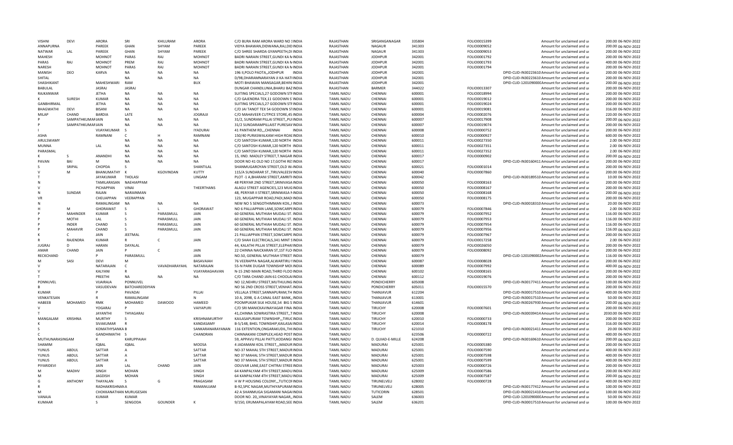| VISHNI | DEVI | ARORA | SRI | KHILURAM | ARORA | C/O BURA RAM ARORA WARD NO 1 INDIA | RAJASTHAN | SRIGANGANAGAR | 335804 | FOLIO0015399 | Amount for unclaimed and u | 200.00 06-NOV-2022 |
|---|---|---|---|---|---|---|---|---|---|---|---|---|
| ANNAPURNA | | PAREEK | GHAN | SHYAM | PAREEK | VIDYA BHAWAN,DIDWANA,RAJ,DID INDIA | RAJASTHAN | NAGAUR | 341303 | FOLIO0009052 | Amount for unclaimed and u | 200.00 06-NOV-2022 |
| NATWAR | LAL | PAREEK | GHAN | SHYAM | PAREEK | C/O SHREE SHARDA GYANPEETH,DI INDIA | RAJASTHAN | NAGAUR | 341303 | FOLIO0009053 | Amount for unclaimed and u | 200.00 06-NOV-2022 |
| MAHESH | | MOHNOT | PARAS | RAJ | MOHNOT | BADRI NARAIN STREET,GUNDI KA N INDIA | RAJASTHAN | JODHPUR | 342001 | FOLIO0001792 | Amount for unclaimed and u | 200.00 06-NOV-2022 |
| PARAS | RAJ | MOHNOT | PREM | RAJ | MOHNOT | BADRI NARAIN STREET,GUNDI KA N INDIA | RAJASTHAN | JODHPUR | 342001 | FOLIO0001793 | Amount for unclaimed and u | 400.00 06-NOV-2022 |
| NARESH | | MOHNOT | PARAS | RAJ | MOHNOT | BADRI NARAIN STREET,GUNDI KA N INDIA | RAJASTHAN | JODHPUR | 342001 | FOLIO0001794 | Amount for unclaimed and u | 200.00 06-NOV-2022 |
| MANISH | DEO | KARVA | NA | NA | NA | 196 II,POLO PAOTA,,JODHPUR INDIA | RAJASTHAN | JODHPUR | 342001 | | DPID-CLID-IN30223610 Amount for unclaimed and u | 200.00 06-NOV-2022 |
| SHITAL | | | NA | NA | NA | D/98,DHARAMNARAYAN JI KA HATI INDIA | RAJASTHAN | JODHPUR | 342001 | | DPID-CLID-IN30223610 Amount for unclaimed and u | 200.00 06-NOV-2022 |
| SHASHIKANT | | MAHESHWARI | RAM | | BUX | MOTI BHAWAN MANSAGAR,BEHIN INDIA | RAJASTHAN | JODHPUR | 342001 | | DPID-CLID-1201090000 Amount for unclaimed and u | 200.00 06-NOV-2022 |
| BABULAL | | JASRAJ | JASRAJ | | | DUNGAR CHANDLUNIA,BHARU BAZ INDIA | RAJASTHAN | BARMER | 344022 | FOLIO0013307 | Amount for unclaimed and u | 200.00 06-NOV-2022 |
| RAJKANWAR | | JETHA | NA | NA | NA | SUITING SPECIALS,27 GODOWN STF INDIA | TAMIL NADU | CHENNAI | 600001 | FOLIO0018994 | Amount for unclaimed and u | 200.00 06-NOV-2022 |
| K | SURESH | KUMAR | NA | NA | NA | C/O GAJENDRA TEX,11 GODOWN S INDIA | TAMIL NADU | CHENNAI | 600001 | FOLIO0019012 | Amount for unclaimed and u | 200.00 06-NOV-2022 |
| GANBHIRMAL | | JETHA | NA | NA | NA | SUITING SPECIALS,27 GODOWN STF INDIA | TAMIL NADU | CHENNAI | 600001 | FOLIO0019024 | Amount for unclaimed and u | 200.00 06-NOV-2022 |
| BHAGWATHI | DEVI | BISANI | NA | NA | NA | C/O JAI TANOT TEX 54 GODOWN ST INDIA | TAMIL NADU | CHENNAI | 600001 | FOLIO0019081 | Amount for unclaimed and u | 316.00 06-NOV-2022 |
| MILAP | CHAND | BARDIA | LATE | | JOGRAJJI | C/O MAHAVEER CUTPICE STORE,45 INDIA | TAMIL NADU | CHENNAI | 600004 | FOLIO0002076 | Amount for unclaimed and u | 220.00 06-NOV-2022 |
| P | SAMPATHKUMAR JAIN | | NA | NA | NA | 31/2, SUNDRAM PILLAI STREET,,PU INDIA | TAMIL NADU | CHENNAI | 600007 | FOLIO0017908 | Amount for unclaimed and u | 200.00 06-NOV-2022 |
| P | SAMPATHKUMAR JAIN | | NA | NA | NA | 31/2 SUNDARAMPILLAIST PURESAV INDIA | TAMIL NADU | CHENNAI | 600007 | FOLIO0019074 | Amount for unclaimed and u | 200.00 06-NOV-2022 |
| I | | VIJAYAKUMAR | S | | IYADURAI | 41 PANTHEM RD,,,CHENNAI INDIA | TAMIL NADU | CHENNAI | 600008 | FOLIO0000752 | Amount for unclaimed and u | 200.00 06-NOV-2022 |
| ASHA | | RAMNANI | C | H | RAMNANI | 150/40 PURASWALKAM HIGH ROAI INDIA | TAMIL NADU | CHENNAI | 600010 | FOLIO0000927 | Amount for unclaimed and u | 600.00 06-NOV-2022 |
| ARULSWAMY | | | NA | NA | NA | C/O SANTOSH KUMAR,120 NORTH INDIA | TAMIL NADU | CHENNAI | 600011 | FOLIO0027350 | Amount for unclaimed and u | 2.00 06-NOV-2022 |
| MUNNA | | LAL | NA | NA | NA | C/O SANTOSH KUMAR,120 NORTH INDIA | TAMIL NADU | CHENNAI | 600011 | FOLIO0027351 | Amount for unclaimed and u | 2.00 06-NOV-2022 |
| PARASMAL | | | NA | NA | NA | C/O SANTOSH KUMAR,120 NORTH INDIA | TAMIL NADU | CHENNAI | 600011 | FOLIO0027352 | Amount for unclaimed and u | 2.00 06-NOV-2022 |
| K | S | ANANDHI | NA | NA | NA | 15, IIND. MADLEY STREET,T.NAGAR INDIA | TAMIL NADU | CHENNAI | 600017 | FOLIO0000902 | Amount for unclaimed and u | 200.00 06-NOV-2022 |
| PAVAN | BAI | M | NA | NA | NA | DOOR NO 41 OLD NO 17,GOTHI RES INDIA | TAMIL NADU | CHENNAI | 600017 | | DPID-CLID-IN30160411 Amount for unclaimed and u | 200.00 06-NOV-2022 |
| S | SRIPAL | CHOPDA | S | | SHANTILAL | SHANMUGAROYAN STREET,OLD W INDIA | TAMIL NADU | CHENNAI | 600021 | FOLIO0001014 | Amount for unclaimed and u | 200.00 06-NOV-2022 |
| V | M | BHANUMATHY | K | KGOVINDAN | KUTTY | 115/A SUNDARAR ST.,TIRUVALEESV INDIA | TAMIL NADU | CHENNAI | 600040 | FOLIO0007860 | Amount for unclaimed and u | 200.00 06-NOV-2022 |
| T | | JAYAKUMAR | THOLASI | | LINGAM | PLOT -1 A,BHARANI STREET,AMRITI INDIA | TAMIL NADU | CHENNAI | 600042 | | DPID-CLID-IN30189510 Amount for unclaimed and u | 10.00 06-NOV-2022 |
| N | | TAMILARASAN | NAEHIAPPAM | | | 48 PERIYAR 2ND STREET,SRINIVASA INDIA | TAMIL NADU | CHENNAI | 600050 | FOLIO0008163 | Amount for unclaimed and u | 200.00 06-NOV-2022 |
| V | | PICHAPPAN | VINAI | | THEERTHANS | ALAGU STREET AGENCIES,123 MUG INDIA | TAMIL NADU | CHENNAI | 600050 | FOLIO0008167 | Amount for unclaimed and u | 200.00 06-NOV-2022 |
| N | SUNDAR | RAJAN | NARAINMAN | | | 48, PERIYAR II STREET,SRINIWASA N INDIA | TAMIL NADU | CHENNAI | 600050 | FOLIO0008168 | Amount for unclaimed and u | 200.00 06-NOV-2022 |
| VR | | CHEUAPPAN | VEERAPPAN | | | 123, MUGAPPIAR ROAD,PADI,MAD INDIA | TAMIL NADU | CHENNAI | 600050 | FOLIO0008175 | Amount for unclaimed and u | 200.00 06-NOV-2022 |
| N | | RAMALINGAM | NA | NA | NA | NEW NO 5 SENGOTHIMMAN KOIL,I INDIA | TAMIL NADU | CHENNAI | 600073 | | DPID-CLID-IN30018310 Amount for unclaimed and u | 20.00 06-NOV-2022 |
| H | M | GHORAWAT | S | L | GHORAWAT | NO 6 PALLIAPPAN LANE,SOWCARPE INDIA | TAMIL NADU | CHENNAI | 600079 | FOLIO0007846 | Amount for unclaimed and u | 2.00 06-NOV-2022 |
| P | MAHINDER | KUMAR | S | PARASMULL | JAIN | 60 GENERAL MUTHIAH MUDALI ST. INDIA | TAMIL NADU | CHENNAI | 600079 | FOLIO0007952 | Amount for unclaimed and u | 116.00 06-NOV-2022 |
| P | MOTHI | LAL | S | PARASMULL | JAIN | 60 GENERAL MUTHIAH MUDALI ST. INDIA | TAMIL NADU | CHENNAI | 600079 | FOLIO0007953 | Amount for unclaimed and u | 116.00 06-NOV-2022 |
| P | INDER | CHAND | S | PARASMULL | JAIN | 60 GENERAL MUTHIAH MUDALI ST. INDIA | TAMIL NADU | CHENNAI | 600079 | FOLIO0007954 | Amount for unclaimed and u | 116.00 06-NOV-2022 |
| P | MAHAVIR | CHAND | S | PARASMULL | JAIN | 60 GENERAL MUTHIAH MUDALI ST. INDIA | TAMIL NADU | CHENNAI | 600079 | FOLIO0007956 | Amount for unclaimed and u | 116.00 06-NOV-2022 |
| K | C | JAIN | JEETMAL | | | 21 PALLIAPPAN STREET,SOWCARPE INDIA | TAMIL NADU | CHENNAI | 600079 | FOLIO0007967 | Amount for unclaimed and u | 200.00 06-NOV-2022 |
| R | RAJENDRA | KUMAR | R | C | JAIN | C/O SHAH ELECTRICALS,341 MINT S INDIA | TAMIL NADU | CHENNAI | 600079 | FOLIO0017258 | Amount for unclaimed and u | 2.00 06-NOV-2022 |
| JUGRAJ | D | HARAN | DAYALAL | | | 44, KALATHI PILLAI STREET,ELEPHAI INDIA | TAMIL NADU | CHENNAI | 600079 | FOLIO0026050 | Amount for unclaimed and u | 200.00 06-NOV-2022 |
| AMAR | CHAND | JAIN | P | C | JAIN | 22 CHINNA NAICKARAN ST,1ST FLO INDIA | TAMIL NADU | CHENNAI | 600079 | FOLIO0008092 | Amount for unclaimed and u | 200.00 06-NOV-2022 |
| RECKCHAND | | P | PARASMULL | | JAIN | NO.50, GENERAL MUTHIAH STREET INDIA | TAMIL NADU | CHENNAI | 600079 | | DPID-CLID-1201090002 Amount for unclaimed and u | 116.00 06-NOV-2022 |
| M | SASI | DEVI | M | | BASAVAIAH | 76 VEERAPPA NAGAR,ALWARTIRU I INDIA | TAMIL NADU | CHENNAI | 600087 | FOLIO0008028 | Amount for unclaimed and u | 200.00 06-NOV-2022 |
| V | | NATARAJAN | C | VAVADHARAYAHL | NATARAJAN | 55-N PARK DUGAR TOWNSHIP MO INDIA | TAMIL NADU | CHENNAI | 600089 | FOLIO0007992 | Amount for unclaimed and u | 400.00 06-NOV-2022 |
| V | | KALYANI | R | | VIJAYARAGHAVAN | N-15 2ND MAIN ROAD,THIRD FLOO INDIA | TAMIL NADU | CHENNAI | 600102 | FOLIO0008165 | Amount for unclaimed and u | 200.00 06-NOV-2022 |
| T | | PREETHI | NA | NA | NA | C/O TARA CHAND JAIN 61 CHOOLAI INDIA | TAMIL NADU | CHENNAI | 600112 | FOLIO0019076 | Amount for unclaimed and u | 200.00 06-NOV-2022 |
| PONNUVEL | | VIJAIRAJA | PONNUVEL | | | NO 12,NEHRU STREET,MUTHULING INDIA | TAMIL NADU | PONDICHERRY | 605008 | | DPID-CLID-IN30177411 Amount for unclaimed and u | 100.00 06-NOV-2022 |
| B | | VASUDEVAN | BATCHAREDDIYAN | | | NO 56 2ND CROSS STREET,VENHAT INDIA | TAMIL NADU | PONDICHERRY | 605011 | FOLIO0015570 | Amount for unclaimed and u | 200.00 06-NOV-2022 |
| KUMAR | | P | PAVADAI | | PILLAI | VELLALA STREET,SANNAPURAM,TH INDIA | TAMIL NADU | THANJAVUR | 612204 | | DPID-CLID-IN30017510 Amount for unclaimed and u | 400.00 06-NOV-2022 |
| VENKATESAN | | R | RAMALINGAM | | N | 10 A, 2098, G A CANAL EAST BANK,, INDIA | TAMIL NADU | THANJAVUR | 613001 | | DPID-CLID-IN30017510 Amount for unclaimed and u | 50.00 06-NOV-2022 |
| HABEEB | MOHAMED | RMK | MOHAMED | DAWOOD | HAMEED | POOMPUKAR SILK HOUSE,54 BIG S INDIA | TAMIL NADU | THANJAVUR | 614601 | | DPID-CLID-IN30267930 Amount for unclaimed and u | 200.00 06-NOV-2022 |
| V | | YOGARAJ | P | | VAIYAPURI | C/O SRI MANICKAVINAYAGAR FINA INDIA | TAMIL NADU | TIRUCHY | 620008 | FOLIO0007601 | Amount for unclaimed and u | 200.00 06-NOV-2022 |
| | | JAYANTHI | THYAGARAJ | | | 41,CHINNA SOWRASTIRA STREET,,T INDIA | TAMIL NADU | TIRUCHY | 620008 | | DPID-CLID-IN30039414 Amount for unclaimed and u | 2030.00 06-NOV-2022 |
| MANGALAM | KRISHNA | MURTHY | S | | KRISHNAMURTHY | KAILASAPURAM TOWNSHIP,,,TIRUC INDIA | TAMIL NADU | TIRUCHY | 620010 | FOLIO0000733 | Amount for unclaimed and u | 200.00 06-NOV-2022 |
| K | | SIVAKUMAR | R | | KANDASAMY | B-5/148, BHEL TOWNSHIP,KAILASAI INDIA | TAMIL NADU | TIRUCHY | 620014 | FOLIO0008178 | Amount for unclaimed and u | 316.00 06-NOV-2022 |
| S | | KOMATHYSANKA B | | | SANKARANARAYANAN | 116 EXTENTION,ONGARAKUDIL,TH INDIA | TAMIL NADU | TIRUCHY | 621010 | | DPID-CLID-IN30021411 Amount for unclaimed and u | 20.00 06-NOV-2022 |
| C | | GANDHIMATHI | S | | CHANDRAN | CHINNAKANI COMPLEX,HEAD POST INDIA | TAMIL NADU | | 623506 | FOLIO0000722 | Amount for unclaimed and u | 400.00 06-NOV-2022 |
| MUTHUNARASINGAM | | K | KARUPPAIAH | | | 59, APPAVU PILLAI PATTI,KODANGI INDIA | TAMIL NADU | D. QUIAD-E-MILLE | 624208 | | DPID-CLID-IN30169610 Amount for unclaimed and u | 200.00 06-NOV-2022 |
| SHAMIM | | IQBAL | IQBAL | | MOOSA | 4 JADAMANI KOIL STREET,,,MADUR INDIA | TAMIL NADU | MADURAI | 625001 | FOLIO0005380 | Amount for unclaimed and u | 200.00 06-NOV-2022 |
| YUNUS | ABDUL | SATTAR | A | | SATTAR | NO-37 MAHAL 5TH STREET,MADUR INDIA | TAMIL NADU | MADURAI | 625001 | FOLIO0007590 | Amount for unclaimed and u | 400.00 06-NOV-2022 |
| YUNUS | ABDUL | SATTAR | A | | SATTAR | NO 37 MAHAL 5TH STREET,MADUR INDIA | TAMIL NADU | MADURAI | 625001 | FOLIO0007598 | Amount for unclaimed and u | 400.00 06-NOV-2022 |
| YUNUS | ABDUL | SATTAR | A | | SATTAR | NO 37 MAHAL 5TH STREET,MADUR INDIA | TAMIL NADU | MADURAI | 625001 | FOLIO0007599 | Amount for unclaimed and u | 400.00 06-NOV-2022 |
| PIYARIDEVI | | JAIN | LAL | CHAND | JAIN | ODUVAR LANE,EAST CHITRAI STREE INDIA | TAMIL NADU | MADURAI | 625003 | FOLIO0000726 | Amount for unclaimed and u | 200.00 06-NOV-2022 |
| M | MADHV | SINGH | MOHAN | | SINGH | 64 KANPALYAM 4TH STREET,MADU INDIA | TAMIL NADU | MADURAI | 625009 | FOLIO0007586 | Amount for unclaimed and u | 200.00 06-NOV-2022 |
| M | | JAGDISH | MOHAN | | SINGH | 64 KANPALYAM 4TH STREET,MADU INDIA | TAMIL NADU | MADURAI | 625009 | FOLIO0007587 | Amount for unclaimed and u | 200.00 06-NOV-2022 |
| G | ANTHONY | THAYALAN | S | G | PRAGASAM | H W P HOUSING COLONY,,,TUTICOI INDIA | TAMIL NADU | TIRUNELVELI | 628002 | FOLIO0000728 | Amount for unclaimed and u | 400.00 06-NOV-2022 |
| R | | RADHAKRISHNANA | | | RAMANUJAM | B-92,SPIC NAGAR,MUTHIYAPURAM INDIA | TAMIL NADU | TIRUNELVELI | 628005 | | DPID-CLID-IN30177412 Amount for unclaimed and u | 100.00 06-NOV-2022 |
| M | | CHOKKANATHAN MURUGESAN | | | | 42 A SHANMUGA SIGAMANI NAGAI INDIA | TAMIL NADU | TUTICORIN | 628501 | | DPID-CLID-IN30021410 Amount for unclaimed and u | 100.00 06-NOV-2022 |
| VANAJA | | KUMAR | KUMAR | | | DOOR NO. 20,,VINAYAYAR NAGAR,, INDIA | TAMIL NADU | SALEM | 636003 | | DPID-CLID-1201090000 Amount for unclaimed and u | 50.00 06-NOV-2022 |
| KUMAAR | | S | SENGODA | GOUNDER | K | 9/150, ERUMAPALAYAM ROAD,SEE INDIA | TAMIL NADU | SALEM | 636201 | | DPID-CLID-IN30017510 Amount for unclaimed and u | 100.00 06-NOV-2022 |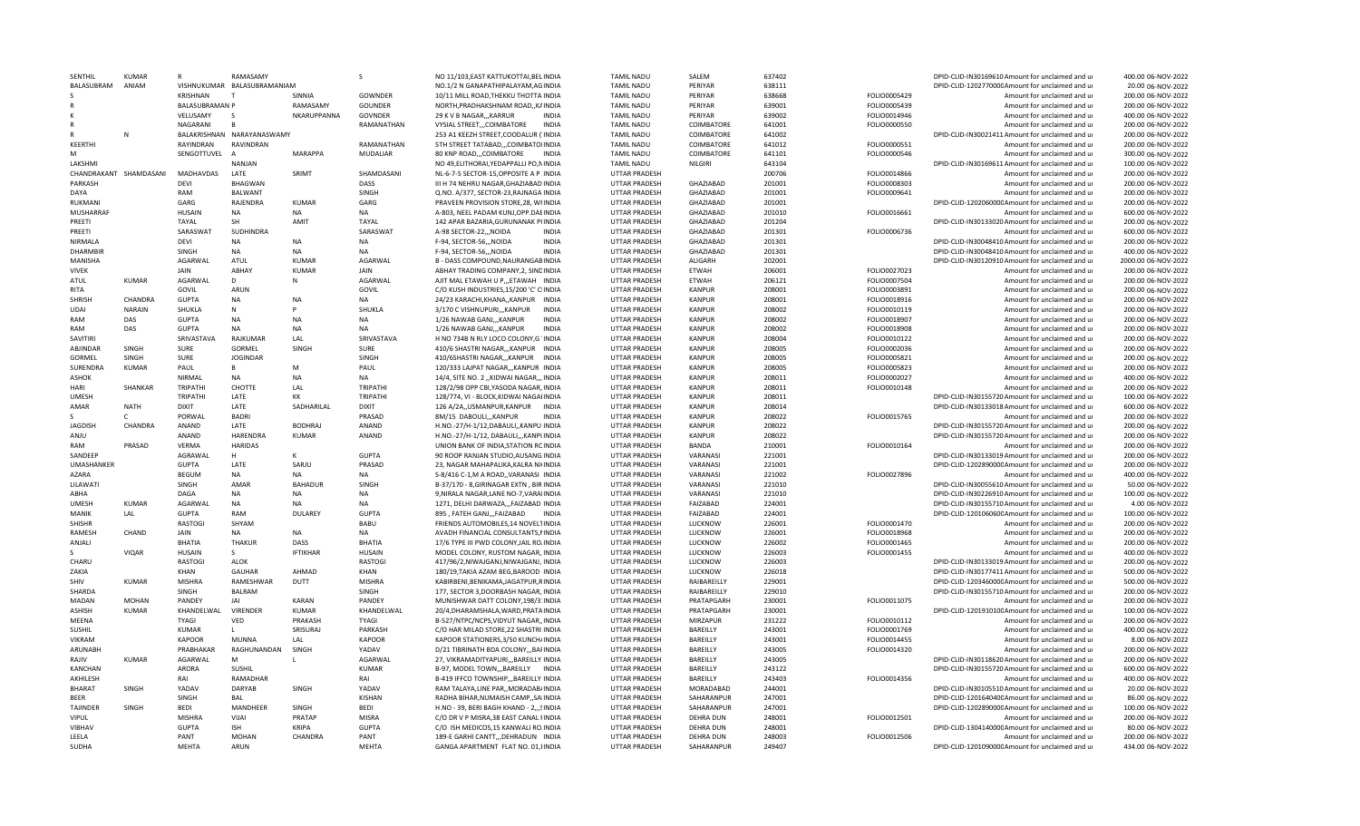| | | | | | | | | | | | | | | |
|---|---|---|---|---|---|---|---|---|---|---|---|---|---|---|
| SENTHIL | KUMAR | R | RAMASAMY | | S | NO 11/103,EAST KATTUKOTTAI,BEL INDIA | TAMIL NADU | SALEM | 637402 | | DPID-CLID-IN30169610 Amount for unclaimed and u | 400.00 | 06-NOV-2022 |
| BALASUBRAM | ANIAM | VISHNUKUMAR | BALASUBRAMANIAM | | | NO.1/2 N GANAPATHIPALAYAM,AG INDIA | TAMIL NADU | PERIYAR | 638111 | | DPID-CLID-1202770000 Amount for unclaimed and u | 20.00 | 06-NOV-2022 |
| S | | KRISHNAN | T | SINNIA | GOWNDER | 10/11 MILL ROAD,THEKKU THOTTA INDIA | TAMIL NADU | PERIYAR | 638668 | FOLIO0005429 | Amount for unclaimed and u | 200.00 | 06-NOV-2022 |
| R | | BALASUBRAMAN P | | RAMASAMY | GOUNDER | NORTH,PRADHAKSHNAM ROAD,,KA INDIA | TAMIL NADU | PERIYAR | 639001 | FOLIO0005439 | Amount for unclaimed and u | 200.00 | 06-NOV-2022 |
| K | | VELUSAMY | S | NKARUPPANNA | GOVNDER | 29 K V B NAGAR,,,KARRUR INDIA | TAMIL NADU | PERIYAR | 639002 | FOLIO0014946 | Amount for unclaimed and u | 400.00 | 06-NOV-2022 |
| R | | NAGARANI | B | | RAMANATHAN | VYSIAL STREET,,,COIMBATORE INDIA | TAMIL NADU | COIMBATORE | 641001 | FOLIO0000550 | Amount for unclaimed and u | 200.00 | 06-NOV-2022 |
| R | N | BALAKRISHNAN | NARAYANASWAMY | | | 253 A1 KEEZH STREET,COODALUR ( INDIA | TAMIL NADU | COIMBATORE | 641002 | | DPID-CLID-IN30021411 Amount for unclaimed and u | 200.00 | 06-NOV-2022 |
| KEERTHI | | RAYINDRAN | RAVINDRAN | | RAMANATHAN | 5TH STREET TATABAD,,,COIMBATOI INDIA | TAMIL NADU | COIMBATORE | 641012 | FOLIO0000551 | Amount for unclaimed and u | 200.00 | 06-NOV-2022 |
| M | | SENGOTTUVEL | A | MARAPPA | MUDALIAR | 80 KNP ROAD,,,COIMBATORE INDIA | TAMIL NADU | COIMBATORE | 641101 | FOLIO0000546 | Amount for unclaimed and u | 300.00 | 06-NOV-2022 |
| LAKSHMI | | | NANJAN | | | NO 49,ELITHORAI,YEDAPPALLI PO,N INDIA | TAMIL NADU | NILGIRI | 643104 | | DPID-CLID-IN30169611 Amount for unclaimed and u | 100.00 | 06-NOV-2022 |
| CHANDRAKANT | SHAMDASANI | MADHAVDAS | LATE | SRIMT | SHAMDASANI | NL-6-7-5 SECTOR-15,OPPOSITE A P INDIA | UTTAR PRADESH | | 200706 | FOLIO0014866 | Amount for unclaimed and u | 200.00 | 06-NOV-2022 |
| PARKASH | | DEVI | BHAGWAN | | DASS | III H 74 NEHRU NAGAR,GHAZIABAD INDIA | UTTAR PRADESH | GHAZIABAD | 201001 | FOLIO0008303 | Amount for unclaimed and u | 200.00 | 06-NOV-2022 |
| DAYA | | RAM | BALWANT | | SINGH | Q.NO. A/377, SECTOR-23,RAJNAGA INDIA | UTTAR PRADESH | GHAZIABAD | 201001 | FOLIO0009641 | Amount for unclaimed and u | 200.00 | 06-NOV-2022 |
| RUKMANI | | GARG | RAJENDRA | KUMAR | GARG | PRAVEEN PROVISION STORE,28, W INDIA | UTTAR PRADESH | GHAZIABAD | 201001 | | DPID-CLID-1202060000 Amount for unclaimed and u | 200.00 | 06-NOV-2022 |
| MUSHARRAF | | HUSAIN | NA | NA | NA | A-803, NEEL PADAM KUNJ,OPP.DAE INDIA | UTTAR PRADESH | GHAZIABAD | 201010 | FOLIO0016661 | Amount for unclaimed and u | 600.00 | 06-NOV-2022 |
| PREETI | | TAYAL | SH | AMIT | TAYAL | 142 APAR BAZARIA,GURUNANAK P INDIA | UTTAR PRADESH | GHAZIABAD | 201204 | | DPID-CLID-IN30133020 Amount for unclaimed and u | 200.00 | 06-NOV-2022 |
| PREETI | | SARASWAT | SUDHINDRA | | SARASWAT | A-98 SECTOR-22,,,NOIDA INDIA | UTTAR PRADESH | GHAZIABAD | 201301 | FOLIO0006736 | Amount for unclaimed and u | 600.00 | 06-NOV-2022 |
| NIRMALA | | DEVI | NA | NA | NA | F-94, SECTOR-56,,,NOIDA INDIA | UTTAR PRADESH | GHAZIABAD | 201301 | | DPID-CLID-IN30048410 Amount for unclaimed and u | 200.00 | 06-NOV-2022 |
| DHARMBIR | | SINGH | NA | NA | NA | F-94, SECTOR-56,,,NOIDA INDIA | UTTAR PRADESH | GHAZIABAD | 201301 | | DPID-CLID-IN30048410 Amount for unclaimed and u | 400.00 | 06-NOV-2022 |
| MANISHA | | AGARWAL | ATUL | KUMAR | AGARWAL | B - DASS COMPOUND,NAURANGAB INDIA | UTTAR PRADESH | ALIGARH | 202001 | | DPID-CLID-IN30120910 Amount for unclaimed and u | 2000.00 | 06-NOV-2022 |
| VIVEK | | JAIN | ABHAY | KUMAR | JAIN | ABHAY TRADING COMPANY,2, SINC INDIA | UTTAR PRADESH | ETWAH | 206001 | FOLIO0027023 | Amount for unclaimed and u | 200.00 | 06-NOV-2022 |
| ATUL | KUMAR | AGARWAL | D | N | AGARWAL | AJIT MAL ETAWAH U P,,,ETAWAH INDIA | UTTAR PRADESH | ETWAH | 206121 | FOLIO0007504 | Amount for unclaimed and u | 200.00 | 06-NOV-2022 |
| RITA | | GOVIL | ARUN | | GOVIL | C/O KUSH INDUSTRIES,15/200 'C' C INDIA | UTTAR PRADESH | KANPUR | 208001 | FOLIO0003891 | Amount for unclaimed and u | 200.00 | 06-NOV-2022 |
| SHRISH | CHANDRA | GUPTA | NA | NA | NA | 24/23 KARACHI,KHANA,,KANPUR INDIA | UTTAR PRADESH | KANPUR | 208001 | FOLIO0018916 | Amount for unclaimed and u | 200.00 | 06-NOV-2022 |
| UDAI | NARAIN | SHUKLA | N | P | SHUKLA | 3/170 C VISHNUPURI,,,KANPUR INDIA | UTTAR PRADESH | KANPUR | 208002 | FOLIO0010119 | Amount for unclaimed and u | 200.00 | 06-NOV-2022 |
| RAM | DAS | GUPTA | NA | NA | NA | 1/26 NAWAB GANJ,,,KANPUR INDIA | UTTAR PRADESH | KANPUR | 208002 | FOLIO0018907 | Amount for unclaimed and u | 200.00 | 06-NOV-2022 |
| RAM | DAS | GUPTA | NA | NA | NA | 1/26 NAWAB GANJ,,,KANPUR INDIA | UTTAR PRADESH | KANPUR | 208002 | FOLIO0018908 | Amount for unclaimed and u | 200.00 | 06-NOV-2022 |
| SAVITIRI | | SRIVASTAVA | RAJKUMAR | LAL | SRIVASTAVA | H NO 734B N RLY LOCO COLONY,G INDIA | UTTAR PRADESH | KANPUR | 208004 | FOLIO0010122 | Amount for unclaimed and u | 200.00 | 06-NOV-2022 |
| ABJINDAR | SINGH | SURE | GORMEL | SINGH | SURE | 410/6 SHASTRI NAGAR,,,KANPUR INDIA | UTTAR PRADESH | KANPUR | 208005 | FOLIO0002036 | Amount for unclaimed and u | 200.00 | 06-NOV-2022 |
| GORMEL | SINGH | SURE | JOGINDAR | | SINGH | 410/6SHASTRI NAGAR,,,KANPUR INDIA | UTTAR PRADESH | KANPUR | 208005 | FOLIO0005821 | Amount for unclaimed and u | 200.00 | 06-NOV-2022 |
| SURENDRA | KUMAR | PAUL | B | M | PAUL | 120/333 LAJPAT NAGAR,,,KANPUR INDIA | UTTAR PRADESH | KANPUR | 208005 | FOLIO0005823 | Amount for unclaimed and u | 200.00 | 06-NOV-2022 |
| ASHOK | | NIRMAL | NA | NA | NA | 14/4, SITE NO. 2 ,,KIDWAI NAGAR,, INDIA | UTTAR PRADESH | KANPUR | 208011 | FOLIO0002027 | Amount for unclaimed and u | 400.00 | 06-NOV-2022 |
| HARI | SHANKAR | TRIPATHI | CHOTTE | LAL | TRIPATHI | 128/2/98 OPP CBI,YASODA NAGAR, INDIA | UTTAR PRADESH | KANPUR | 208011 | FOLIO0010148 | Amount for unclaimed and u | 200.00 | 06-NOV-2022 |
| UMESH | | TRIPATHI | LATE | KK | TRIPATHI | 128/774, VI - BLOCK,KIDWAI NAGAI INDIA | UTTAR PRADESH | KANPUR | 208011 | | DPID-CLID-IN30155720 Amount for unclaimed and u | 100.00 | 06-NOV-2022 |
| AMAR | NATH | DIXIT | LATE | SADHARILAL | DIXIT | 126 A/2A,,USMANPUR,KANPUR INDIA | UTTAR PRADESH | KANPUR | 208014 | | DPID-CLID-IN30133018 Amount for unclaimed and u | 600.00 | 06-NOV-2022 |
| S | C | PORWAL | BADRI | | PRASAD | 8M/15 DABOULI,,,KANPUR INDIA | UTTAR PRADESH | KANPUR | 208022 | FOLIO0015765 | Amount for unclaimed and u | 200.00 | 06-NOV-2022 |
| JAGDISH | CHANDRA | ANAND | LATE | BODHRAJ | ANAND | H.NO.-27/H-1/12,DABAULI,,KANPU INDIA | UTTAR PRADESH | KANPUR | 208022 | | DPID-CLID-IN30155720 Amount for unclaimed and u | 200.00 | 06-NOV-2022 |
| ANJU | | ANAND | HARENDRA | KUMAR | ANAND | H.NO.-27/H-1/12, DABAULI,,,KANPU INDIA | UTTAR PRADESH | KANPUR | 208022 | | DPID-CLID-IN30155720 Amount for unclaimed and u | 200.00 | 06-NOV-2022 |
| RAM | PRASAD | VERMA | HARIDAS | | | UNION BANK OF INDIA,STATION RC INDIA | UTTAR PRADESH | BANDA | 210001 | FOLIO0010164 | Amount for unclaimed and u | 200.00 | 06-NOV-2022 |
| SANDEEP | | AGRAWAL | H | K | GUPTA | 90 ROOP RANJAN STUDIO,AUSANG INDIA | UTTAR PRADESH | VARANASI | 221001 | | DPID-CLID-IN30133019 Amount for unclaimed and u | 200.00 | 06-NOV-2022 |
| UMASHANKER | | GUPTA | LATE | SARJU | PRASAD | 23, NAGAR MAHAPALIKA,KALRA NI INDIA | UTTAR PRADESH | VARANASI | 221001 | | DPID-CLID-1202890000 Amount for unclaimed and u | 200.00 | 06-NOV-2022 |
| AZARA | | BEGUM | NA | NA | NA | S-8/416 C-1,M A ROAD,,VARANASI INDIA | UTTAR PRADESH | VARANASI | 221002 | FOLIO0027896 | Amount for unclaimed and u | 400.00 | 06-NOV-2022 |
| LILAWATI | | SINGH | AMAR | BAHADUR | SINGH | B-37/170 - 8,GIRINAGAR EXTN , BIR INDIA | UTTAR PRADESH | VARANASI | 221010 | | DPID-CLID-IN30055610 Amount for unclaimed and u | 50.00 | 06-NOV-2022 |
| ABHA | | DAGA | NA | NA | NA | 9,NIRALA NAGAR,LANE NO-7,VARA INDIA | UTTAR PRADESH | VARANASI | 221010 | | DPID-CLID-IN30226910 Amount for unclaimed and u | 100.00 | 06-NOV-2022 |
| UMESH | KUMAR | AGARWAL | NA | NA | NA | 1271, DELHI DARWAZA,,,FAIZABAD INDIA | UTTAR PRADESH | FAIZABAD | 224001 | | DPID-CLID-IN30155710 Amount for unclaimed and u | 4.00 | 06-NOV-2022 |
| MANIK | LAL | GUPTA | RAM | DULAREY | GUPTA | 895 , FATEH GANJ,,,FAIZABAD INDIA | UTTAR PRADESH | FAIZABAD | 224001 | | DPID-CLID-1201060600 Amount for unclaimed and u | 100.00 | 06-NOV-2022 |
| SHISHR | | RASTOGI | SHYAM | | BABU | FRIENDS AUTOMOBILES,14 NOVEL1 INDIA | UTTAR PRADESH | LUCKNOW | 226001 | FOLIO0001470 | Amount for unclaimed and u | 200.00 | 06-NOV-2022 |
| RAMESH | CHAND | JAIN | NA | NA | NA | AVADH FINANCIAL CONSULTANTS,F INDIA | UTTAR PRADESH | LUCKNOW | 226001 | FOLIO0018968 | Amount for unclaimed and u | 200.00 | 06-NOV-2022 |
| ANJALI | | BHATIA | THAKUR | DASS | BHATIA | 17/6 TYPE III PWD COLONY,JAIL RO INDIA | UTTAR PRADESH | LUCKNOW | 226002 | FOLIO0001465 | Amount for unclaimed and u | 200.00 | 06-NOV-2022 |
| S | VIQAR | HUSAIN | S | IFTIKHAR | HUSAIN | MODEL COLONY, RUSTOM NAGAR, INDIA | UTTAR PRADESH | LUCKNOW | 226003 | FOLIO0001455 | Amount for unclaimed and u | 400.00 | 06-NOV-2022 |
| CHARU | | RASTOGI | ALOK | | RASTOGI | 417/96/2,NIWAJGANJ,NIWAJGANJ, INDIA | UTTAR PRADESH | LUCKNOW | 226003 | | DPID-CLID-IN30133019 Amount for unclaimed and u | 200.00 | 06-NOV-2022 |
| ZAKIA | | KHAN | GAUHAR | AHMAD | KHAN | 180/19,TAKIA AZAM BEG,BAROOD INDIA | UTTAR PRADESH | LUCKNOW | 226018 | | DPID-CLID-IN30177411 Amount for unclaimed and u | 500.00 | 06-NOV-2022 |
| SHIV | KUMAR | MISHRA | RAMESHWAR | DUTT | MISHRA | KABIRBENI,BENIKAMA,JAGATPUR,R INDIA | UTTAR PRADESH | RAIBAREILLY | 229001 | | DPID-CLID-1203460000 Amount for unclaimed and u | 500.00 | 06-NOV-2022 |
| SHARDA | | SINGH | BALRAM | | SINGH | 177, SECTOR 3,DOORBASH NAGAR, INDIA | UTTAR PRADESH | RAIBAREILLY | 229010 | | DPID-CLID-IN30155710 Amount for unclaimed and u | 200.00 | 06-NOV-2022 |
| MADAN | MOHAN | PANDEY | JAI | KARAN | PANDEY | MUNISHWAR DATT COLONY,198/3 INDIA | UTTAR PRADESH | PRATAPGARH | 230001 | FOLIO0011075 | Amount for unclaimed and u | 200.00 | 06-NOV-2022 |
| ASHISH | KUMAR | KHANDELWAL | VIRENDER | KUMAR | KHANDELWAL | 20/4,DHARAMSHALA,WARD,PRATA INDIA | UTTAR PRADESH | PRATAPGARH | 230001 | | DPID-CLID-1201910100 Amount for unclaimed and u | 100.00 | 06-NOV-2022 |
| MEENA | | TYAGI | VED | PRAKASH | TYAGI | B-527/NTPC/NCPS,VIDYUT NAGAR,, INDIA | UTTAR PRADESH | MIRZAPUR | 231222 | FOLIO0010112 | Amount for unclaimed and u | 200.00 | 06-NOV-2022 |
| SUSHIL | | KUMAR | L | SRISURAJ | PARKASH | C/O HAR MILAD STORE,22 SHASTRI INDIA | UTTAR PRADESH | BAREILLY | 243001 | FOLIO0001769 | Amount for unclaimed and u | 400.00 | 06-NOV-2022 |
| VIKRAM | | KAPOOR | MUNNA | LAL | KAPOOR | KAPOOR STATIONERS,3/50 KUNCH/ INDIA | UTTAR PRADESH | BAREILLY | 243001 | FOLIO0014455 | Amount for unclaimed and u | 8.00 | 06-NOV-2022 |
| ARUNABH | | PRABHAKAR | RAGHUNANDAN | SINGH | YADAV | D/21 TIBRINATH BDA COLONY,,,BAI INDIA | UTTAR PRADESH | BAREILLY | 243005 | FOLIO0014320 | Amount for unclaimed and u | 200.00 | 06-NOV-2022 |
| RAJIV | KUMAR | AGARWAL | M | L | AGARWAL | 27, VIKRAMADITYAPURI,,,BAREILLY INDIA | UTTAR PRADESH | BAREILLY | 243005 | | DPID-CLID-IN30118620 Amount for unclaimed and u | 200.00 | 06-NOV-2022 |
| KANCHAN | | ARORA | SUSHIL | | KUMAR | B-97, MODEL TOWN,,,BAREILLY INDIA | UTTAR PRADESH | BAREILLY | 243122 | | DPID-CLID-IN30155720 Amount for unclaimed and u | 600.00 | 06-NOV-2022 |
| AKHILESH | | RAI | RAMADHAR | | RAI | B-419 IFFCO TOWNSHIP,,,BAREILLY INDIA | UTTAR PRADESH | BAREILLY | 243403 | FOLIO0014356 | Amount for unclaimed and u | 400.00 | 06-NOV-2022 |
| BHARAT | SINGH | YADAV | DARYAB | SINGH | YADAV | RAM TALAYA,LINE PAR,,MORADAB INDIA | UTTAR PRADESH | MORADABAD | 244001 | | DPID-CLID-IN30105510 Amount for unclaimed and u | 20.00 | 06-NOV-2022 |
| BEER | | SINGH | BAL | | KISHAN | RADHA BIHAR,NUMAISH CAMP,,SA INDIA | UTTAR PRADESH | SAHARANPUR | 247001 | | DPID-CLID-1201640400 Amount for unclaimed and u | 86.00 | 06-NOV-2022 |
| TAJINDER | SINGH | BEDI | MANDHEER | SINGH | BEDI | H.NO - 39, BERI BAGH KHAND - 2,,,S INDIA | UTTAR PRADESH | SAHARANPUR | 247001 | | DPID-CLID-1202890000 Amount for unclaimed and u | 100.00 | 06-NOV-2022 |
| VIPUL | | MISHRA | VIJAI | PRATAP | MISRA | C/O DR V P MISRA,38 EAST CANAL I INDIA | UTTAR PRADESH | DEHRA DUN | 248001 | FOLIO0012501 | Amount for unclaimed and u | 200.00 | 06-NOV-2022 |
| VIBHAV | | GUPTA | ISH | KRIPA | GUPTA | C/O ISH MEDICOS,15 KANWALI RO. INDIA | UTTAR PRADESH | DEHRA DUN | 248001 | | DPID-CLID-1304140000 Amount for unclaimed and u | 80.00 | 06-NOV-2022 |
| LEELA | | PANT | MOHAN | CHANDRA | PANT | 189-E GARHI CANTT,,,DEHRADUN INDIA | UTTAR PRADESH | DEHRA DUN | 248003 | FOLIO0012506 | Amount for unclaimed and u | 200.00 | 06-NOV-2022 |
| SUDHA | | MEHTA | ARUN | | MEHTA | GANGA APARTMENT FLAT NO. 01,I INDIA | UTTAR PRADESH | SAHARANPUR | 249407 | | DPID-CLID-1201090000 Amount for unclaimed and u | 434.00 | 06-NOV-2022 |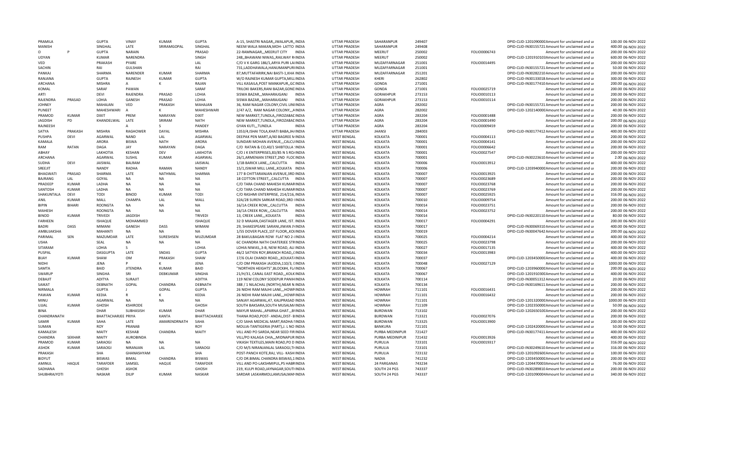| | | | | | | | | | | | | | | | |
|---|---|---|---|---|---|---|---|---|---|---|---|---|---|---|---|
| PRAMILA | | GUPTA | VINAY | KUMAR | GUPTA | A-15, SHASTRI NAGAR,,JWALAPUR,, INDIA | UTTAR PRADESH | SAHARANPUR | 249407 | | DPID-CLID-1201090000 | Amount for unclaimed and u | 100.00 | 06-NOV-2022 |
| MANISH | | SINGHAL | LATE | SRIRAMGOPAL | SINGHAL | NEEM WALA MAKAN,MOH- LATTO INDIA | UTTAR PRADESH | SAHARANPUR | 249408 | | DPID-CLID-IN30155721 | Amount for unclaimed and u | 400.00 | 06-NOV-2022 |
| O | P | GUPTA | NARAIN | | PRASAD | 22-RAMNAGAR,,,MEERUT CITY INDIA | UTTAR PRADESH | MEERUT | 250002 | FOLIO0006743 | | Amount for unclaimed and u | 200.00 | 06-NOV-2022 |
| UDYAN | | KUMAR | NARENDRA | | SINGH | 248,,BHAWANI NIWAS,,RAILWAY R INDIA | UTTAR PRADESH | MEERUT | 250002 | | DPID-CLID-1201910103 | Amount for unclaimed and u | 600.00 | 06-NOV-2022 |
| VED | | PRAKASH | PYARE | | LAL | C/O V K GARG 186/1,ARYA PURI LA INDIA | UTTAR PRADESH | MUZAFFARNAGAR | 251001 | FOLIO0014495 | | Amount for unclaimed and u | 200.00 | 06-NOV-2022 |
| SACHIN | | RAI | GULSHAN | | RAI | 731,LADDHAWALA,HANUMANPURI INDIA | UTTAR PRADESH | MUZAFFARNAGAR | 251001 | | DPID-CLID-IN30155721 | Amount for unclaimed and u | 50.00 | 06-NOV-2022 |
| PANKAJ | | SHARMA | NARENDER | KUMAR | SHARMA | 87,MUTTAFARIRK,NAI BASTI-1,KHA INDIA | UTTAR PRADESH | MUZAFFARNAGAR | 251201 | | DPID-CLID-IN30282210 | Amount for unclaimed and u | 200.00 | 06-NOV-2022 |
| RANJANA | | GUPTA | RAJNESH | KUMAR | GUPTA | W/O RAJNESH KUMAR GUPTA,MILL INDIA | UTTAR PRADESH | KHERI | 262802 | | DPID-CLID-IN30133018 | Amount for unclaimed and u | 300.00 | 06-NOV-2022 |
| ARCHANA | | MISHRA | A | K | RAJAN | VILL KASAILA,POST MANKAPUR,,GC INDIA | UTTAR PRADESH | GONDA | 271001 | | DPID-CLID-IN30177410 | Amount for unclaimed and u | 200.00 | 06-NOV-2022 |
| KOMAL | | SARAF | PAWAN | | SARAF | TRILOKI BAKERS,RANI BAZAR,GONI INDIA | UTTAR PRADESH | GONDA | 271001 | FOLIO0025719 | | Amount for unclaimed and u | 200.00 | 06-NOV-2022 |
| ARTI | | DEVI | RAJENDRA | PRASAD | LOHIA | SISWA BAZAR,,,MAHARAJGANJ INDIA | UTTAR PRADESH | GORAKHPUR | 273153 | FOLIO0010113 | | Amount for unclaimed and u | 200.00 | 06-NOV-2022 |
| RAJENDRA | PRASAD | LOHIA | GANESH | PRASAD | LOHIA | SISWA BAZAR,,,MAHARAJGANJ INDIA | UTTAR PRADESH | GORAKHPUR | 273153 | FOLIO0010114 | | Amount for unclaimed and u | 200.00 | 06-NOV-2022 |
| JOHNEY | | MAHAJAN | VED | PRAKASH | MAHAJAN | 36, RAM NAGAR COLONY,CIVIL LINE INDIA | UTTAR PRADESH | AGRA | 282002 | | DPID-CLID-IN30155721 | Amount for unclaimed and u | 200.00 | 06-NOV-2022 |
| PUNEET | | MAHESHWARI | A | K | MAHESHWARI | 2/47 A/2, RAM NAGAR COLONY,,,A INDIA | UTTAR PRADESH | AGRA | 282002 | | DPID-CLID-1202140000 | Amount for unclaimed and u | 40.00 | 06-NOV-2022 |
| PRAMOD | KUMAR | DIXIT | PREM | NARAYAN | DIXIT | NEW MARKET,TUNDLA,,FIROZABAC INDIA | UTTAR PRADESH | AGRA | 283204 | FOLIO0001488 | | Amount for unclaimed and u | 200.00 | 06-NOV-2022 |
| JAGDISH | PD | KHANDELWAL | LATE | SRIRAM | NATH | NEW MARKET,TUNDLA,,FIROZABAC INDIA | UTTAR PRADESH | AGRA | 283204 | FOLIO0001490 | | Amount for unclaimed and u | 200.00 | 06-NOV-2022 |
| RAJNEESH | | | A | S | PANDEY | GYAN KUTI,,,TUNDLA INDIA | UTTAR PRADESH | AGRA | 283204 | FOLIO0009459 | | Amount for unclaimed and u | 200.00 | 06-NOV-2022 |
| SATYA | PRAKASH | MISHRA | RAGHOWER | DAYAL | MISHRA | 1353/4,ISHAI TOLA,KHATI BABA,JH/ INDIA | UTTAR PRADESH | JHANSI | 284003 | | DPID-CLID-IN30177412 | Amount for unclaimed and u | 400.00 | 06-NOV-2022 |
| PUSHPA | DEVI | AGARWAL | NAND | LAL | AGARWAL | DEEPAK PEN MART,A/40 BAGREE N INDIA | WEST BENGAL | KOLKATA | 700001 | FOLIO0004113 | | Amount for unclaimed and u | 200.00 | 06-NOV-2022 |
| KAMALA | | ARORA | BISWA | NATH | ARORA | SUNDARI MOHAN AVENUE,,,CALCU INDIA | WEST BENGAL | KOLKATA | 700001 | FOLIO0004141 | | Amount for unclaimed and u | 200.00 | 06-NOV-2022 |
| RAM | RATAN | DAGA | JAY | NARAYAN | DAGA | C/O RATAN & CO,40/1 SHIBTOLLA INDIA | WEST BENGAL | KOLKATA | 700001 | FOLIO0006642 | | Amount for unclaimed and u | 200.00 | 06-NOV-2022 |
| ABHAY | | LAKHOTIA | KESHAN | DEV | LAKHOTIA | C/O J K ENTERPRISES,83/85 N S RO/ INDIA | WEST BENGAL | KOLKATA | 700001 | FOLIO0027547 | | Amount for unclaimed and u | 200.00 | 06-NOV-2022 |
| ARCHANA | | AGARWAL | SUSHIL | KUMAR | AGARWAL | 26/1,ARMENIAN STREET,2ND FLOC INDIA | WEST BENGAL | KOLKATA | 700001 | | DPID-CLID-IN30223610 | Amount for unclaimed and u | 2.00 | 06-NOV-2022 |
| SUDHA | DEVI | JAISWAL | BALRAM | | JAISWAL | 1/1B BARICK LANE,,,CALCUTTA INDIA | WEST BENGAL | KOLKATA | 700006 | FOLIO0013912 | | Amount for unclaimed and u | 400.00 | 06-NOV-2022 |
| SREEJIT | | NANDY | RADHA | RAMAN | NANDY | 15/1,ISWAR MILL LANE,,KOLKATA INDIA | WEST BENGAL | KOLKATA | 700006 | | DPID-CLID-1203940000 | Amount for unclaimed and u | 200.00 | 06-NOV-2022 |
| BHAGWATI | PRASAD | SHARMA | LATE | NATHMAL | SHARMA | 177 B CHITTARANJAN AVENUE,3RD INDIA | WEST BENGAL | KOLKATA | 700007 | FOLIO0013925 | | Amount for unclaimed and u | 200.00 | 06-NOV-2022 |
| BAJRANG | LAL | GOYAL | NA | NA | NA | 18 COTTON STREET,,,CALCUTTA INDIA | WEST BENGAL | KOLKATA | 700007 | FOLIO0023689 | | Amount for unclaimed and u | 200.00 | 06-NOV-2022 |
| PRADEEP | KUMAR | LADHA | NA | NA | NA | C/O TARA CHAND MAHESH KUMAR INDIA | WEST BENGAL | KOLKATA | 700007 | FOLIO0023768 | | Amount for unclaimed and u | 200.00 | 06-NOV-2022 |
| SANTOSH | KUMAR | LADHA | NA | NA | NA | C/O TARA CHAND MAHESH KUMAR INDIA | WEST BENGAL | KOLKATA | 700007 | FOLIO0023769 | | Amount for unclaimed and u | 200.00 | 06-NOV-2022 |
| SHAKUNTALA | DEVI | TODI | BINOD | KUMAR | TODI | C/O RASHMI ENTERPRISE, 214/216, INDIA | WEST BENGAL | KOLKATA | 700007 | FOLIO0025925 | | Amount for unclaimed and u | 316.00 | 06-NOV-2022 |
| ANIL | KUMAR | MALL | CHAMPA | LAL | MALL | 32A/28 SUREN SARKAR ROAD,3RD INDIA | WEST BENGAL | KOLKATA | 700010 | FOLIO0009754 | | Amount for unclaimed and u | 200.00 | 06-NOV-2022 |
| BIPIN | BIHARI | ROONGTA | NA | NA | NA | 16/1A CREEK ROW,,,CALCUTTA INDIA | WEST BENGAL | KOLKATA | 700014 | FOLIO0023751 | | Amount for unclaimed and u | 200.00 | 06-NOV-2022 |
| MAHESH | | ROONGTA | NA | NA | NA | 16/1A CREEK ROW,,,CALCUTTA INDIA | WEST BENGAL | KOLKATA | 700014 | FOLIO0023752 | | Amount for unclaimed and u | 200.00 | 06-NOV-2022 |
| BINOD | KUMAR | TRIVEDI | JAGDISH | | TRIVEDI | 13, CREEK LANE,,,KOLKATA INDIA | WEST BENGAL | KOLKATA | 700014 | | DPID-CLID-IN30220110 | Amount for unclaimed and u | 80.00 | 06-NOV-2022 |
| FARHEEN | | ISHAQUE | MOHAMMED | | ISHAQUE | 32 D MIAJAN,OASTAGER LANE, IST. INDIA | WEST BENGAL | KOLKATA | 700017 | FOLIO0004291 | | Amount for unclaimed and u | 200.00 | 06-NOV-2022 |
| BADRI | DASS | MIMANI | GANESH | DASS | MIMANI | 29, SHAKESPEARE SARANI,JIWAN D INDIA | WEST BENGAL | KOLKATA | 700017 | | DPID-CLID-IN30069310 | Amount for unclaimed and u | 400.00 | 06-NOV-2022 |
| AMBUJAKSHA | | MAHANTI | NA | NA | NA | 1/55 DOVER PLACE,1ST FLOOR,,KOL INDIA | WEST BENGAL | KOLKATA | 700019 | | DPID-CLID-IN30047642 | Amount for unclaimed and u | 200.00 | 06-NOV-2022 |
| PARIMAL | SEN | MAZUMDAR | LATE | SURESHSEN | MUZUMDAR | 28 BAKULBAGAN ROW FLAT NO 2-I INDIA | WEST BENGAL | KOLKATA | 700025 | FOLIO0004214 | | Amount for unclaimed and u | 400.00 | 06-NOV-2022 |
| USHA | | SEAL | NA | NA | NA | 6C CHANDRA NATH CHATERJEE STR INDIA | WEST BENGAL | KOLKATA | 700025 | FOLIO0023798 | | Amount for unclaimed and u | 200.00 | 06-NOV-2022 |
| SITARAM | | LOHIA | S | | LOHIA | LOHIA NIWAS,,3-B, NEW ROAD, ALI INDIA | WEST BENGAL | KOLKATA | 700027 | FOLIO0017135 | | Amount for unclaimed and u | 400.00 | 06-NOV-2022 |
| PUSPAL | | DASGUPTA | LATE | SNDAS | GUPTA | 46/2 SATYEN ROY,BRANCH ROAD,,( INDIA | WEST BENGAL | KOLKATA | 700034 | FOLIO0013983 | | Amount for unclaimed and u | 400.00 | 06-NOV-2022 |
| BIJAY | KUMAR | SHAW | OM | PRAKASH | SHAW | 17/6 OLAI CHANDI ROAD,,,KOLKAT/ INDIA | WEST BENGAL | KOLKATA | 700037 | | DPID-CLID-1203450000 | Amount for unclaimed and u | 400.00 | 06-NOV-2022 |
| NIDHI | | JENA | P | K | JENA | C/O OM PRAKASH JAJODIA,110/3, ( INDIA | WEST BENGAL | KOLKATA | 700048 | FOLIO0027129 | | Amount for unclaimed and u | 1000.00 | 06-NOV-2022 |
| SAMTA | | BAID | JITENDRA | KUMAR | BAID | "NORTHEN HEIGHTS",BLOCK#4, FL INDIA | WEST BENGAL | KOLKATA | 700067 | | DPID-CLID-1203960000 | Amount for unclaimed and u | 200.00 | 06-NOV-2022 |
| SWARUP | | SINGHA | SRI | DEBKUMAR | SINGHA | 21/H/31, CANAL EAST ROAD,,,KOLK INDIA | WEST BENGAL | KOLKATA | 700067 | | DPID-CLID-1201910300 | Amount for unclaimed and u | 400.00 | 06-NOV-2022 |
| DEBAJIT | | ADITYA | SURAJIT | | ADITYA | 119 NEW COLONY SODEPUR PANIH INDIA | WEST BENGAL | KOLKATA | 700114 | | DPID-CLID-IN30051312 | Amount for unclaimed and u | 20.00 | 06-NOV-2022 |
| SAIKAT | | DEBNATH | GOPAL | CHANDRA | DEBNATH | 388 / 1 NILACHAL (NORTH),NEAR N INDIA | WEST BENGAL | KOLKATA | 700134 | | DPID-CLID-IN30169611 | Amount for unclaimed and u | 200.00 | 06-NOV-2022 |
| NIRMALA | | GUPTA | J | GOPAL | GUPTA | 26 NIDHI RAM MAJHI LANE,,,HOWR INDIA | WEST BENGAL | HOWRAH | 711101 | FOLIO0016431 | | Amount for unclaimed and u | 200.00 | 06-NOV-2022 |
| PAWAN | KUMAR | KEDIA | R | K | KEDIA | 26 NIDHI RAM MAJHI LANE,,,HOWF INDIA | WEST BENGAL | HOWRAH | 711101 | FOLIO0016432 | | Amount for unclaimed and u | 200.00 | 06-NOV-2022 |
| MINU | | AGARWAL | NA | NA | NA | SANJAY AGARWAL,47, KALIPRASAD INDIA | WEST BENGAL | HOWRAH | 711101 | | DPID-CLID-1201320000 | Amount for unclaimed and u | 1000.00 | 06-NOV-2022 |
| UJJAL | KUMAR | GHOSH | KSHIRODE | | GHOSH | SOUTH BAKSARA,SOUTH MUSALMA INDIA | WEST BENGAL | HOWRAH | 711109 | | DPID-CLID-1202350000 | Amount for unclaimed and u | 50.00 | 06-NOV-2022 |
| BINA | | DHAR | SUBHASISH | KUMAR | DHAR | MAYUR MAHAL,,APARNA GHAT,,,B INDIA | WEST BENGAL | BURDWAN | 713102 | | DPID-CLID-1202650100 | Amount for unclaimed and u | 200.00 | 06-NOV-2022 |
| CHANDRANATH | | BHATTACHARJEE | PRIYA | KANTA | BHATTACHARJEE | THANA ROAD,POST- ANDAL,DIST- B INDIA | WEST BENGAL | BURDWAN | 713321 | FOLIO0027076 | | Amount for unclaimed and u | 200.00 | 06-NOV-2022 |
| SAMIR | KUMAR | SAHA | LATE | AMARENDRNATH | SAHA | C/O SAHA MEDICAL MART,RADHA I INDIA | WEST BENGAL | BURDWAN | 713325 | FOLIO0013900 | | Amount for unclaimed and u | 200.00 | 06-NOV-2022 |
| SUMAN | | ROY | PRANAB | | ROY | MOUJA-TANTIGERIA (PART),J. L NO INDIA | WEST BENGAL | BANKURA | 721101 | | DPID-CLID-1202420000 | Amount for unclaimed and u | 50.00 | 06-NOV-2022 |
| KAMALESH | | MAITY | KESHAB | CHANDRA | MAITY | VILL AND PO SARDA,NEAR SEED FIR INDIA | WEST BENGAL | PURBA MEDINIPUR | 721427 | | DPID-CLID-IN30177411 | Amount for unclaimed and u | 400.00 | 06-NOV-2022 |
| CHANDRA | SEKHAR | MAITY | AUROBINDA | | | VILL/PO KALAGA CHIA,,,MIDNAPUR INDIA | WEST BENGAL | PURBA MEDINIPUR | 721432 | FOLIO0013926 | | Amount for unclaimed and u | 400.00 | 06-NOV-2022 |
| PRAMOD | KUMAR | SARAOGI | NA | NA | NA | VIKASH TEXTILES,MAIN ROAD,PO D INDIA | WEST BENGAL | PURULIA | 723101 | FOLIO0019317 | | Amount for unclaimed and u | 316.00 | 06-NOV-2022 |
| ASHOK | KUMAR | SARAOGI | NIRANJAN | LAL | SARAOGI | C/O M/S NIRANJANLAL SARAOGI,T INDIA | WEST BENGAL | PURULIA | 723101 | | DPID-CLID-IN30249610 | Amount for unclaimed and u | 316.00 | 06-NOV-2022 |
| PRAKASH | | SHA | GHANASHYAM | | SHA | POST-PANCH KOTE,RAJ, VILL- KASH INDIA | WEST BENGAL | PURULIA | 723132 | | DPID-CLID-1201092600 | Amount for unclaimed and u | 100.00 | 06-NOV-2022 |
| BIDYUT | | BISWAS | BIMAL | CHANDRA | BISWAS | C/O DR.BIMAL CHANDRA BISWAS,1 INDIA | WEST BENGAL | NADIA | 741232 | | DPID-CLID-1203450000 | Amount for unclaimed and u | 200.00 | 06-NOV-2022 |
| AMINUL | HAQUE | TARAFDER | SAMSEL | HAQUE | TARAFDER | VILL AND PO-LAKSHMIPUL,PS HABR INDIA | WEST BENGAL | 24 PARGANAS | 743234 | | DPID-CLID-1204470003 | Amount for unclaimed and u | 76.00 | 06-NOV-2022 |
| SADHANA | | GHOSH | ASHOK | | GHOSH | 219, KULPI ROAD,JAYNAGAR,SOUTI INDIA | WEST BENGAL | SOUTH 24 PGS | 743337 | | DPID-CLID-IN30289810 | Amount for unclaimed and u | 200.00 | 06-NOV-2022 |
| SHUBHRAJYOTI | | NASKAR | DILIP | KUMAR | NASKAR | SARDAR LASKARMOLLAMUSALMAN INDIA | WEST BENGAL | SOUTH 24 PGS | 743337 | | DPID-CLID-1201090004 | Amount for unclaimed and u | 340.00 | 06-NOV-2022 |